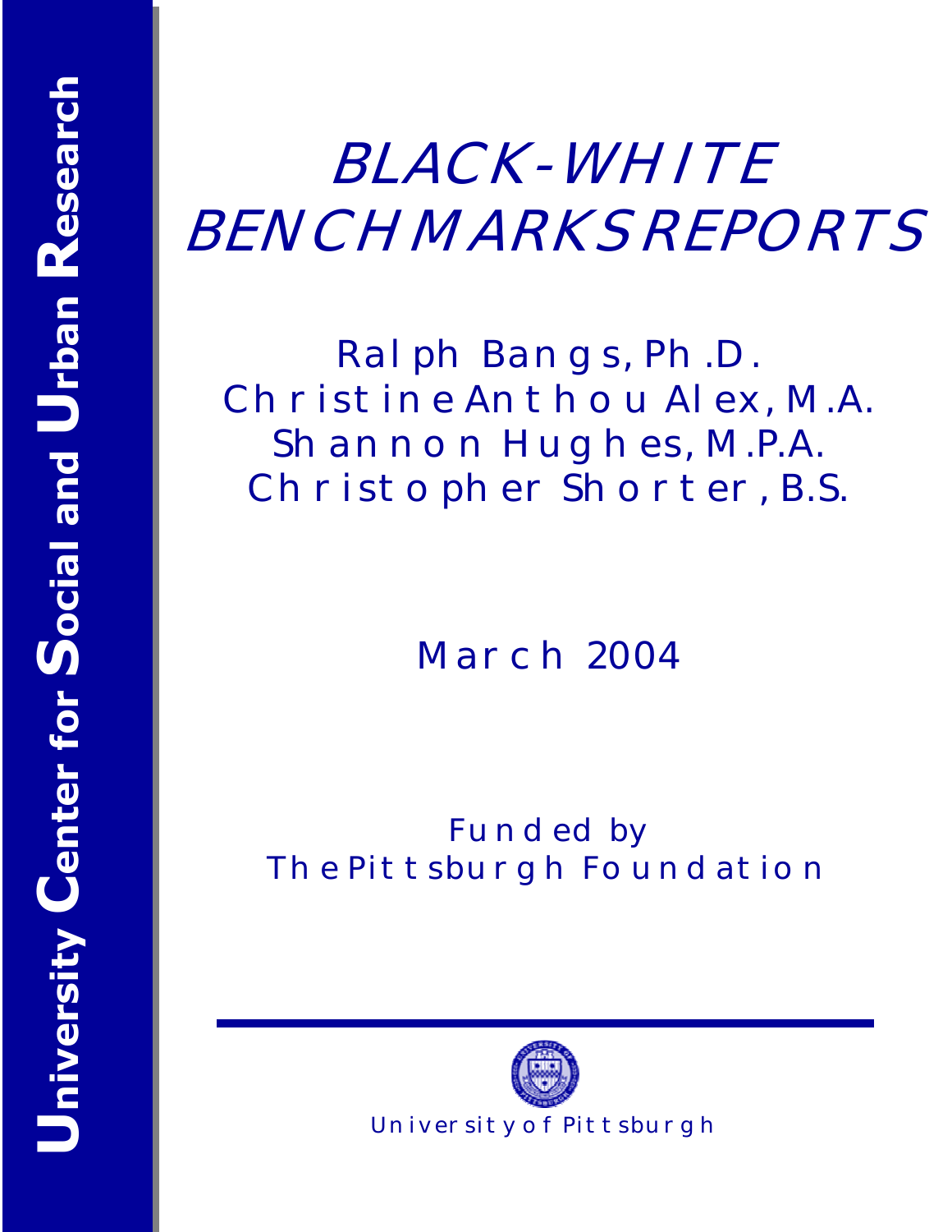University Center for Social and Urban Research

# BLACK-WHITE BENCHMARKS REPORTS

Ralph Bangs, Ph.D.
Christine Anthou Alex, M.A.
Shannon Hughes, M.P.A.
Christopher Shorter, B.S.

March 2004

Funded by
The Pittsburgh Foundation

University of Pittsburgh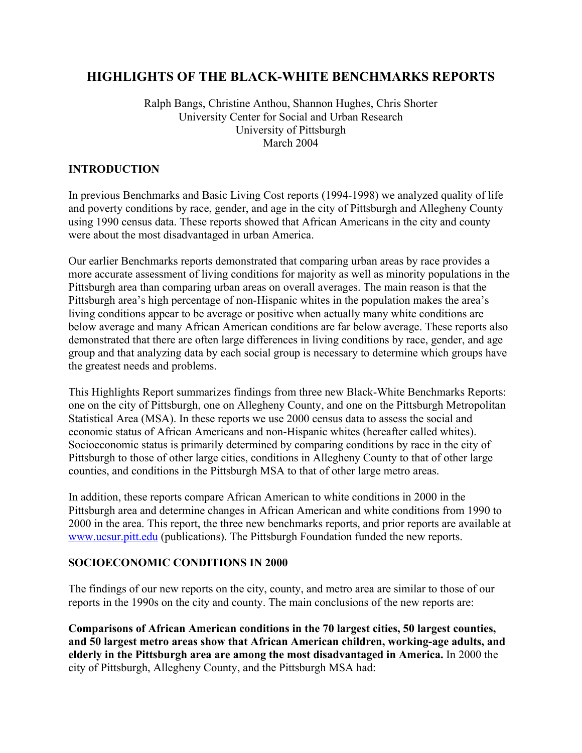# HIGHLIGHTS OF THE BLACK-WHITE BENCHMARKS REPORTS

Ralph Bangs, Christine Anthou, Shannon Hughes, Chris Shorter
University Center for Social and Urban Research
University of Pittsburgh
March 2004

## INTRODUCTION

In previous Benchmarks and Basic Living Cost reports (1994-1998) we analyzed quality of life and poverty conditions by race, gender, and age in the city of Pittsburgh and Allegheny County using 1990 census data. These reports showed that African Americans in the city and county were about the most disadvantaged in urban America.

Our earlier Benchmarks reports demonstrated that comparing urban areas by race provides a more accurate assessment of living conditions for majority as well as minority populations in the Pittsburgh area than comparing urban areas on overall averages. The main reason is that the Pittsburgh area's high percentage of non-Hispanic whites in the population makes the area's living conditions appear to be average or positive when actually many white conditions are below average and many African American conditions are far below average. These reports also demonstrated that there are often large differences in living conditions by race, gender, and age group and that analyzing data by each social group is necessary to determine which groups have the greatest needs and problems.

This Highlights Report summarizes findings from three new Black-White Benchmarks Reports: one on the city of Pittsburgh, one on Allegheny County, and one on the Pittsburgh Metropolitan Statistical Area (MSA). In these reports we use 2000 census data to assess the social and economic status of African Americans and non-Hispanic whites (hereafter called whites). Socioeconomic status is primarily determined by comparing conditions by race in the city of Pittsburgh to those of other large cities, conditions in Allegheny County to that of other large counties, and conditions in the Pittsburgh MSA to that of other large metro areas.

In addition, these reports compare African American to white conditions in 2000 in the Pittsburgh area and determine changes in African American and white conditions from 1990 to 2000 in the area. This report, the three new benchmarks reports, and prior reports are available at www.ucsur.pitt.edu (publications). The Pittsburgh Foundation funded the new reports.

## SOCIOECONOMIC CONDITIONS IN 2000

The findings of our new reports on the city, county, and metro area are similar to those of our reports in the 1990s on the city and county. The main conclusions of the new reports are:

**Comparisons of African American conditions in the 70 largest cities, 50 largest counties, and 50 largest metro areas show that African American children, working-age adults, and elderly in the Pittsburgh area are among the most disadvantaged in America.** In 2000 the city of Pittsburgh, Allegheny County, and the Pittsburgh MSA had: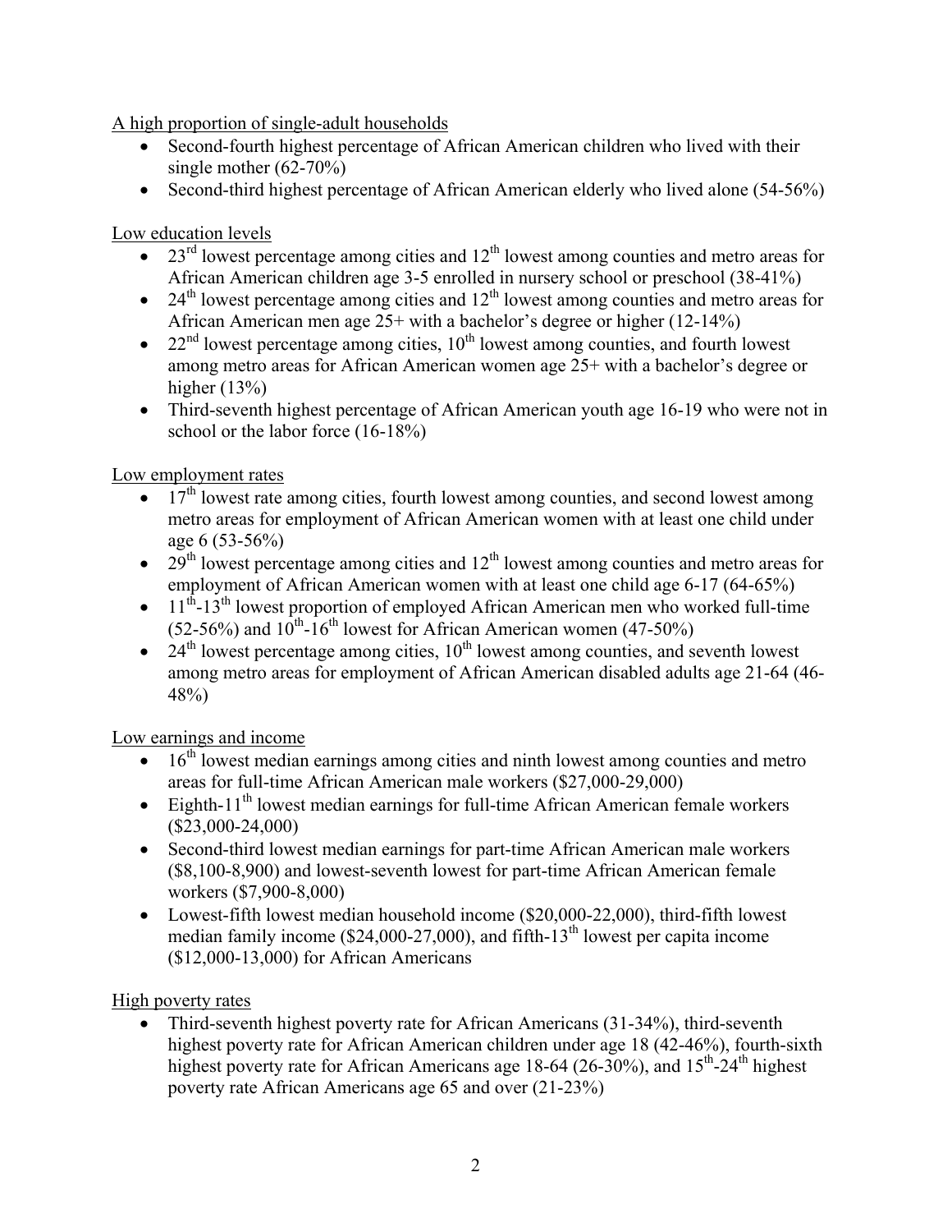A high proportion of single-adult households

- Second-fourth highest percentage of African American children who lived with their single mother (62-70%)
- Second-third highest percentage of African American elderly who lived alone (54-56%)

Low education levels

- 23rd lowest percentage among cities and 12th lowest among counties and metro areas for African American children age 3-5 enrolled in nursery school or preschool (38-41%)
- 24th lowest percentage among cities and 12th lowest among counties and metro areas for African American men age 25+ with a bachelor's degree or higher (12-14%)
- 22nd lowest percentage among cities, 10th lowest among counties, and fourth lowest among metro areas for African American women age 25+ with a bachelor's degree or higher (13%)
- Third-seventh highest percentage of African American youth age 16-19 who were not in school or the labor force (16-18%)

Low employment rates

- 17th lowest rate among cities, fourth lowest among counties, and second lowest among metro areas for employment of African American women with at least one child under age 6 (53-56%)
- 29th lowest percentage among cities and 12th lowest among counties and metro areas for employment of African American women with at least one child age 6-17 (64-65%)
- 11th-13th lowest proportion of employed African American men who worked full-time (52-56%) and 10th-16th lowest for African American women (47-50%)
- 24th lowest percentage among cities, 10th lowest among counties, and seventh lowest among metro areas for employment of African American disabled adults age 21-64 (46-48%)

Low earnings and income

- 16th lowest median earnings among cities and ninth lowest among counties and metro areas for full-time African American male workers ($27,000-29,000)
- Eighth-11th lowest median earnings for full-time African American female workers ($23,000-24,000)
- Second-third lowest median earnings for part-time African American male workers ($8,100-8,900) and lowest-seventh lowest for part-time African American female workers ($7,900-8,000)
- Lowest-fifth lowest median household income ($20,000-22,000), third-fifth lowest median family income ($24,000-27,000), and fifth-13th lowest per capita income ($12,000-13,000) for African Americans

High poverty rates

- Third-seventh highest poverty rate for African Americans (31-34%), third-seventh highest poverty rate for African American children under age 18 (42-46%), fourth-sixth highest poverty rate for African Americans age 18-64 (26-30%), and 15th-24th highest poverty rate African Americans age 65 and over (21-23%)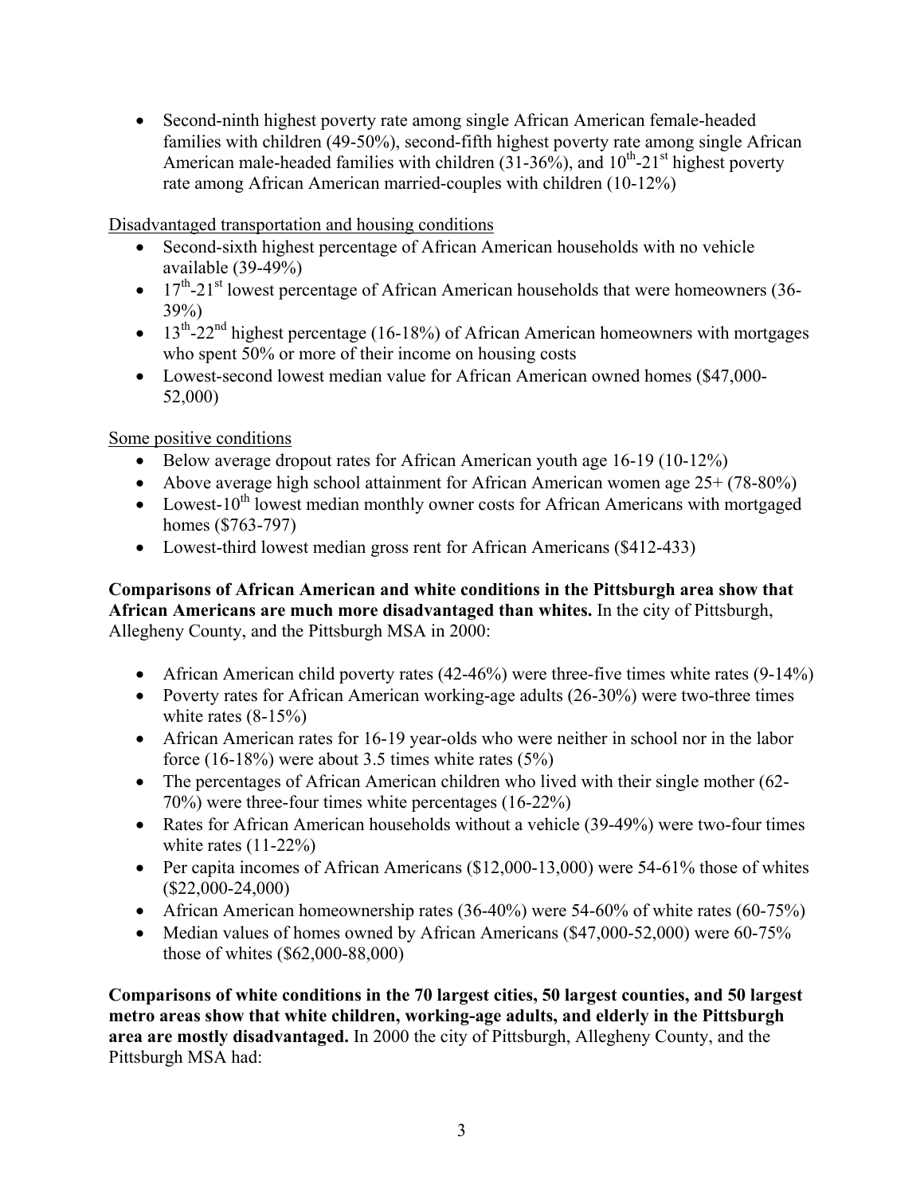- Second-ninth highest poverty rate among single African American female-headed families with children (49-50%), second-fifth highest poverty rate among single African American male-headed families with children (31-36%), and 10th-21st highest poverty rate among African American married-couples with children (10-12%)

Disadvantaged transportation and housing conditions

- Second-sixth highest percentage of African American households with no vehicle available (39-49%)
- 17th-21st lowest percentage of African American households that were homeowners (36-39%)
- 13th-22nd highest percentage (16-18%) of African American homeowners with mortgages who spent 50% or more of their income on housing costs
- Lowest-second lowest median value for African American owned homes ($47,000-52,000)

Some positive conditions

- Below average dropout rates for African American youth age 16-19 (10-12%)
- Above average high school attainment for African American women age 25+ (78-80%)
- Lowest-10th lowest median monthly owner costs for African Americans with mortgaged homes ($763-797)
- Lowest-third lowest median gross rent for African Americans ($412-433)

**Comparisons of African American and white conditions in the Pittsburgh area show that African Americans are much more disadvantaged than whites.** In the city of Pittsburgh, Allegheny County, and the Pittsburgh MSA in 2000:

- African American child poverty rates (42-46%) were three-five times white rates (9-14%)
- Poverty rates for African American working-age adults (26-30%) were two-three times white rates (8-15%)
- African American rates for 16-19 year-olds who were neither in school nor in the labor force (16-18%) were about 3.5 times white rates (5%)
- The percentages of African American children who lived with their single mother (62-70%) were three-four times white percentages (16-22%)
- Rates for African American households without a vehicle (39-49%) were two-four times white rates (11-22%)
- Per capita incomes of African Americans ($12,000-13,000) were 54-61% those of whites ($22,000-24,000)
- African American homeownership rates (36-40%) were 54-60% of white rates (60-75%)
- Median values of homes owned by African Americans ($47,000-52,000) were 60-75% those of whites ($62,000-88,000)

**Comparisons of white conditions in the 70 largest cities, 50 largest counties, and 50 largest metro areas show that white children, working-age adults, and elderly in the Pittsburgh area are mostly disadvantaged.** In 2000 the city of Pittsburgh, Allegheny County, and the Pittsburgh MSA had: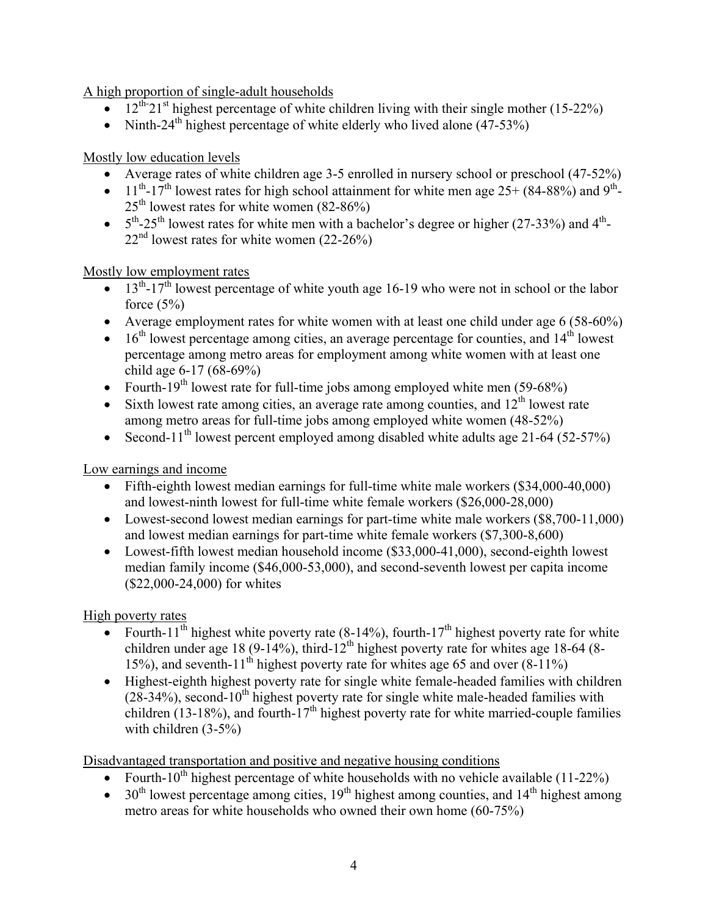A high proportion of single-adult households

- 12th-21st highest percentage of white children living with their single mother (15-22%)
- Ninth-24th highest percentage of white elderly who lived alone (47-53%)

Mostly low education levels

- Average rates of white children age 3-5 enrolled in nursery school or preschool (47-52%)
- 11th-17th lowest rates for high school attainment for white men age 25+ (84-88%) and 9th-25th lowest rates for white women (82-86%)
- 5th-25th lowest rates for white men with a bachelor's degree or higher (27-33%) and 4th-22nd lowest rates for white women (22-26%)

Mostly low employment rates

- 13th-17th lowest percentage of white youth age 16-19 who were not in school or the labor force (5%)
- Average employment rates for white women with at least one child under age 6 (58-60%)
- 16th lowest percentage among cities, an average percentage for counties, and 14th lowest percentage among metro areas for employment among white women with at least one child age 6-17 (68-69%)
- Fourth-19th lowest rate for full-time jobs among employed white men (59-68%)
- Sixth lowest rate among cities, an average rate among counties, and 12th lowest rate among metro areas for full-time jobs among employed white women (48-52%)
- Second-11th lowest percent employed among disabled white adults age 21-64 (52-57%)

Low earnings and income

- Fifth-eighth lowest median earnings for full-time white male workers ($34,000-40,000) and lowest-ninth lowest for full-time white female workers ($26,000-28,000)
- Lowest-second lowest median earnings for part-time white male workers ($8,700-11,000) and lowest median earnings for part-time white female workers ($7,300-8,600)
- Lowest-fifth lowest median household income ($33,000-41,000), second-eighth lowest median family income ($46,000-53,000), and second-seventh lowest per capita income ($22,000-24,000) for whites

High poverty rates

- Fourth-11th highest white poverty rate (8-14%), fourth-17th highest poverty rate for white children under age 18 (9-14%), third-12th highest poverty rate for whites age 18-64 (8-15%), and seventh-11th highest poverty rate for whites age 65 and over (8-11%)
- Highest-eighth highest poverty rate for single white female-headed families with children (28-34%), second-10th highest poverty rate for single white male-headed families with children (13-18%), and fourth-17th highest poverty rate for white married-couple families with children (3-5%)

Disadvantaged transportation and positive and negative housing conditions

- Fourth-10th highest percentage of white households with no vehicle available (11-22%)
- 30th lowest percentage among cities, 19th highest among counties, and 14th highest among metro areas for white households who owned their own home (60-75%)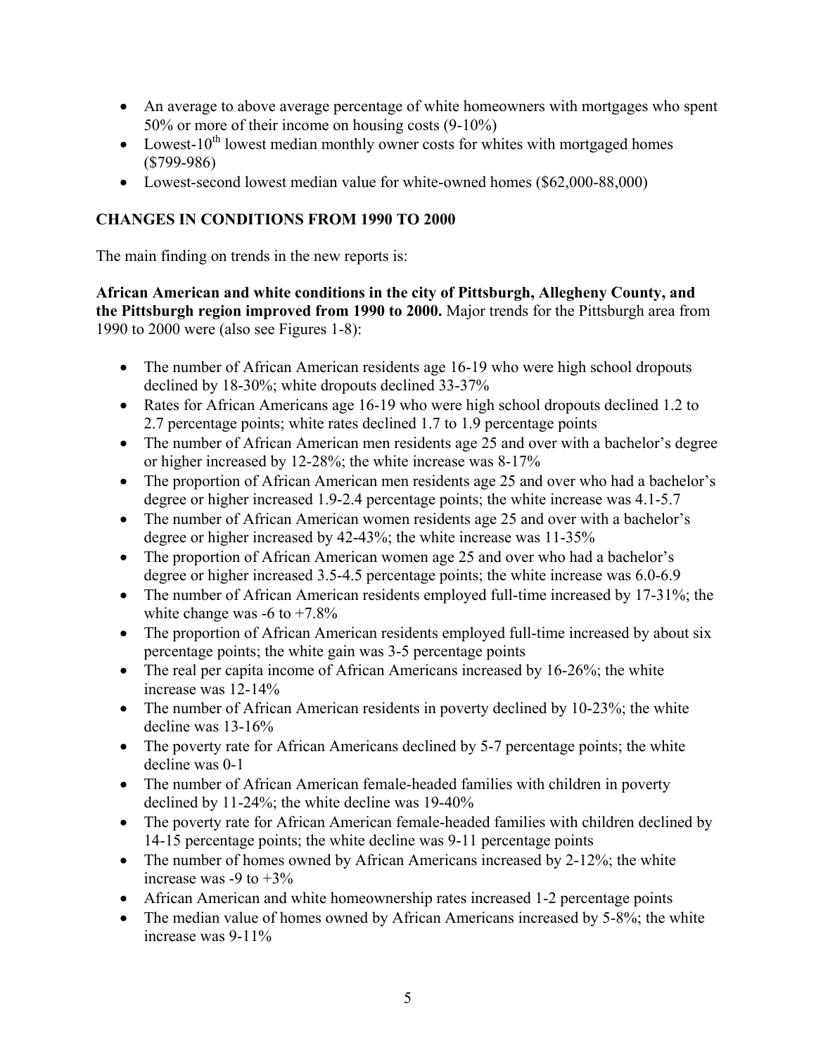- An average to above average percentage of white homeowners with mortgages who spent 50% or more of their income on housing costs (9-10%)
- Lowest-10th lowest median monthly owner costs for whites with mortgaged homes ($799-986)
- Lowest-second lowest median value for white-owned homes ($62,000-88,000)

## CHANGES IN CONDITIONS FROM 1990 TO 2000

The main finding on trends in the new reports is:

**African American and white conditions in the city of Pittsburgh, Allegheny County, and the Pittsburgh region improved from 1990 to 2000.** Major trends for the Pittsburgh area from 1990 to 2000 were (also see Figures 1-8):

- The number of African American residents age 16-19 who were high school dropouts declined by 18-30%; white dropouts declined 33-37%
- Rates for African Americans age 16-19 who were high school dropouts declined 1.2 to 2.7 percentage points; white rates declined 1.7 to 1.9 percentage points
- The number of African American men residents age 25 and over with a bachelor's degree or higher increased by 12-28%; the white increase was 8-17%
- The proportion of African American men residents age 25 and over who had a bachelor's degree or higher increased 1.9-2.4 percentage points; the white increase was 4.1-5.7
- The number of African American women residents age 25 and over with a bachelor's degree or higher increased by 42-43%; the white increase was 11-35%
- The proportion of African American women age 25 and over who had a bachelor's degree or higher increased 3.5-4.5 percentage points; the white increase was 6.0-6.9
- The number of African American residents employed full-time increased by 17-31%; the white change was -6 to +7.8%
- The proportion of African American residents employed full-time increased by about six percentage points; the white gain was 3-5 percentage points
- The real per capita income of African Americans increased by 16-26%; the white increase was 12-14%
- The number of African American residents in poverty declined by 10-23%; the white decline was 13-16%
- The poverty rate for African Americans declined by 5-7 percentage points; the white decline was 0-1
- The number of African American female-headed families with children in poverty declined by 11-24%; the white decline was 19-40%
- The poverty rate for African American female-headed families with children declined by 14-15 percentage points; the white decline was 9-11 percentage points
- The number of homes owned by African Americans increased by 2-12%; the white increase was -9 to +3%
- African American and white homeownership rates increased 1-2 percentage points
- The median value of homes owned by African Americans increased by 5-8%; the white increase was 9-11%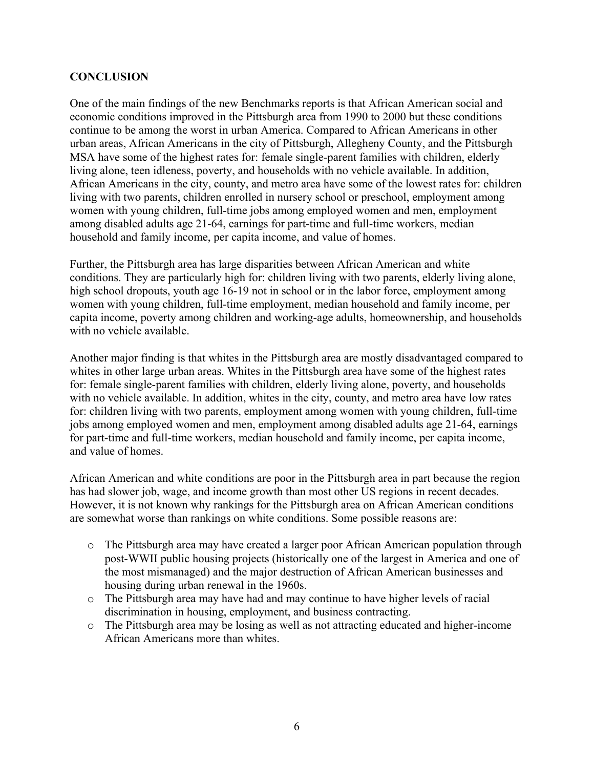## CONCLUSION

One of the main findings of the new Benchmarks reports is that African American social and economic conditions improved in the Pittsburgh area from 1990 to 2000 but these conditions continue to be among the worst in urban America. Compared to African Americans in other urban areas, African Americans in the city of Pittsburgh, Allegheny County, and the Pittsburgh MSA have some of the highest rates for: female single-parent families with children, elderly living alone, teen idleness, poverty, and households with no vehicle available. In addition, African Americans in the city, county, and metro area have some of the lowest rates for: children living with two parents, children enrolled in nursery school or preschool, employment among women with young children, full-time jobs among employed women and men, employment among disabled adults age 21-64, earnings for part-time and full-time workers, median household and family income, per capita income, and value of homes.

Further, the Pittsburgh area has large disparities between African American and white conditions. They are particularly high for: children living with two parents, elderly living alone, high school dropouts, youth age 16-19 not in school or in the labor force, employment among women with young children, full-time employment, median household and family income, per capita income, poverty among children and working-age adults, homeownership, and households with no vehicle available.

Another major finding is that whites in the Pittsburgh area are mostly disadvantaged compared to whites in other large urban areas. Whites in the Pittsburgh area have some of the highest rates for: female single-parent families with children, elderly living alone, poverty, and households with no vehicle available. In addition, whites in the city, county, and metro area have low rates for: children living with two parents, employment among women with young children, full-time jobs among employed women and men, employment among disabled adults age 21-64, earnings for part-time and full-time workers, median household and family income, per capita income, and value of homes.

African American and white conditions are poor in the Pittsburgh area in part because the region has had slower job, wage, and income growth than most other US regions in recent decades. However, it is not known why rankings for the Pittsburgh area on African American conditions are somewhat worse than rankings on white conditions. Some possible reasons are:

- The Pittsburgh area may have created a larger poor African American population through post-WWII public housing projects (historically one of the largest in America and one of the most mismanaged) and the major destruction of African American businesses and housing during urban renewal in the 1960s.
- The Pittsburgh area may have had and may continue to have higher levels of racial discrimination in housing, employment, and business contracting.
- The Pittsburgh area may be losing as well as not attracting educated and higher-income African Americans more than whites.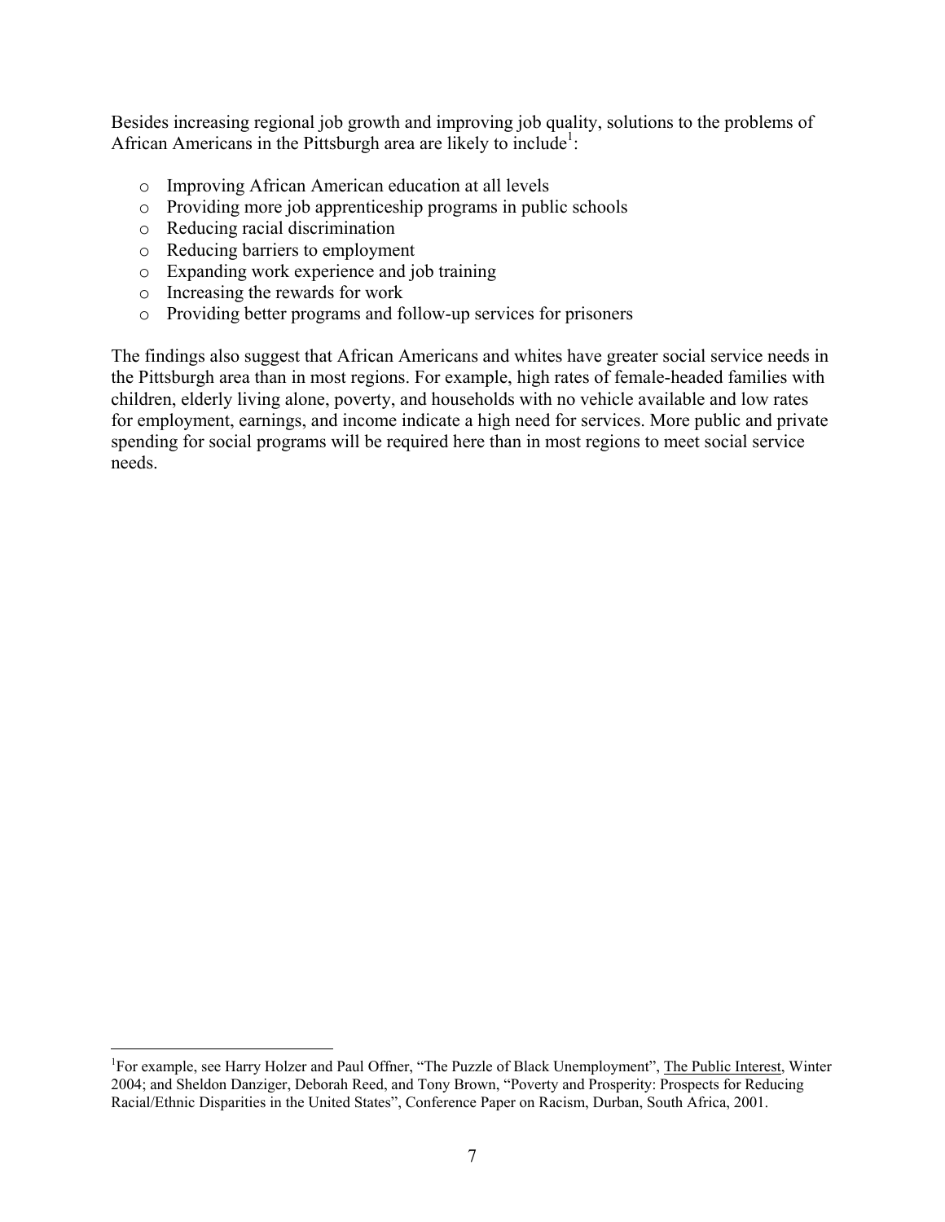Besides increasing regional job growth and improving job quality, solutions to the problems of African Americans in the Pittsburgh area are likely to include[1]:

- Improving African American education at all levels
- Providing more job apprenticeship programs in public schools
- Reducing racial discrimination
- Reducing barriers to employment
- Expanding work experience and job training
- Increasing the rewards for work
- Providing better programs and follow-up services for prisoners

The findings also suggest that African Americans and whites have greater social service needs in the Pittsburgh area than in most regions. For example, high rates of female-headed families with children, elderly living alone, poverty, and households with no vehicle available and low rates for employment, earnings, and income indicate a high need for services. More public and private spending for social programs will be required here than in most regions to meet social service needs.

---

[1] For example, see Harry Holzer and Paul Offner, "The Puzzle of Black Unemployment", The Public Interest, Winter 2004; and Sheldon Danziger, Deborah Reed, and Tony Brown, "Poverty and Prosperity: Prospects for Reducing Racial/Ethnic Disparities in the United States", Conference Paper on Racism, Durban, South Africa, 2001.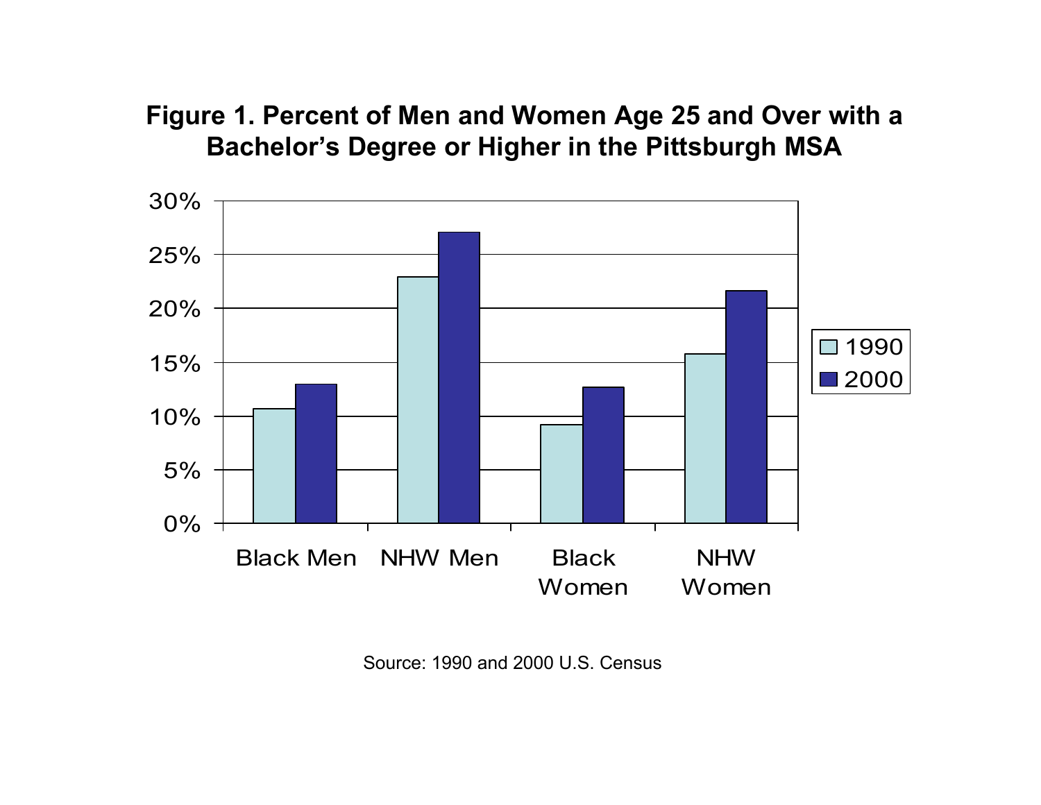**Figure 1. Percent of Men and Women Age 25 and Over with a Bachelor's Degree or Higher in the Pittsburgh MSA**

Source: 1990 and 2000 U.S. Census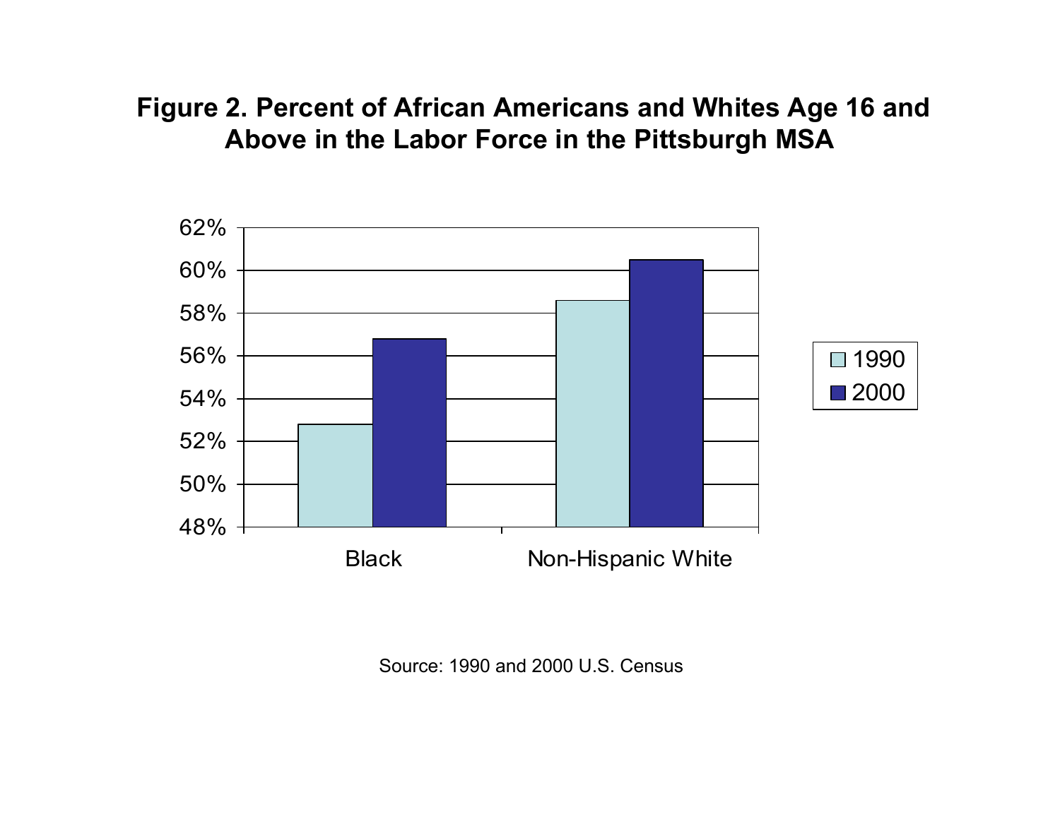**Figure 2. Percent of African Americans and Whites Age 16 and Above in the Labor Force in the Pittsburgh MSA**

Source: 1990 and 2000 U.S. Census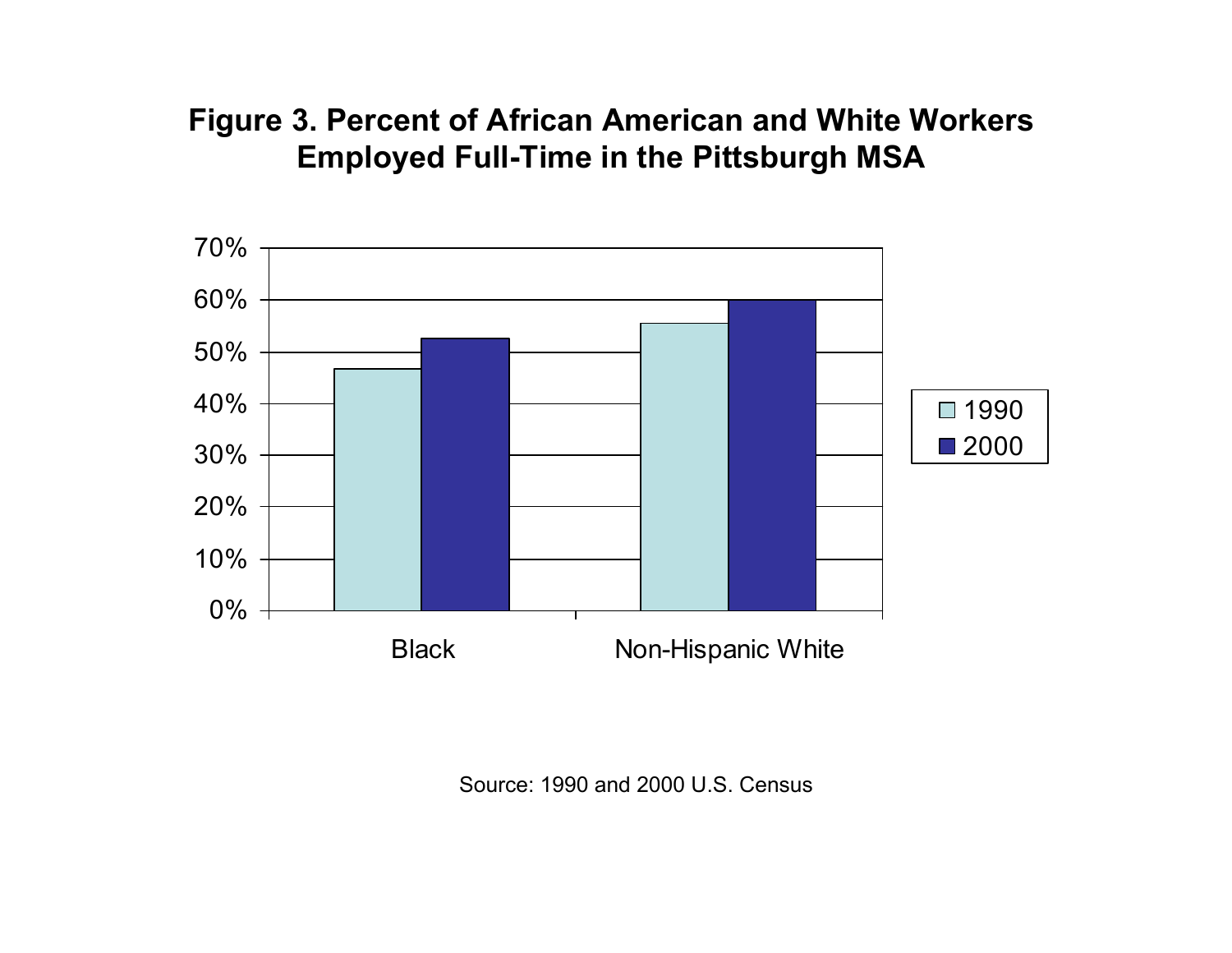**Figure 3. Percent of African American and White Workers Employed Full-Time in the Pittsburgh MSA**

70%
60%
50%
40%
30%
20%
10%
0%

Black — Non-Hispanic White

□ 1990
■ 2000

Source: 1990 and 2000 U.S. Census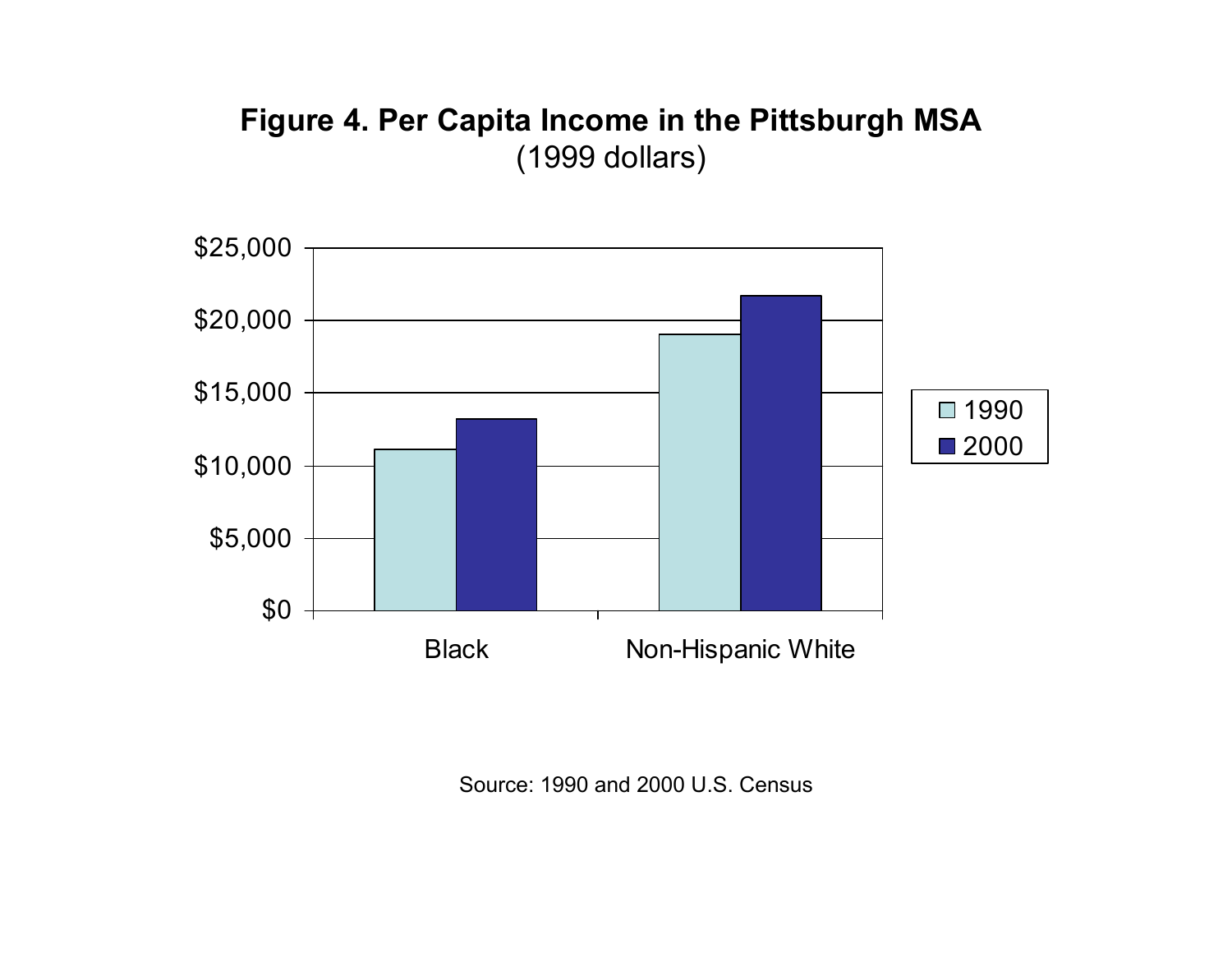**Figure 4. Per Capita Income in the Pittsburgh MSA**
(1999 dollars)

| | 1990 | 2000 |
|---|---|---|
| Black | ~$11,100 | ~$13,200 |
| Non-Hispanic White | ~$19,000 | ~$21,700 |

Source: 1990 and 2000 U.S. Census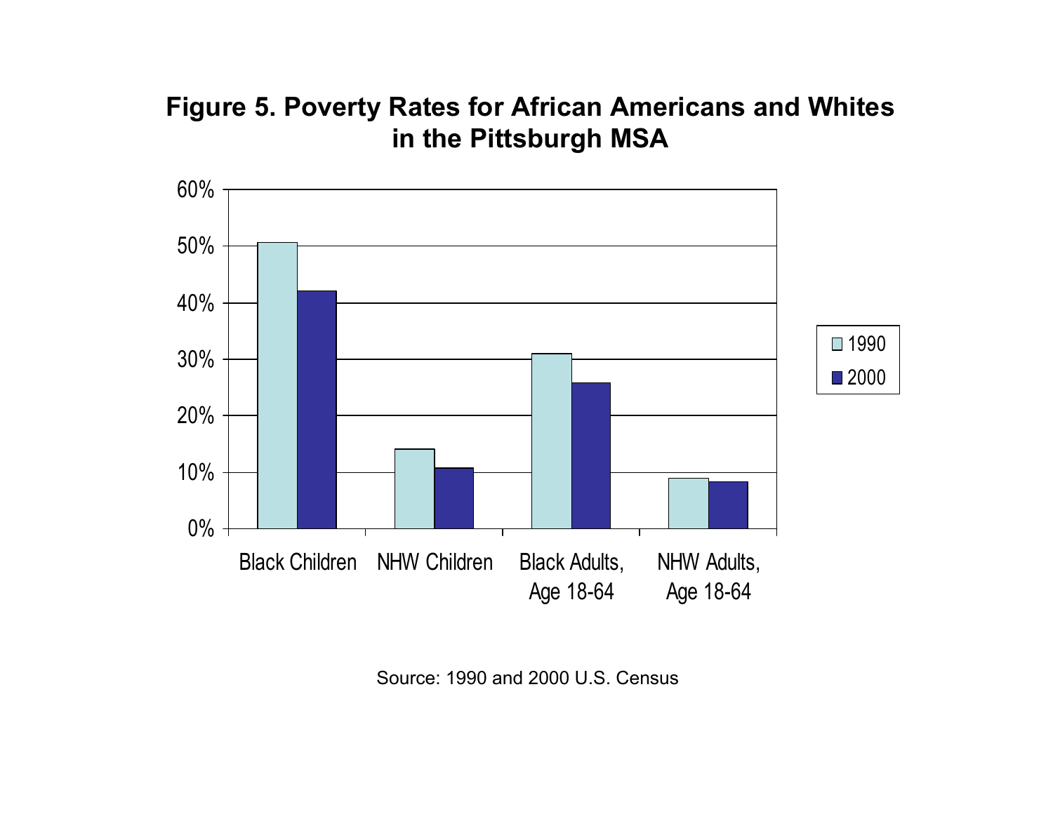**Figure 5. Poverty Rates for African Americans and Whites in the Pittsburgh MSA**

Source: 1990 and 2000 U.S. Census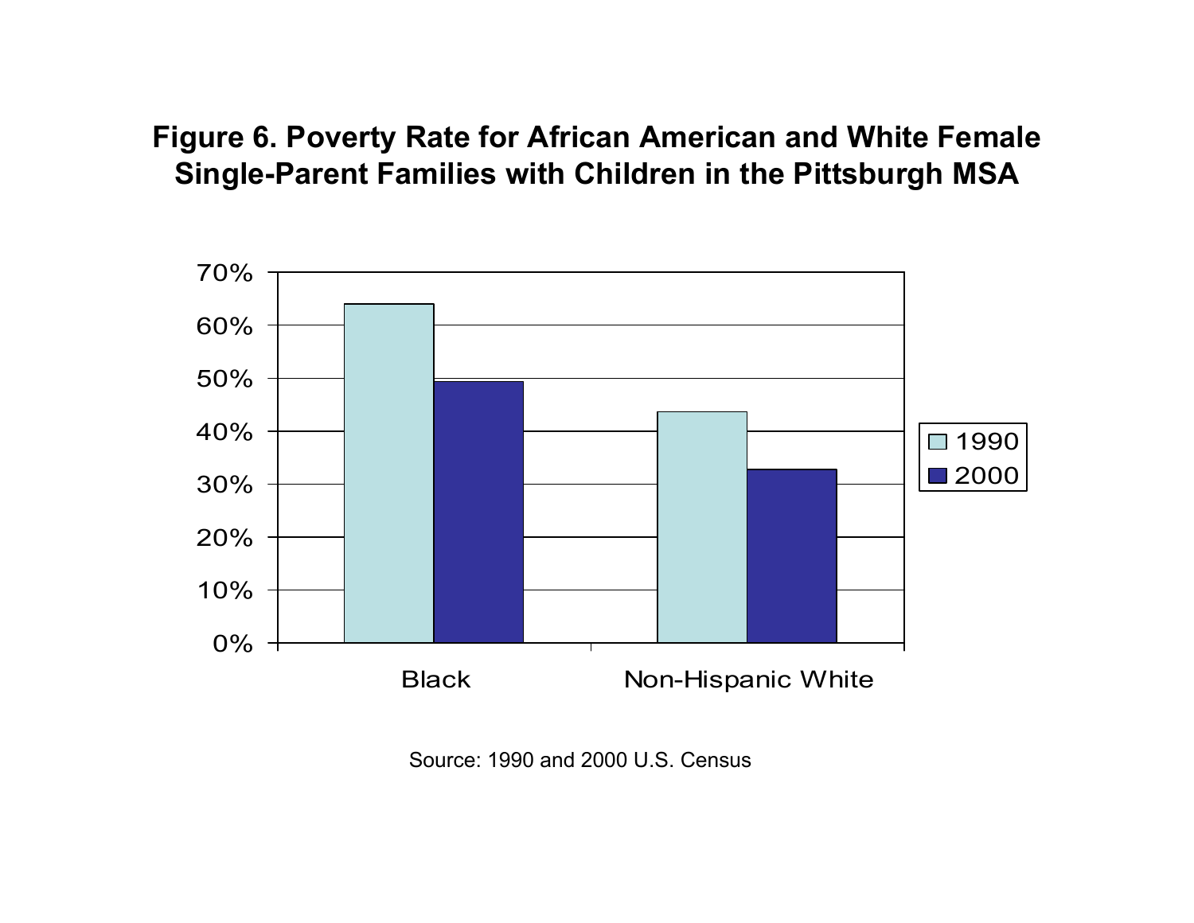**Figure 6. Poverty Rate for African American and White Female Single-Parent Families with Children in the Pittsburgh MSA**

Source: 1990 and 2000 U.S. Census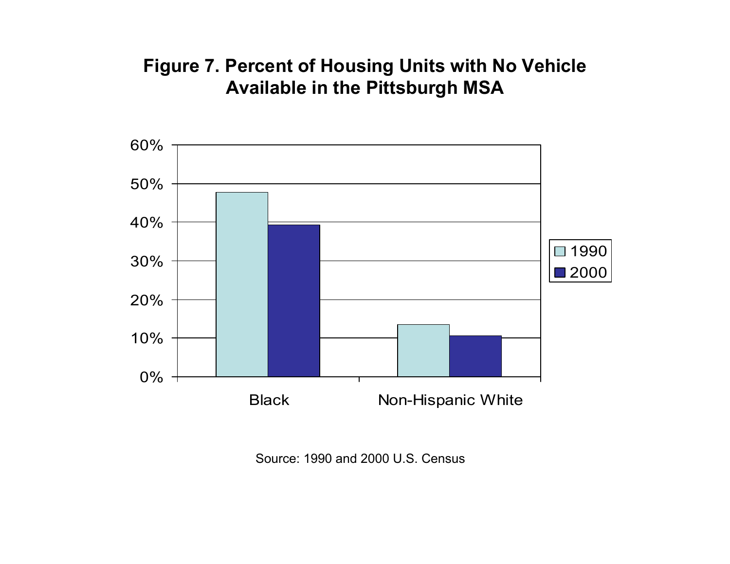**Figure 7. Percent of Housing Units with No Vehicle Available in the Pittsburgh MSA**

Source: 1990 and 2000 U.S. Census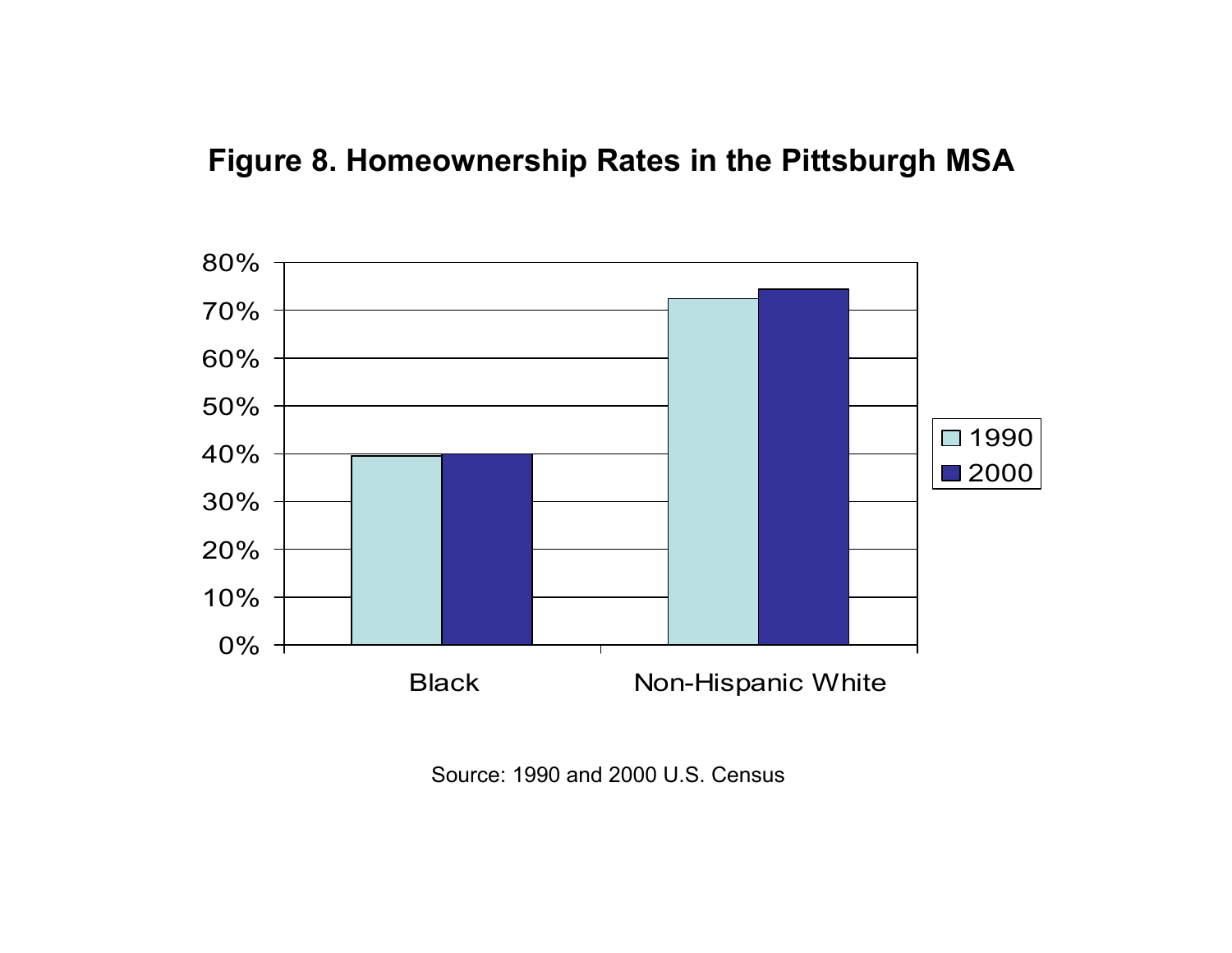**Figure 8. Homeownership Rates in the Pittsburgh MSA**

Source: 1990 and 2000 U.S. Census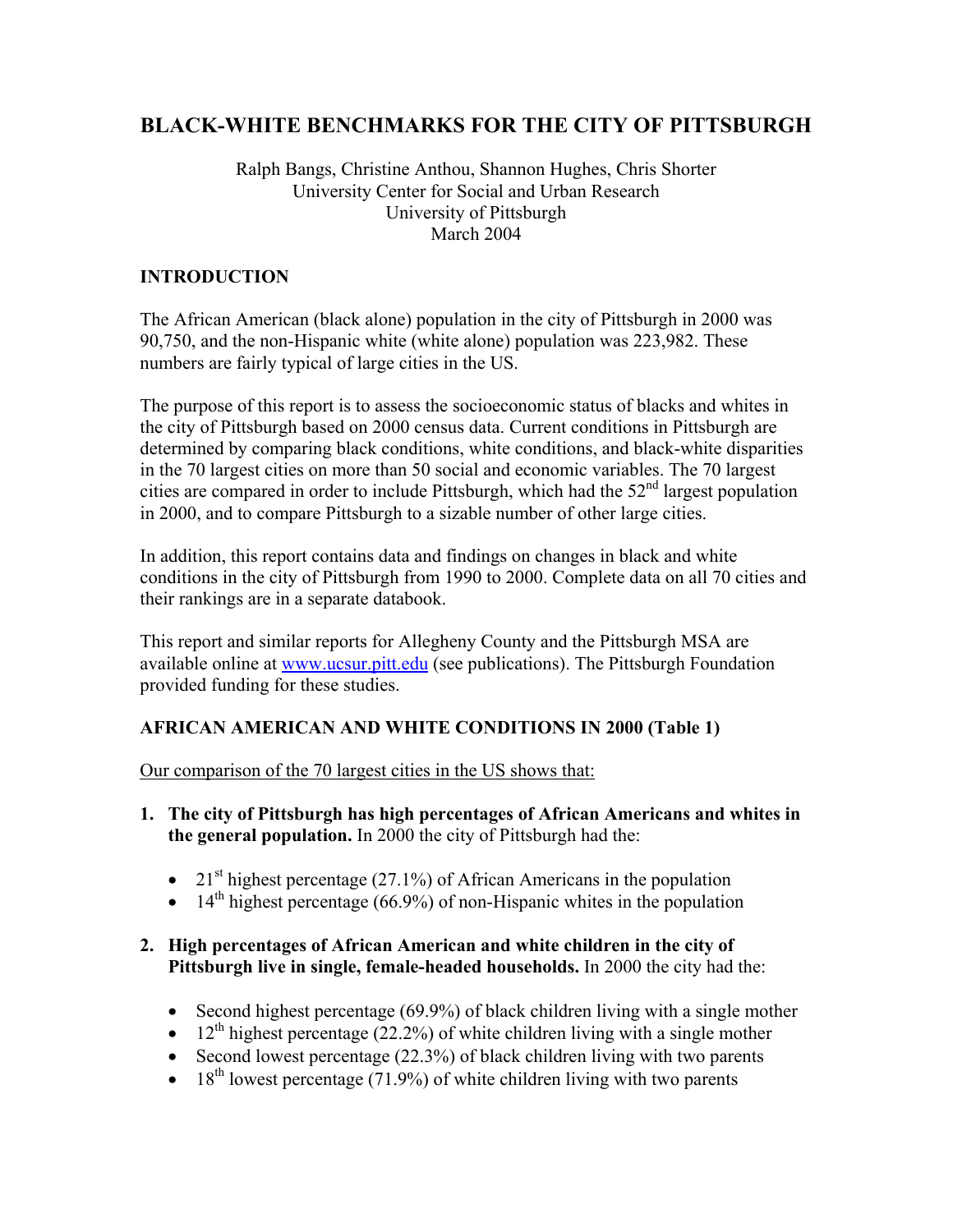# BLACK-WHITE BENCHMARKS FOR THE CITY OF PITTSBURGH

Ralph Bangs, Christine Anthou, Shannon Hughes, Chris Shorter
University Center for Social and Urban Research
University of Pittsburgh
March 2004

## INTRODUCTION

The African American (black alone) population in the city of Pittsburgh in 2000 was 90,750, and the non-Hispanic white (white alone) population was 223,982. These numbers are fairly typical of large cities in the US.

The purpose of this report is to assess the socioeconomic status of blacks and whites in the city of Pittsburgh based on 2000 census data. Current conditions in Pittsburgh are determined by comparing black conditions, white conditions, and black-white disparities in the 70 largest cities on more than 50 social and economic variables. The 70 largest cities are compared in order to include Pittsburgh, which had the 52nd largest population in 2000, and to compare Pittsburgh to a sizable number of other large cities.

In addition, this report contains data and findings on changes in black and white conditions in the city of Pittsburgh from 1990 to 2000. Complete data on all 70 cities and their rankings are in a separate databook.

This report and similar reports for Allegheny County and the Pittsburgh MSA are available online at www.ucsur.pitt.edu (see publications). The Pittsburgh Foundation provided funding for these studies.

## AFRICAN AMERICAN AND WHITE CONDITIONS IN 2000 (Table 1)

Our comparison of the 70 largest cities in the US shows that:

1. **The city of Pittsburgh has high percentages of African Americans and whites in the general population.** In 2000 the city of Pittsburgh had the:

   - 21st highest percentage (27.1%) of African Americans in the population
   - 14th highest percentage (66.9%) of non-Hispanic whites in the population

2. **High percentages of African American and white children in the city of Pittsburgh live in single, female-headed households.** In 2000 the city had the:

   - Second highest percentage (69.9%) of black children living with a single mother
   - 12th highest percentage (22.2%) of white children living with a single mother
   - Second lowest percentage (22.3%) of black children living with two parents
   - 18th lowest percentage (71.9%) of white children living with two parents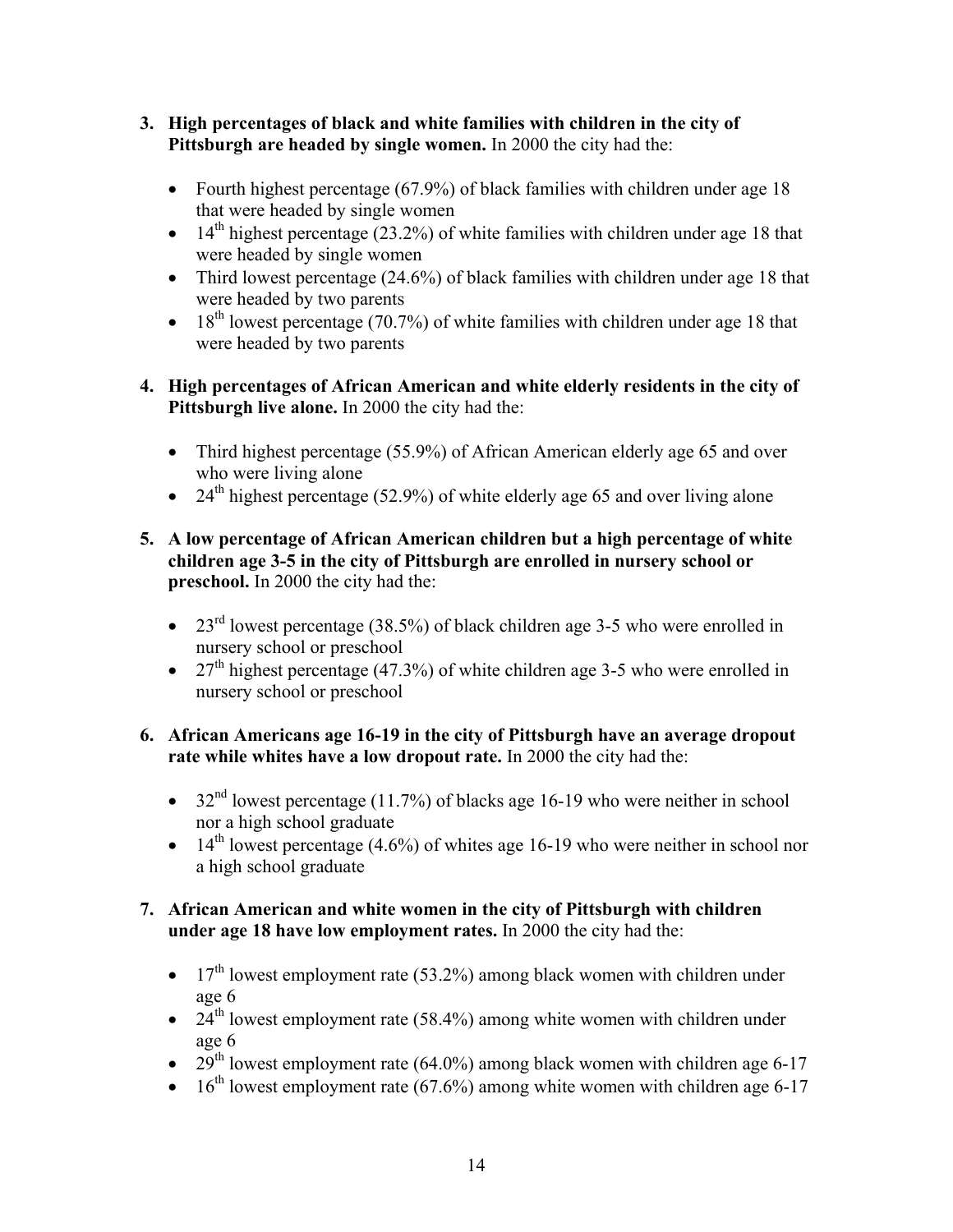3. **High percentages of black and white families with children in the city of Pittsburgh are headed by single women.** In 2000 the city had the:

    - Fourth highest percentage (67.9%) of black families with children under age 18 that were headed by single women
    - 14th highest percentage (23.2%) of white families with children under age 18 that were headed by single women
    - Third lowest percentage (24.6%) of black families with children under age 18 that were headed by two parents
    - 18th lowest percentage (70.7%) of white families with children under age 18 that were headed by two parents

4. **High percentages of African American and white elderly residents in the city of Pittsburgh live alone.** In 2000 the city had the:

    - Third highest percentage (55.9%) of African American elderly age 65 and over who were living alone
    - 24th highest percentage (52.9%) of white elderly age 65 and over living alone

5. **A low percentage of African American children but a high percentage of white children age 3-5 in the city of Pittsburgh are enrolled in nursery school or preschool.** In 2000 the city had the:

    - 23rd lowest percentage (38.5%) of black children age 3-5 who were enrolled in nursery school or preschool
    - 27th highest percentage (47.3%) of white children age 3-5 who were enrolled in nursery school or preschool

6. **African Americans age 16-19 in the city of Pittsburgh have an average dropout rate while whites have a low dropout rate.** In 2000 the city had the:

    - 32nd lowest percentage (11.7%) of blacks age 16-19 who were neither in school nor a high school graduate
    - 14th lowest percentage (4.6%) of whites age 16-19 who were neither in school nor a high school graduate

7. **African American and white women in the city of Pittsburgh with children under age 18 have low employment rates.** In 2000 the city had the:

    - 17th lowest employment rate (53.2%) among black women with children under age 6
    - 24th lowest employment rate (58.4%) among white women with children under age 6
    - 29th lowest employment rate (64.0%) among black women with children age 6-17
    - 16th lowest employment rate (67.6%) among white women with children age 6-17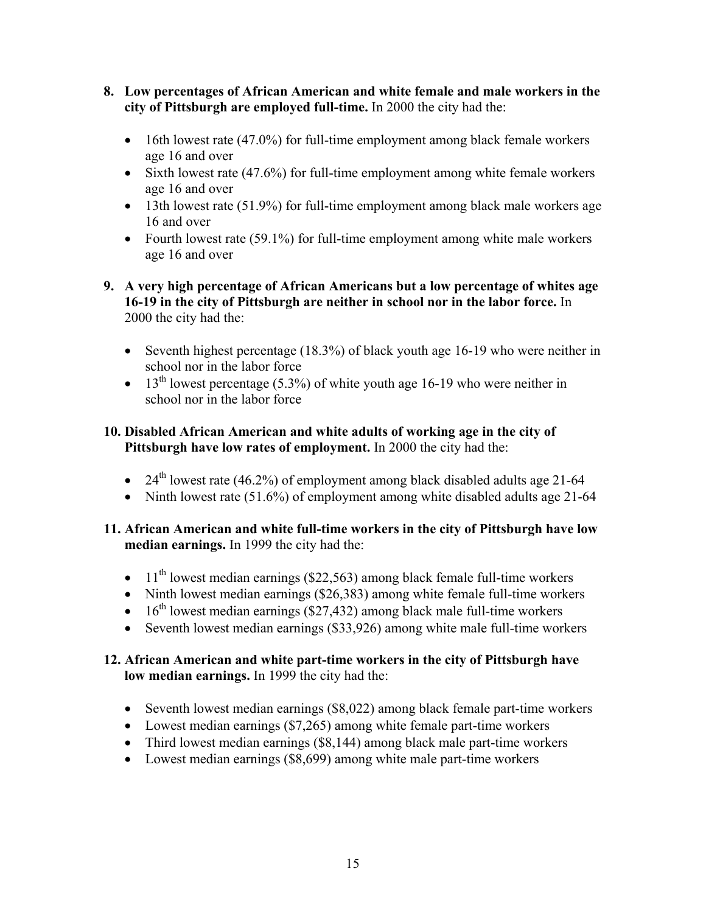8. **Low percentages of African American and white female and male workers in the city of Pittsburgh are employed full-time.** In 2000 the city had the:

   - 16th lowest rate (47.0%) for full-time employment among black female workers age 16 and over
   - Sixth lowest rate (47.6%) for full-time employment among white female workers age 16 and over
   - 13th lowest rate (51.9%) for full-time employment among black male workers age 16 and over
   - Fourth lowest rate (59.1%) for full-time employment among white male workers age 16 and over

9. **A very high percentage of African Americans but a low percentage of whites age 16-19 in the city of Pittsburgh are neither in school nor in the labor force.** In 2000 the city had the:

   - Seventh highest percentage (18.3%) of black youth age 16-19 who were neither in school nor in the labor force
   - 13th lowest percentage (5.3%) of white youth age 16-19 who were neither in school nor in the labor force

10. **Disabled African American and white adults of working age in the city of Pittsburgh have low rates of employment.** In 2000 the city had the:

    - 24th lowest rate (46.2%) of employment among black disabled adults age 21-64
    - Ninth lowest rate (51.6%) of employment among white disabled adults age 21-64

11. **African American and white full-time workers in the city of Pittsburgh have low median earnings.** In 1999 the city had the:

    - 11th lowest median earnings ($22,563) among black female full-time workers
    - Ninth lowest median earnings ($26,383) among white female full-time workers
    - 16th lowest median earnings ($27,432) among black male full-time workers
    - Seventh lowest median earnings ($33,926) among white male full-time workers

12. **African American and white part-time workers in the city of Pittsburgh have low median earnings.** In 1999 the city had the:

    - Seventh lowest median earnings ($8,022) among black female part-time workers
    - Lowest median earnings ($7,265) among white female part-time workers
    - Third lowest median earnings ($8,144) among black male part-time workers
    - Lowest median earnings ($8,699) among white male part-time workers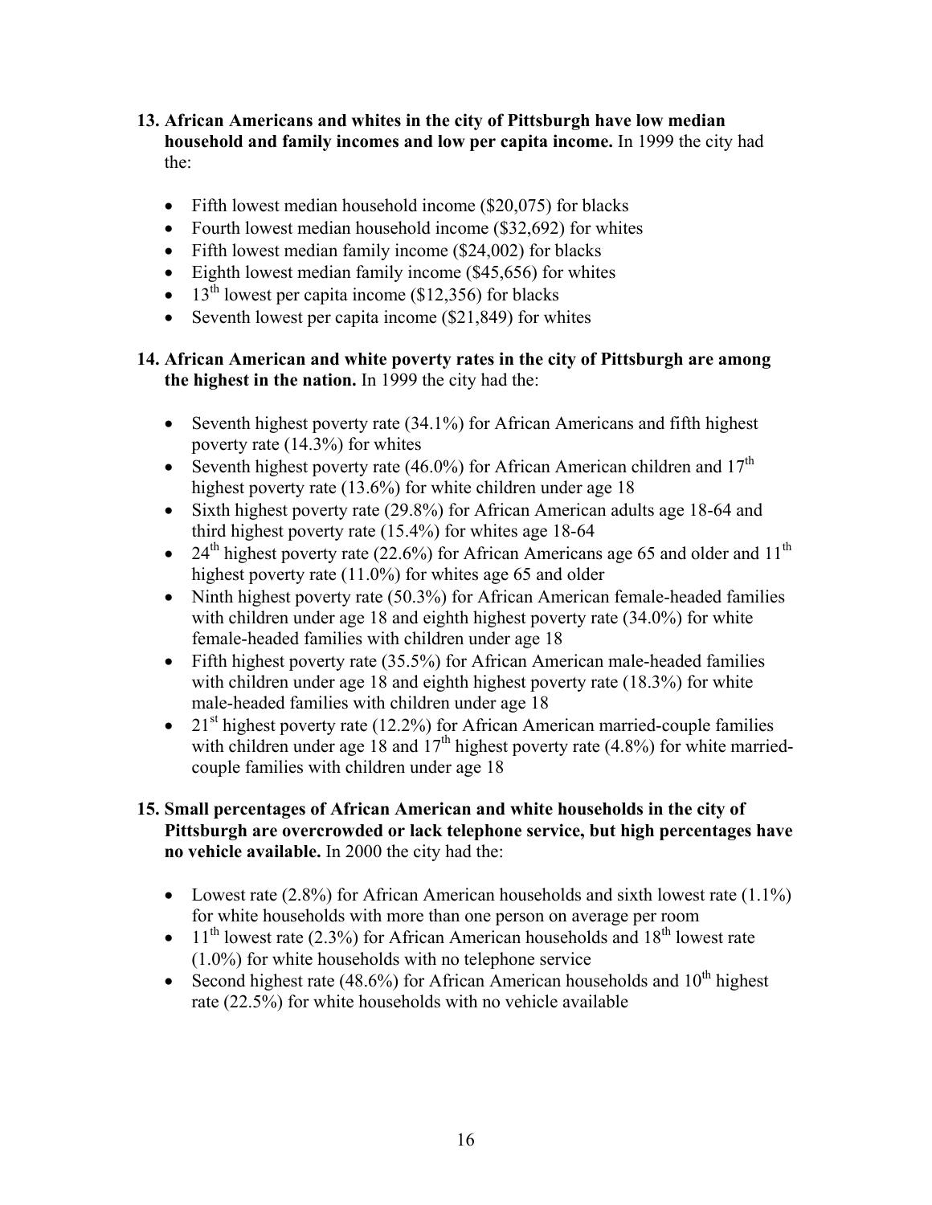**13. African Americans and whites in the city of Pittsburgh have low median household and family incomes and low per capita income.** In 1999 the city had the:

- Fifth lowest median household income ($20,075) for blacks
- Fourth lowest median household income ($32,692) for whites
- Fifth lowest median family income ($24,002) for blacks
- Eighth lowest median family income ($45,656) for whites
- 13th lowest per capita income ($12,356) for blacks
- Seventh lowest per capita income ($21,849) for whites

**14. African American and white poverty rates in the city of Pittsburgh are among the highest in the nation.** In 1999 the city had the:

- Seventh highest poverty rate (34.1%) for African Americans and fifth highest poverty rate (14.3%) for whites
- Seventh highest poverty rate (46.0%) for African American children and 17th highest poverty rate (13.6%) for white children under age 18
- Sixth highest poverty rate (29.8%) for African American adults age 18-64 and third highest poverty rate (15.4%) for whites age 18-64
- 24th highest poverty rate (22.6%) for African Americans age 65 and older and 11th highest poverty rate (11.0%) for whites age 65 and older
- Ninth highest poverty rate (50.3%) for African American female-headed families with children under age 18 and eighth highest poverty rate (34.0%) for white female-headed families with children under age 18
- Fifth highest poverty rate (35.5%) for African American male-headed families with children under age 18 and eighth highest poverty rate (18.3%) for white male-headed families with children under age 18
- 21st highest poverty rate (12.2%) for African American married-couple families with children under age 18 and 17th highest poverty rate (4.8%) for white married-couple families with children under age 18

**15. Small percentages of African American and white households in the city of Pittsburgh are overcrowded or lack telephone service, but high percentages have no vehicle available.** In 2000 the city had the:

- Lowest rate (2.8%) for African American households and sixth lowest rate (1.1%) for white households with more than one person on average per room
- 11th lowest rate (2.3%) for African American households and 18th lowest rate (1.0%) for white households with no telephone service
- Second highest rate (48.6%) for African American households and 10th highest rate (22.5%) for white households with no vehicle available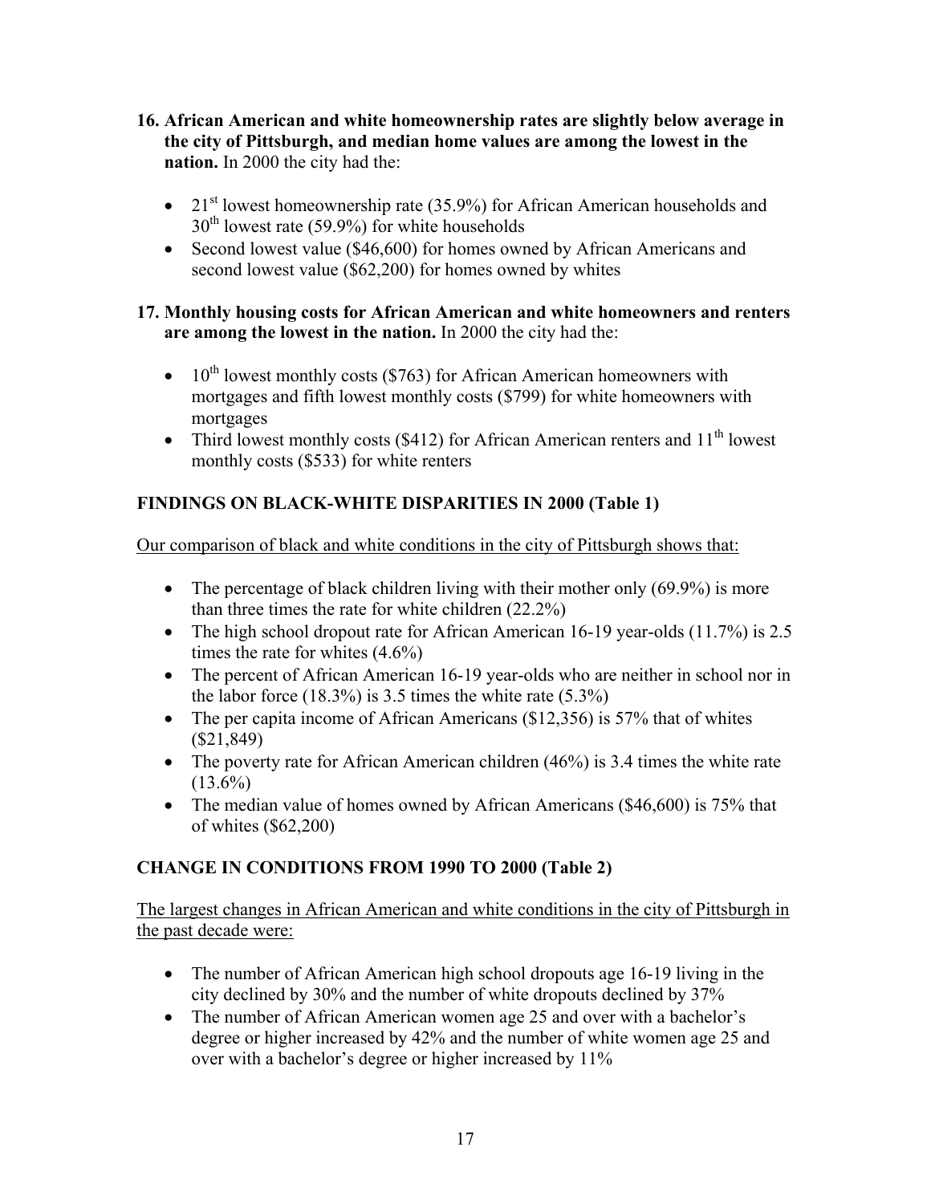16. **African American and white homeownership rates are slightly below average in the city of Pittsburgh, and median home values are among the lowest in the nation.** In 2000 the city had the:

    - 21st lowest homeownership rate (35.9%) for African American households and 30th lowest rate (59.9%) for white households
    - Second lowest value ($46,600) for homes owned by African Americans and second lowest value ($62,200) for homes owned by whites

17. **Monthly housing costs for African American and white homeowners and renters are among the lowest in the nation.** In 2000 the city had the:

    - 10th lowest monthly costs ($763) for African American homeowners with mortgages and fifth lowest monthly costs ($799) for white homeowners with mortgages
    - Third lowest monthly costs ($412) for African American renters and 11th lowest monthly costs ($533) for white renters

## FINDINGS ON BLACK-WHITE DISPARITIES IN 2000 (Table 1)

Our comparison of black and white conditions in the city of Pittsburgh shows that:

- The percentage of black children living with their mother only (69.9%) is more than three times the rate for white children (22.2%)
- The high school dropout rate for African American 16-19 year-olds (11.7%) is 2.5 times the rate for whites (4.6%)
- The percent of African American 16-19 year-olds who are neither in school nor in the labor force (18.3%) is 3.5 times the white rate (5.3%)
- The per capita income of African Americans ($12,356) is 57% that of whites ($21,849)
- The poverty rate for African American children (46%) is 3.4 times the white rate (13.6%)
- The median value of homes owned by African Americans ($46,600) is 75% that of whites ($62,200)

## CHANGE IN CONDITIONS FROM 1990 TO 2000 (Table 2)

The largest changes in African American and white conditions in the city of Pittsburgh in the past decade were:

- The number of African American high school dropouts age 16-19 living in the city declined by 30% and the number of white dropouts declined by 37%
- The number of African American women age 25 and over with a bachelor's degree or higher increased by 42% and the number of white women age 25 and over with a bachelor's degree or higher increased by 11%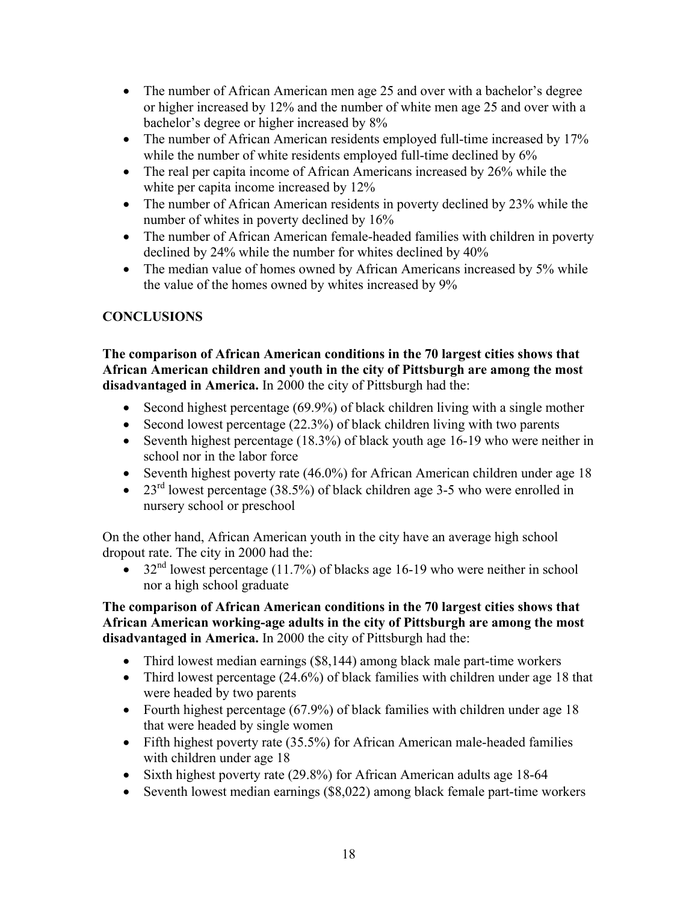- The number of African American men age 25 and over with a bachelor's degree or higher increased by 12% and the number of white men age 25 and over with a bachelor's degree or higher increased by 8%
- The number of African American residents employed full-time increased by 17% while the number of white residents employed full-time declined by 6%
- The real per capita income of African Americans increased by 26% while the white per capita income increased by 12%
- The number of African American residents in poverty declined by 23% while the number of whites in poverty declined by 16%
- The number of African American female-headed families with children in poverty declined by 24% while the number for whites declined by 40%
- The median value of homes owned by African Americans increased by 5% while the value of the homes owned by whites increased by 9%

## CONCLUSIONS

**The comparison of African American conditions in the 70 largest cities shows that African American children and youth in the city of Pittsburgh are among the most disadvantaged in America.** In 2000 the city of Pittsburgh had the:

- Second highest percentage (69.9%) of black children living with a single mother
- Second lowest percentage (22.3%) of black children living with two parents
- Seventh highest percentage (18.3%) of black youth age 16-19 who were neither in school nor in the labor force
- Seventh highest poverty rate (46.0%) for African American children under age 18
- 23rd lowest percentage (38.5%) of black children age 3-5 who were enrolled in nursery school or preschool

On the other hand, African American youth in the city have an average high school dropout rate. The city in 2000 had the:

- 32nd lowest percentage (11.7%) of blacks age 16-19 who were neither in school nor a high school graduate

**The comparison of African American conditions in the 70 largest cities shows that African American working-age adults in the city of Pittsburgh are among the most disadvantaged in America.** In 2000 the city of Pittsburgh had the:

- Third lowest median earnings ($8,144) among black male part-time workers
- Third lowest percentage (24.6%) of black families with children under age 18 that were headed by two parents
- Fourth highest percentage (67.9%) of black families with children under age 18 that were headed by single women
- Fifth highest poverty rate (35.5%) for African American male-headed families with children under age 18
- Sixth highest poverty rate (29.8%) for African American adults age 18-64
- Seventh lowest median earnings ($8,022) among black female part-time workers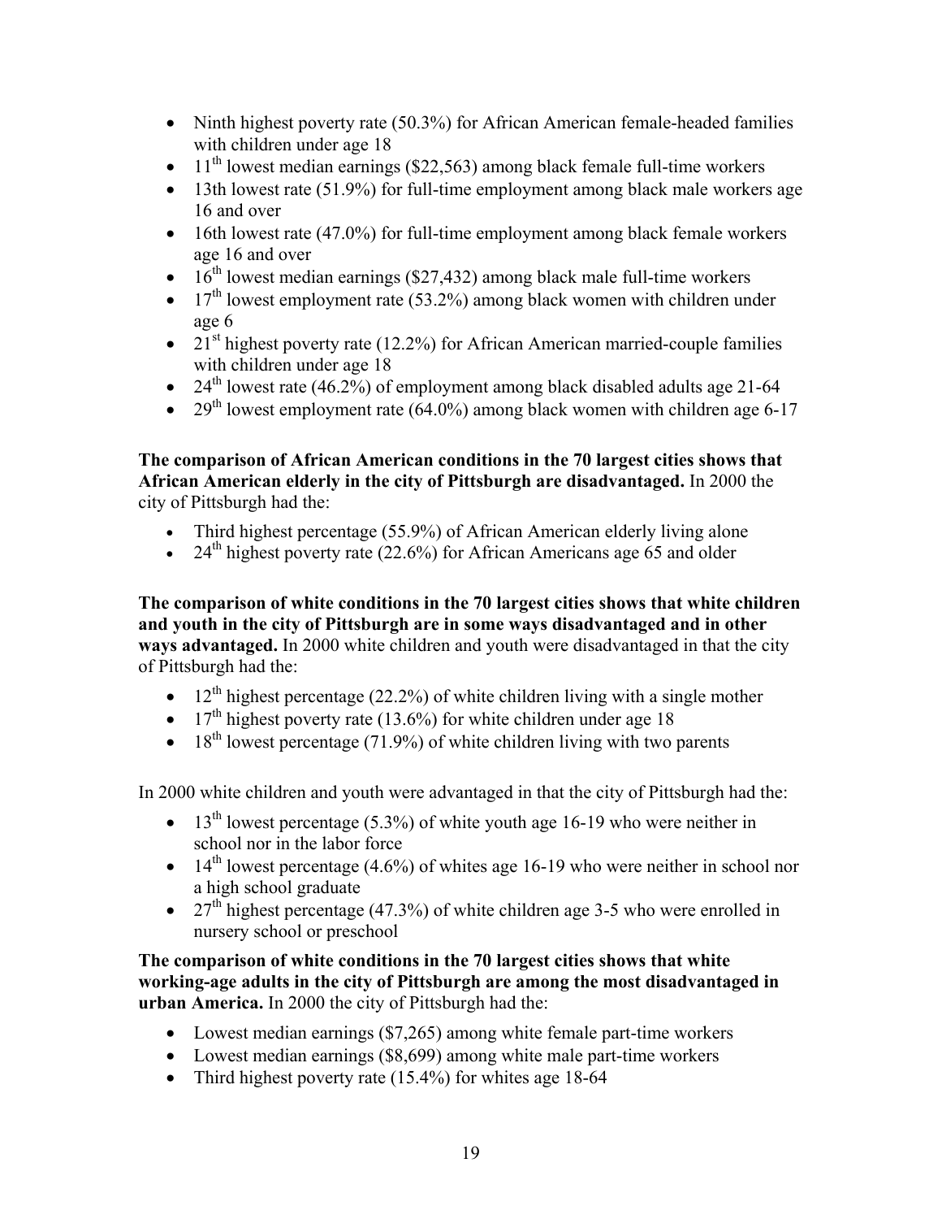- Ninth highest poverty rate (50.3%) for African American female-headed families with children under age 18
- 11th lowest median earnings ($22,563) among black female full-time workers
- 13th lowest rate (51.9%) for full-time employment among black male workers age 16 and over
- 16th lowest rate (47.0%) for full-time employment among black female workers age 16 and over
- 16th lowest median earnings ($27,432) among black male full-time workers
- 17th lowest employment rate (53.2%) among black women with children under age 6
- 21st highest poverty rate (12.2%) for African American married-couple families with children under age 18
- 24th lowest rate (46.2%) of employment among black disabled adults age 21-64
- 29th lowest employment rate (64.0%) among black women with children age 6-17

**The comparison of African American conditions in the 70 largest cities shows that African American elderly in the city of Pittsburgh are disadvantaged.** In 2000 the city of Pittsburgh had the:

- Third highest percentage (55.9%) of African American elderly living alone
- 24th highest poverty rate (22.6%) for African Americans age 65 and older

**The comparison of white conditions in the 70 largest cities shows that white children and youth in the city of Pittsburgh are in some ways disadvantaged and in other ways advantaged.** In 2000 white children and youth were disadvantaged in that the city of Pittsburgh had the:

- 12th highest percentage (22.2%) of white children living with a single mother
- 17th highest poverty rate (13.6%) for white children under age 18
- 18th lowest percentage (71.9%) of white children living with two parents

In 2000 white children and youth were advantaged in that the city of Pittsburgh had the:

- 13th lowest percentage (5.3%) of white youth age 16-19 who were neither in school nor in the labor force
- 14th lowest percentage (4.6%) of whites age 16-19 who were neither in school nor a high school graduate
- 27th highest percentage (47.3%) of white children age 3-5 who were enrolled in nursery school or preschool

**The comparison of white conditions in the 70 largest cities shows that white working-age adults in the city of Pittsburgh are among the most disadvantaged in urban America.** In 2000 the city of Pittsburgh had the:

- Lowest median earnings ($7,265) among white female part-time workers
- Lowest median earnings ($8,699) among white male part-time workers
- Third highest poverty rate (15.4%) for whites age 18-64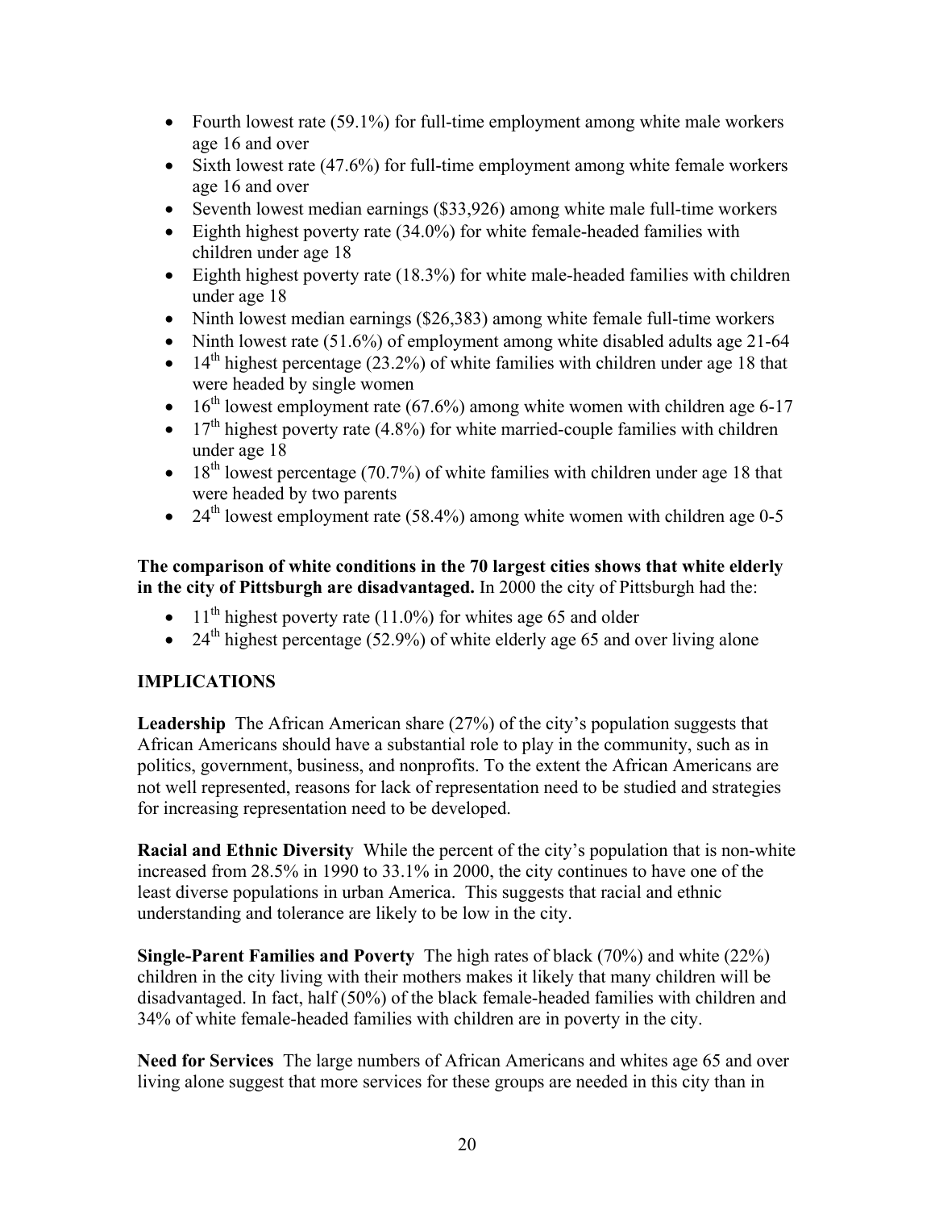- Fourth lowest rate (59.1%) for full-time employment among white male workers age 16 and over
- Sixth lowest rate (47.6%) for full-time employment among white female workers age 16 and over
- Seventh lowest median earnings ($33,926) among white male full-time workers
- Eighth highest poverty rate (34.0%) for white female-headed families with children under age 18
- Eighth highest poverty rate (18.3%) for white male-headed families with children under age 18
- Ninth lowest median earnings ($26,383) among white female full-time workers
- Ninth lowest rate (51.6%) of employment among white disabled adults age 21-64
- 14th highest percentage (23.2%) of white families with children under age 18 that were headed by single women
- 16th lowest employment rate (67.6%) among white women with children age 6-17
- 17th highest poverty rate (4.8%) for white married-couple families with children under age 18
- 18th lowest percentage (70.7%) of white families with children under age 18 that were headed by two parents
- 24th lowest employment rate (58.4%) among white women with children age 0-5

**The comparison of white conditions in the 70 largest cities shows that white elderly in the city of Pittsburgh are disadvantaged.** In 2000 the city of Pittsburgh had the:

- 11th highest poverty rate (11.0%) for whites age 65 and older
- 24th highest percentage (52.9%) of white elderly age 65 and over living alone

## IMPLICATIONS

**Leadership** The African American share (27%) of the city's population suggests that African Americans should have a substantial role to play in the community, such as in politics, government, business, and nonprofits. To the extent the African Americans are not well represented, reasons for lack of representation need to be studied and strategies for increasing representation need to be developed.

**Racial and Ethnic Diversity** While the percent of the city's population that is non-white increased from 28.5% in 1990 to 33.1% in 2000, the city continues to have one of the least diverse populations in urban America. This suggests that racial and ethnic understanding and tolerance are likely to be low in the city.

**Single-Parent Families and Poverty** The high rates of black (70%) and white (22%) children in the city living with their mothers makes it likely that many children will be disadvantaged. In fact, half (50%) of the black female-headed families with children and 34% of white female-headed families with children are in poverty in the city.

**Need for Services** The large numbers of African Americans and whites age 65 and over living alone suggest that more services for these groups are needed in this city than in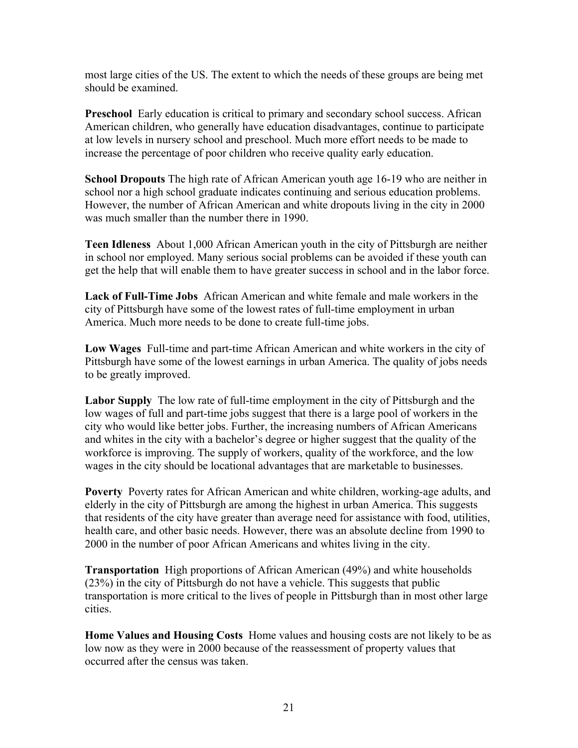most large cities of the US. The extent to which the needs of these groups are being met should be examined.

**Preschool** Early education is critical to primary and secondary school success. African American children, who generally have education disadvantages, continue to participate at low levels in nursery school and preschool. Much more effort needs to be made to increase the percentage of poor children who receive quality early education.

**School Dropouts** The high rate of African American youth age 16-19 who are neither in school nor a high school graduate indicates continuing and serious education problems. However, the number of African American and white dropouts living in the city in 2000 was much smaller than the number there in 1990.

**Teen Idleness** About 1,000 African American youth in the city of Pittsburgh are neither in school nor employed. Many serious social problems can be avoided if these youth can get the help that will enable them to have greater success in school and in the labor force.

**Lack of Full-Time Jobs** African American and white female and male workers in the city of Pittsburgh have some of the lowest rates of full-time employment in urban America. Much more needs to be done to create full-time jobs.

**Low Wages** Full-time and part-time African American and white workers in the city of Pittsburgh have some of the lowest earnings in urban America. The quality of jobs needs to be greatly improved.

**Labor Supply** The low rate of full-time employment in the city of Pittsburgh and the low wages of full and part-time jobs suggest that there is a large pool of workers in the city who would like better jobs. Further, the increasing numbers of African Americans and whites in the city with a bachelor's degree or higher suggest that the quality of the workforce is improving. The supply of workers, quality of the workforce, and the low wages in the city should be locational advantages that are marketable to businesses.

**Poverty** Poverty rates for African American and white children, working-age adults, and elderly in the city of Pittsburgh are among the highest in urban America. This suggests that residents of the city have greater than average need for assistance with food, utilities, health care, and other basic needs. However, there was an absolute decline from 1990 to 2000 in the number of poor African Americans and whites living in the city.

**Transportation** High proportions of African American (49%) and white households (23%) in the city of Pittsburgh do not have a vehicle. This suggests that public transportation is more critical to the lives of people in Pittsburgh than in most other large cities.

**Home Values and Housing Costs** Home values and housing costs are not likely to be as low now as they were in 2000 because of the reassessment of property values that occurred after the census was taken.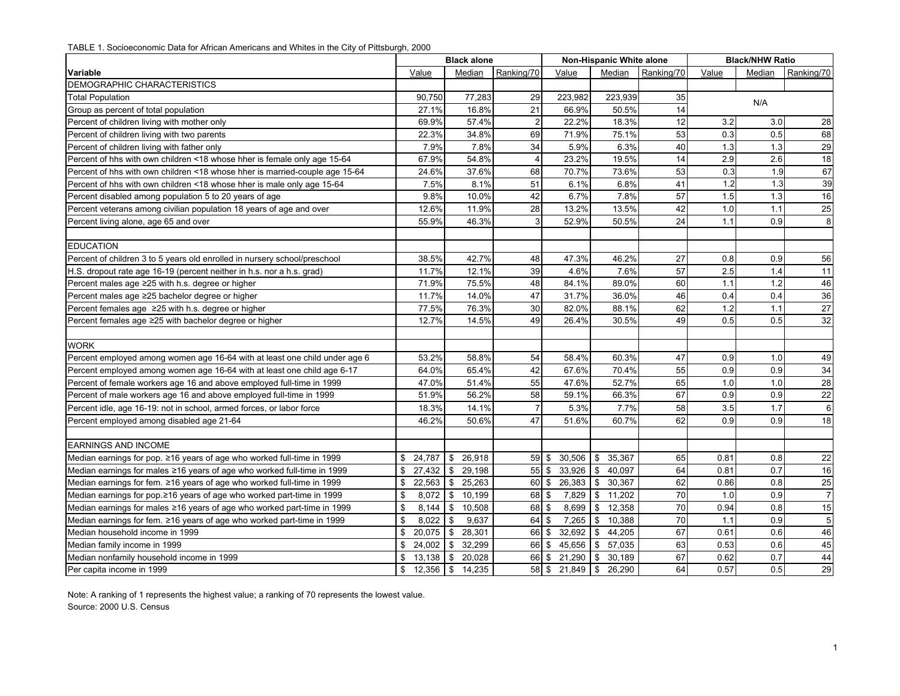TABLE 1. Socioeconomic Data for African Americans and Whites in the City of Pittsburgh, 2000

| | Black alone | | | Non-Hispanic White alone | | | Black/NHW Ratio | | |
|---|---|---|---|---|---|---|---|---|---|
| **Variable** | Value | Median | Ranking/70 | Value | Median | Ranking/70 | Value | Median | Ranking/70 |
| DEMOGRAPHIC CHARACTERISTICS | | | | | | | | | |
| Total Population | 90,750 | 77,283 | 29 | 223,982 | 223,939 | 35 | N/A | | |
| Group as percent of total population | 27.1% | 16.8% | 21 | 66.9% | 50.5% | 14 | | | |
| Percent of children living with mother only | 69.9% | 57.4% | 2 | 22.2% | 18.3% | 12 | 3.2 | 3.0 | 28 |
| Percent of children living with two parents | 22.3% | 34.8% | 69 | 71.9% | 75.1% | 53 | 0.3 | 0.5 | 68 |
| Percent of children living with father only | 7.9% | 7.8% | 34 | 5.9% | 6.3% | 40 | 1.3 | 1.3 | 29 |
| Percent of hhs with own children <18 whose hher is female only age 15-64 | 67.9% | 54.8% | 4 | 23.2% | 19.5% | 14 | 2.9 | 2.6 | 18 |
| Percent of hhs with own children <18 whose hher is married-couple age 15-64 | 24.6% | 37.6% | 68 | 70.7% | 73.6% | 53 | 0.3 | 1.9 | 67 |
| Percent of hhs with own children <18 whose hher is male only age 15-64 | 7.5% | 8.1% | 51 | 6.1% | 6.8% | 41 | 1.2 | 1.3 | 39 |
| Percent disabled among population 5 to 20 years of age | 9.8% | 10.0% | 42 | 6.7% | 7.8% | 57 | 1.5 | 1.3 | 16 |
| Percent veterans among civilian population 18 years of age and over | 12.6% | 11.9% | 28 | 13.2% | 13.5% | 42 | 1.0 | 1.1 | 25 |
| Percent living alone, age 65 and over | 55.9% | 46.3% | 3 | 52.9% | 50.5% | 24 | 1.1 | 0.9 | 8 |
| | | | | | | | | | |
| EDUCATION | | | | | | | | | |
| Percent of children 3 to 5 years old enrolled in nursery school/preschool | 38.5% | 42.7% | 48 | 47.3% | 46.2% | 27 | 0.8 | 0.9 | 56 |
| H.S. dropout rate age 16-19 (percent neither in h.s. nor a h.s. grad) | 11.7% | 12.1% | 39 | 4.6% | 7.6% | 57 | 2.5 | 1.4 | 11 |
| Percent males age ≥25 with h.s. degree or higher | 71.9% | 75.5% | 48 | 84.1% | 89.0% | 60 | 1.1 | 1.2 | 46 |
| Percent males age ≥25 bachelor degree or higher | 11.7% | 14.0% | 47 | 31.7% | 36.0% | 46 | 0.4 | 0.4 | 36 |
| Percent females age ≥25 with h.s. degree or higher | 77.5% | 76.3% | 30 | 82.0% | 88.1% | 62 | 1.2 | 1.1 | 27 |
| Percent females age ≥25 with bachelor degree or higher | 12.7% | 14.5% | 49 | 26.4% | 30.5% | 49 | 0.5 | 0.5 | 32 |
| | | | | | | | | | |
| WORK | | | | | | | | | |
| Percent employed among women age 16-64 with at least one child under age 6 | 53.2% | 58.8% | 54 | 58.4% | 60.3% | 47 | 0.9 | 1.0 | 49 |
| Percent employed among women age 16-64 with at least one child age 6-17 | 64.0% | 65.4% | 42 | 67.6% | 70.4% | 55 | 0.9 | 0.9 | 34 |
| Percent of female workers age 16 and above employed full-time in 1999 | 47.0% | 51.4% | 55 | 47.6% | 52.7% | 65 | 1.0 | 1.0 | 28 |
| Percent of male workers age 16 and above employed full-time in 1999 | 51.9% | 56.2% | 58 | 59.1% | 66.3% | 67 | 0.9 | 0.9 | 22 |
| Percent idle, age 16-19: not in school, armed forces, or labor force | 18.3% | 14.1% | 7 | 5.3% | 7.7% | 58 | 3.5 | 1.7 | 6 |
| Percent employed among disabled age 21-64 | 46.2% | 50.6% | 47 | 51.6% | 60.7% | 62 | 0.9 | 0.9 | 18 |
| | | | | | | | | | |
| EARNINGS AND INCOME | | | | | | | | | |
| Median earnings for pop. ≥16 years of age who worked full-time in 1999 | $ 24,787 | $ 26,918 | 59 | $ 30,506 | $ 35,367 | 65 | 0.81 | 0.8 | 22 |
| Median earnings for males ≥16 years of age who worked full-time in 1999 | $ 27,432 | $ 29,198 | 55 | $ 33,926 | $ 40,097 | 64 | 0.81 | 0.7 | 16 |
| Median earnings for fem. ≥16 years of age who worked full-time in 1999 | $ 22,563 | $ 25,263 | 60 | $ 26,383 | $ 30,367 | 62 | 0.86 | 0.8 | 25 |
| Median earnings for pop.≥16 years of age who worked part-time in 1999 | $ 8,072 | $ 10,199 | 68 | $ 7,829 | $ 11,202 | 70 | 1.0 | 0.9 | 7 |
| Median earnings for males ≥16 years of age who worked part-time in 1999 | $ 8,144 | $ 10,508 | 68 | $ 8,699 | $ 12,358 | 70 | 0.94 | 0.8 | 15 |
| Median earnings for fem. ≥16 years of age who worked part-time in 1999 | $ 8,022 | $ 9,637 | 64 | $ 7,265 | $ 10,388 | 70 | 1.1 | 0.9 | 5 |
| Median household income in 1999 | $ 20,075 | $ 28,301 | 66 | $ 32,692 | $ 44,205 | 67 | 0.61 | 0.6 | 46 |
| Median family income in 1999 | $ 24,002 | $ 32,299 | 66 | $ 45,656 | $ 57,035 | 63 | 0.53 | 0.6 | 45 |
| Median nonfamily household income in 1999 | $ 13,138 | $ 20,028 | 66 | $ 21,290 | $ 30,189 | 67 | 0.62 | 0.7 | 44 |
| Per capita income in 1999 | $ 12,356 | $ 14,235 | 58 | $ 21,849 | $ 26,290 | 64 | 0.57 | 0.5 | 29 |

Note: A ranking of 1 represents the highest value; a ranking of 70 represents the lowest value.
Source: 2000 U.S. Census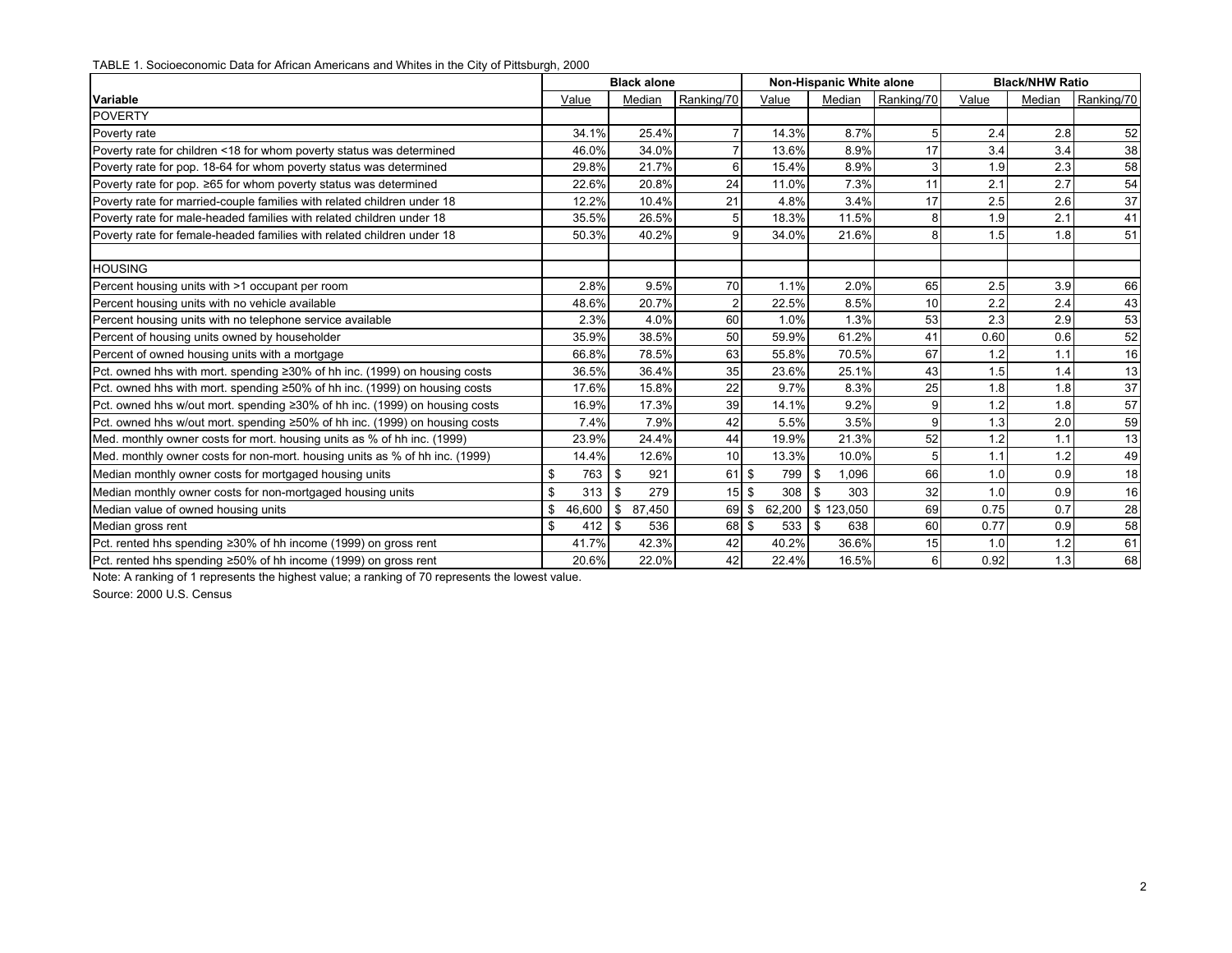TABLE 1. Socioeconomic Data for African Americans and Whites in the City of Pittsburgh, 2000

| | Black alone | | | Non-Hispanic White alone | | | Black/NHW Ratio | | |
|---|---|---|---|---|---|---|---|---|---|
| **Variable** | Value | Median | Ranking/70 | Value | Median | Ranking/70 | Value | Median | Ranking/70 |
| POVERTY | | | | | | | | | |
| Poverty rate | 34.1% | 25.4% | 7 | 14.3% | 8.7% | 5 | 2.4 | 2.8 | 52 |
| Poverty rate for children <18 for whom poverty status was determined | 46.0% | 34.0% | 7 | 13.6% | 8.9% | 17 | 3.4 | 3.4 | 38 |
| Poverty rate for pop. 18-64 for whom poverty status was determined | 29.8% | 21.7% | 6 | 15.4% | 8.9% | 3 | 1.9 | 2.3 | 58 |
| Poverty rate for pop. ≥65 for whom poverty status was determined | 22.6% | 20.8% | 24 | 11.0% | 7.3% | 11 | 2.1 | 2.7 | 54 |
| Poverty rate for married-couple families with related children under 18 | 12.2% | 10.4% | 21 | 4.8% | 3.4% | 17 | 2.5 | 2.6 | 37 |
| Poverty rate for male-headed families with related children under 18 | 35.5% | 26.5% | 5 | 18.3% | 11.5% | 8 | 1.9 | 2.1 | 41 |
| Poverty rate for female-headed families with related children under 18 | 50.3% | 40.2% | 9 | 34.0% | 21.6% | 8 | 1.5 | 1.8 | 51 |
| | | | | | | | | | |
| HOUSING | | | | | | | | | |
| Percent housing units with >1 occupant per room | 2.8% | 9.5% | 70 | 1.1% | 2.0% | 65 | 2.5 | 3.9 | 66 |
| Percent housing units with no vehicle available | 48.6% | 20.7% | 2 | 22.5% | 8.5% | 10 | 2.2 | 2.4 | 43 |
| Percent housing units with no telephone service available | 2.3% | 4.0% | 60 | 1.0% | 1.3% | 53 | 2.3 | 2.9 | 53 |
| Percent of housing units owned by householder | 35.9% | 38.5% | 50 | 59.9% | 61.2% | 41 | 0.60 | 0.6 | 52 |
| Percent of owned housing units with a mortgage | 66.8% | 78.5% | 63 | 55.8% | 70.5% | 67 | 1.2 | 1.1 | 16 |
| Pct. owned hhs with mort. spending ≥30% of hh inc. (1999) on housing costs | 36.5% | 36.4% | 35 | 23.6% | 25.1% | 43 | 1.5 | 1.4 | 13 |
| Pct. owned hhs with mort. spending ≥50% of hh inc. (1999) on housing costs | 17.6% | 15.8% | 22 | 9.7% | 8.3% | 25 | 1.8 | 1.8 | 37 |
| Pct. owned hhs w/out mort. spending ≥30% of hh inc. (1999) on housing costs | 16.9% | 17.3% | 39 | 14.1% | 9.2% | 9 | 1.2 | 1.8 | 57 |
| Pct. owned hhs w/out mort. spending ≥50% of hh inc. (1999) on housing costs | 7.4% | 7.9% | 42 | 5.5% | 3.5% | 9 | 1.3 | 2.0 | 59 |
| Med. monthly owner costs for mort. housing units as % of hh inc. (1999) | 23.9% | 24.4% | 44 | 19.9% | 21.3% | 52 | 1.2 | 1.1 | 13 |
| Med. monthly owner costs for non-mort. housing units as % of hh inc. (1999) | 14.4% | 12.6% | 10 | 13.3% | 10.0% | 5 | 1.1 | 1.2 | 49 |
| Median monthly owner costs for mortgaged housing units | $ 763 | $ 921 | 61 | $ 799 | $ 1,096 | 66 | 1.0 | 0.9 | 18 |
| Median monthly owner costs for non-mortgaged housing units | $ 313 | $ 279 | 15 | $ 308 | $ 303 | 32 | 1.0 | 0.9 | 16 |
| Median value of owned housing units | $ 46,600 | $ 87,450 | 69 | $ 62,200 | $ 123,050 | 69 | 0.75 | 0.7 | 28 |
| Median gross rent | $ 412 | $ 536 | 68 | $ 533 | $ 638 | 60 | 0.77 | 0.9 | 58 |
| Pct. rented hhs spending ≥30% of hh income (1999) on gross rent | 41.7% | 42.3% | 42 | 40.2% | 36.6% | 15 | 1.0 | 1.2 | 61 |
| Pct. rented hhs spending ≥50% of hh income (1999) on gross rent | 20.6% | 22.0% | 42 | 22.4% | 16.5% | 6 | 0.92 | 1.3 | 68 |

Note: A ranking of 1 represents the highest value; a ranking of 70 represents the lowest value.

Source: 2000 U.S. Census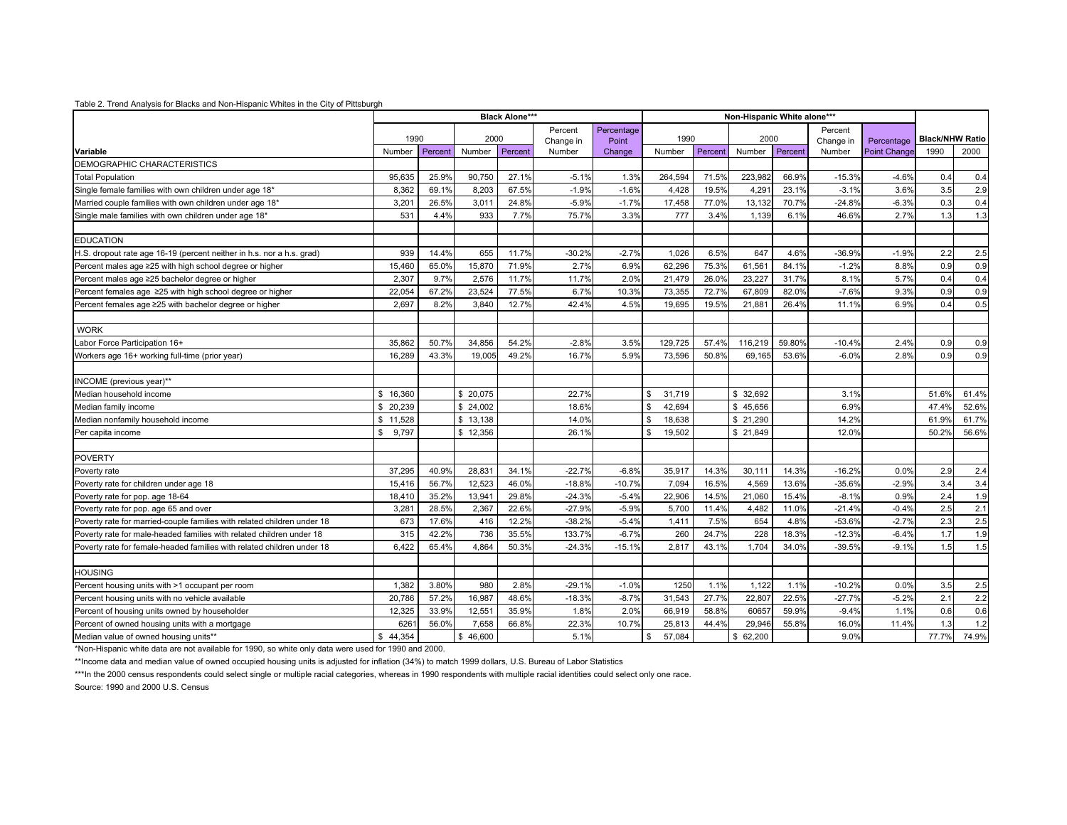Table 2. Trend Analysis for Blacks and Non-Hispanic Whites in the City of Pittsburgh

| | Black Alone*** | | | | | | Non-Hispanic White alone*** | | | | | | | |
|---|---|---|---|---|---|---|---|---|---|---|---|---|---|---|
| | 1990 | | 2000 | | Percent Change in | Percentage Point | 1990 | | 2000 | | Percent Change in | Percentage | Black/NHW Ratio | |
| Variable | Number | Percent | Number | Percent | Number | Change | Number | Percent | Number | Percent | Number | Point Change | 1990 | 2000 |
| DEMOGRAPHIC CHARACTERISTICS | | | | | | | | | | | | | | |
| Total Population | 95,635 | 25.9% | 90,750 | 27.1% | -5.1% | 1.3% | 264,594 | 71.5% | 223,982 | 66.9% | -15.3% | -4.6% | 0.4 | 0.4 |
| Single female families with own children under age 18* | 8,362 | 69.1% | 8,203 | 67.5% | -1.9% | -1.6% | 4,428 | 19.5% | 4,291 | 23.1% | -3.1% | 3.6% | 3.5 | 2.9 |
| Married couple families with own children under age 18* | 3,201 | 26.5% | 3,011 | 24.8% | -5.9% | -1.7% | 17,458 | 77.0% | 13,132 | 70.7% | -24.8% | -6.3% | 0.3 | 0.4 |
| Single male families with own children under age 18* | 531 | 4.4% | 933 | 7.7% | 75.7% | 3.3% | 777 | 3.4% | 1,139 | 6.1% | 46.6% | 2.7% | 1.3 | 1.3 |
| | | | | | | | | | | | | | | |
| EDUCATION | | | | | | | | | | | | | | |
| H.S. dropout rate age 16-19 (percent neither in h.s. nor a h.s. grad) | 939 | 14.4% | 655 | 11.7% | -30.2% | -2.7% | 1,026 | 6.5% | 647 | 4.6% | -36.9% | -1.9% | 2.2 | 2.5 |
| Percent males age ≥25 with high school degree or higher | 15,460 | 65.0% | 15,870 | 71.9% | 2.7% | 6.9% | 62,296 | 75.3% | 61,561 | 84.1% | -1.2% | 8.8% | 0.9 | 0.9 |
| Percent males age ≥25 bachelor degree or higher | 2,307 | 9.7% | 2,576 | 11.7% | 11.7% | 2.0% | 21,479 | 26.0% | 23,227 | 31.7% | 8.1% | 5.7% | 0.4 | 0.4 |
| Percent females age ≥25 with high school degree or higher | 22,054 | 67.2% | 23,524 | 77.5% | 6.7% | 10.3% | 73,355 | 72.7% | 67,809 | 82.0% | -7.6% | 9.3% | 0.9 | 0.9 |
| Percent females age ≥25 with bachelor degree or higher | 2,697 | 8.2% | 3,840 | 12.7% | 42.4% | 4.5% | 19,695 | 19.5% | 21,881 | 26.4% | 11.1% | 6.9% | 0.4 | 0.5 |
| | | | | | | | | | | | | | | |
| WORK | | | | | | | | | | | | | | |
| Labor Force Participation 16+ | 35,862 | 50.7% | 34,856 | 54.2% | -2.8% | 3.5% | 129,725 | 57.4% | 116,219 | 59.80% | -10.4% | 2.4% | 0.9 | 0.9 |
| Workers age 16+ working full-time (prior year) | 16,289 | 43.3% | 19,005 | 49.2% | 16.7% | 5.9% | 73,596 | 50.8% | 69,165 | 53.6% | -6.0% | 2.8% | 0.9 | 0.9 |
| | | | | | | | | | | | | | | |
| INCOME (previous year)** | | | | | | | | | | | | | | |
| Median household income | $ 16,360 | | $ 20,075 | | 22.7% | | $ 31,719 | | $ 32,692 | | 3.1% | | 51.6% | 61.4% |
| Median family income | $ 20,239 | | $ 24,002 | | 18.6% | | $ 42,694 | | $ 45,656 | | 6.9% | | 47.4% | 52.6% |
| Median nonfamily household income | $ 11,528 | | $ 13,138 | | 14.0% | | $ 18,638 | | $ 21,290 | | 14.2% | | 61.9% | 61.7% |
| Per capita income | $ 9,797 | | $ 12,356 | | 26.1% | | $ 19,502 | | $ 21,849 | | 12.0% | | 50.2% | 56.6% |
| | | | | | | | | | | | | | | |
| POVERTY | | | | | | | | | | | | | | |
| Poverty rate | 37,295 | 40.9% | 28,831 | 34.1% | -22.7% | -6.8% | 35,917 | 14.3% | 30,111 | 14.3% | -16.2% | 0.0% | 2.9 | 2.4 |
| Poverty rate for children under age 18 | 15,416 | 56.7% | 12,523 | 46.0% | -18.8% | -10.7% | 7,094 | 16.5% | 4,569 | 13.6% | -35.6% | -2.9% | 3.4 | 3.4 |
| Poverty rate for pop. age 18-64 | 18,410 | 35.2% | 13,941 | 29.8% | -24.3% | -5.4% | 22,906 | 14.5% | 21,060 | 15.4% | -8.1% | 0.9% | 2.4 | 1.9 |
| Poverty rate for pop. age 65 and over | 3,281 | 28.5% | 2,367 | 22.6% | -27.9% | -5.9% | 5,700 | 11.4% | 4,482 | 11.0% | -21.4% | -0.4% | 2.5 | 2.1 |
| Poverty rate for married-couple families with related children under 18 | 673 | 17.6% | 416 | 12.2% | -38.2% | -5.4% | 1,411 | 7.5% | 654 | 4.8% | -53.6% | -2.7% | 2.3 | 2.5 |
| Poverty rate for male-headed families with related children under 18 | 315 | 42.2% | 736 | 35.5% | 133.7% | -6.7% | 260 | 24.7% | 228 | 18.3% | -12.3% | -6.4% | 1.7 | 1.9 |
| Poverty rate for female-headed families with related children under 18 | 6,422 | 65.4% | 4,864 | 50.3% | -24.3% | -15.1% | 2,817 | 43.1% | 1,704 | 34.0% | -39.5% | -9.1% | 1.5 | 1.5 |
| | | | | | | | | | | | | | | |
| HOUSING | | | | | | | | | | | | | | |
| Percent housing units with >1 occupant per room | 1,382 | 3.80% | 980 | 2.8% | -29.1% | -1.0% | 1250 | 1.1% | 1,122 | 1.1% | -10.2% | 0.0% | 3.5 | 2.5 |
| Percent housing units with no vehicle available | 20,786 | 57.2% | 16,987 | 48.6% | -18.3% | -8.7% | 31,543 | 27.7% | 22,807 | 22.5% | -27.7% | -5.2% | 2.1 | 2.2 |
| Percent of housing units owned by householder | 12,325 | 33.9% | 12,551 | 35.9% | 1.8% | 2.0% | 66,919 | 58.8% | 60657 | 59.9% | -9.4% | 1.1% | 0.6 | 0.6 |
| Percent of owned housing units with a mortgage | 6261 | 56.0% | 7,658 | 66.8% | 22.3% | 10.7% | 25,813 | 44.4% | 29,946 | 55.8% | 16.0% | 11.4% | 1.3 | 1.2 |
| Median value of owned housing units** | $ 44,354 | | $ 46,600 | | 5.1% | | $ 57,084 | | $ 62,200 | | 9.0% | | 77.7% | 74.9% |

*Non-Hispanic white data are not available for 1990, so white only data were used for 1990 and 2000.

**Income data and median value of owned occupied housing units is adjusted for inflation (34%) to match 1999 dollars, U.S. Bureau of Labor Statistics

***In the 2000 census respondents could select single or multiple racial categories, whereas in 1990 respondents with multiple racial identities could select only one race.

Source: 1990 and 2000 U.S. Census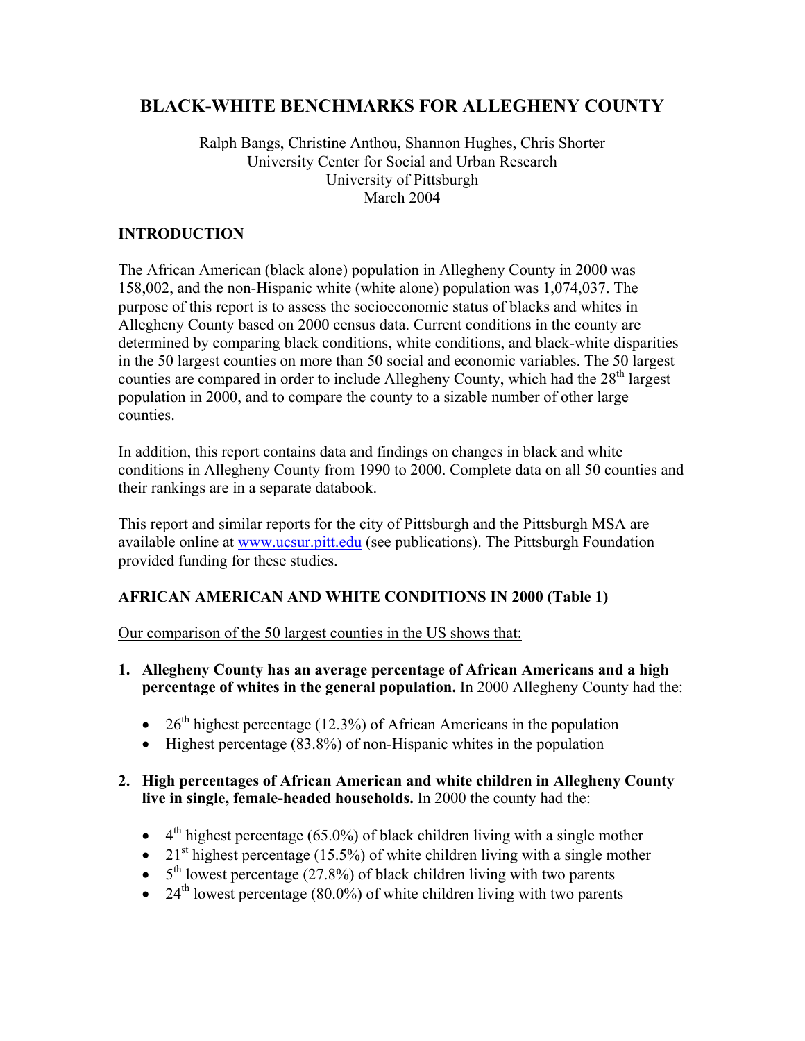# BLACK-WHITE BENCHMARKS FOR ALLEGHENY COUNTY

Ralph Bangs, Christine Anthou, Shannon Hughes, Chris Shorter
University Center for Social and Urban Research
University of Pittsburgh
March 2004

## INTRODUCTION

The African American (black alone) population in Allegheny County in 2000 was 158,002, and the non-Hispanic white (white alone) population was 1,074,037. The purpose of this report is to assess the socioeconomic status of blacks and whites in Allegheny County based on 2000 census data. Current conditions in the county are determined by comparing black conditions, white conditions, and black-white disparities in the 50 largest counties on more than 50 social and economic variables. The 50 largest counties are compared in order to include Allegheny County, which had the 28th largest population in 2000, and to compare the county to a sizable number of other large counties.

In addition, this report contains data and findings on changes in black and white conditions in Allegheny County from 1990 to 2000. Complete data on all 50 counties and their rankings are in a separate databook.

This report and similar reports for the city of Pittsburgh and the Pittsburgh MSA are available online at www.ucsur.pitt.edu (see publications). The Pittsburgh Foundation provided funding for these studies.

## AFRICAN AMERICAN AND WHITE CONDITIONS IN 2000 (Table 1)

Our comparison of the 50 largest counties in the US shows that:

1. **Allegheny County has an average percentage of African Americans and a high percentage of whites in the general population.** In 2000 Allegheny County had the:
   - 26th highest percentage (12.3%) of African Americans in the population
   - Highest percentage (83.8%) of non-Hispanic whites in the population

2. **High percentages of African American and white children in Allegheny County live in single, female-headed households.** In 2000 the county had the:
   - 4th highest percentage (65.0%) of black children living with a single mother
   - 21st highest percentage (15.5%) of white children living with a single mother
   - 5th lowest percentage (27.8%) of black children living with two parents
   - 24th lowest percentage (80.0%) of white children living with two parents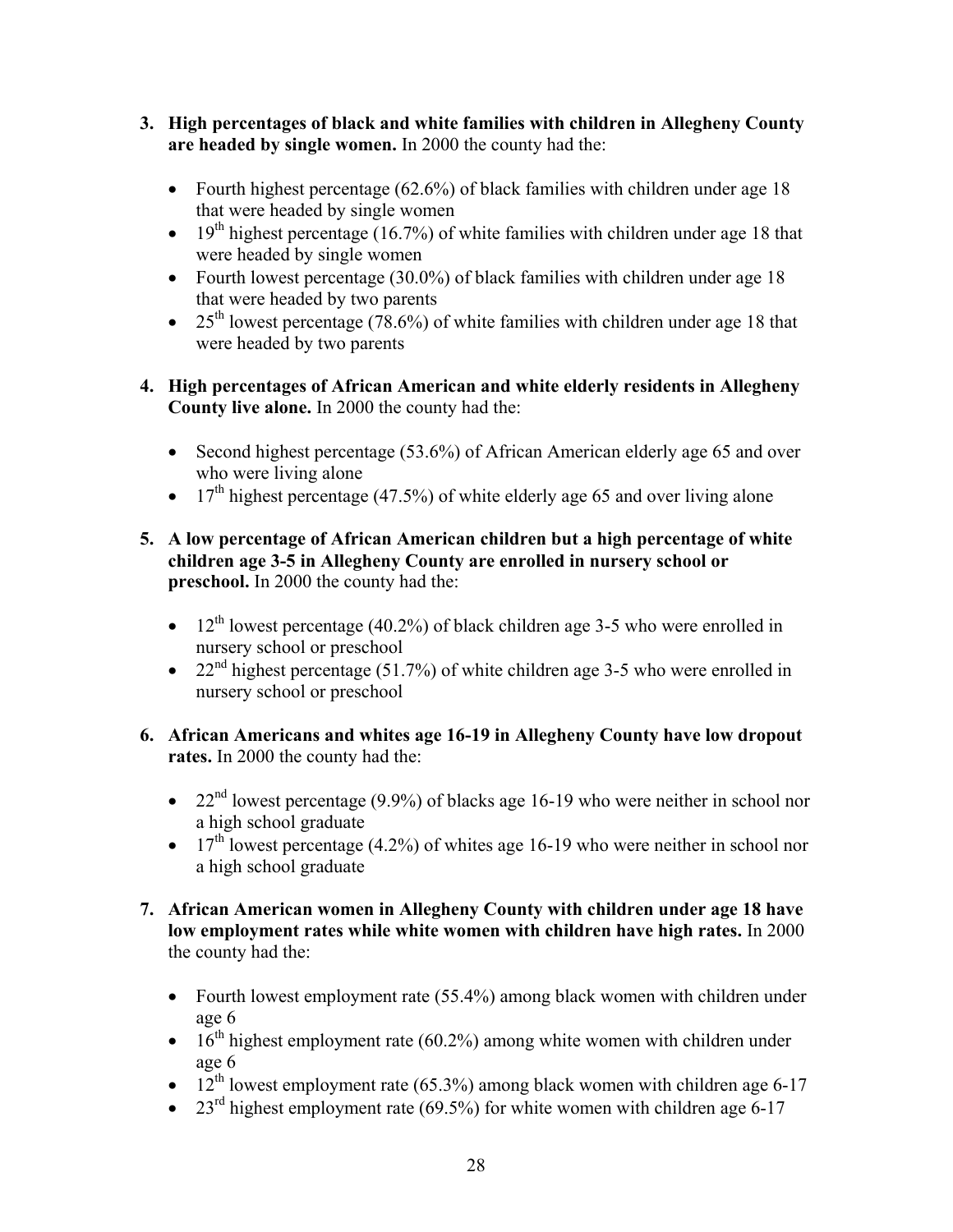3. **High percentages of black and white families with children in Allegheny County are headed by single women.** In 2000 the county had the:

   - Fourth highest percentage (62.6%) of black families with children under age 18 that were headed by single women
   - 19th highest percentage (16.7%) of white families with children under age 18 that were headed by single women
   - Fourth lowest percentage (30.0%) of black families with children under age 18 that were headed by two parents
   - 25th lowest percentage (78.6%) of white families with children under age 18 that were headed by two parents

4. **High percentages of African American and white elderly residents in Allegheny County live alone.** In 2000 the county had the:

   - Second highest percentage (53.6%) of African American elderly age 65 and over who were living alone
   - 17th highest percentage (47.5%) of white elderly age 65 and over living alone

5. **A low percentage of African American children but a high percentage of white children age 3-5 in Allegheny County are enrolled in nursery school or preschool.** In 2000 the county had the:

   - 12th lowest percentage (40.2%) of black children age 3-5 who were enrolled in nursery school or preschool
   - 22nd highest percentage (51.7%) of white children age 3-5 who were enrolled in nursery school or preschool

6. **African Americans and whites age 16-19 in Allegheny County have low dropout rates.** In 2000 the county had the:

   - 22nd lowest percentage (9.9%) of blacks age 16-19 who were neither in school nor a high school graduate
   - 17th lowest percentage (4.2%) of whites age 16-19 who were neither in school nor a high school graduate

7. **African American women in Allegheny County with children under age 18 have low employment rates while white women with children have high rates.** In 2000 the county had the:

   - Fourth lowest employment rate (55.4%) among black women with children under age 6
   - 16th highest employment rate (60.2%) among white women with children under age 6
   - 12th lowest employment rate (65.3%) among black women with children age 6-17
   - 23rd highest employment rate (69.5%) for white women with children age 6-17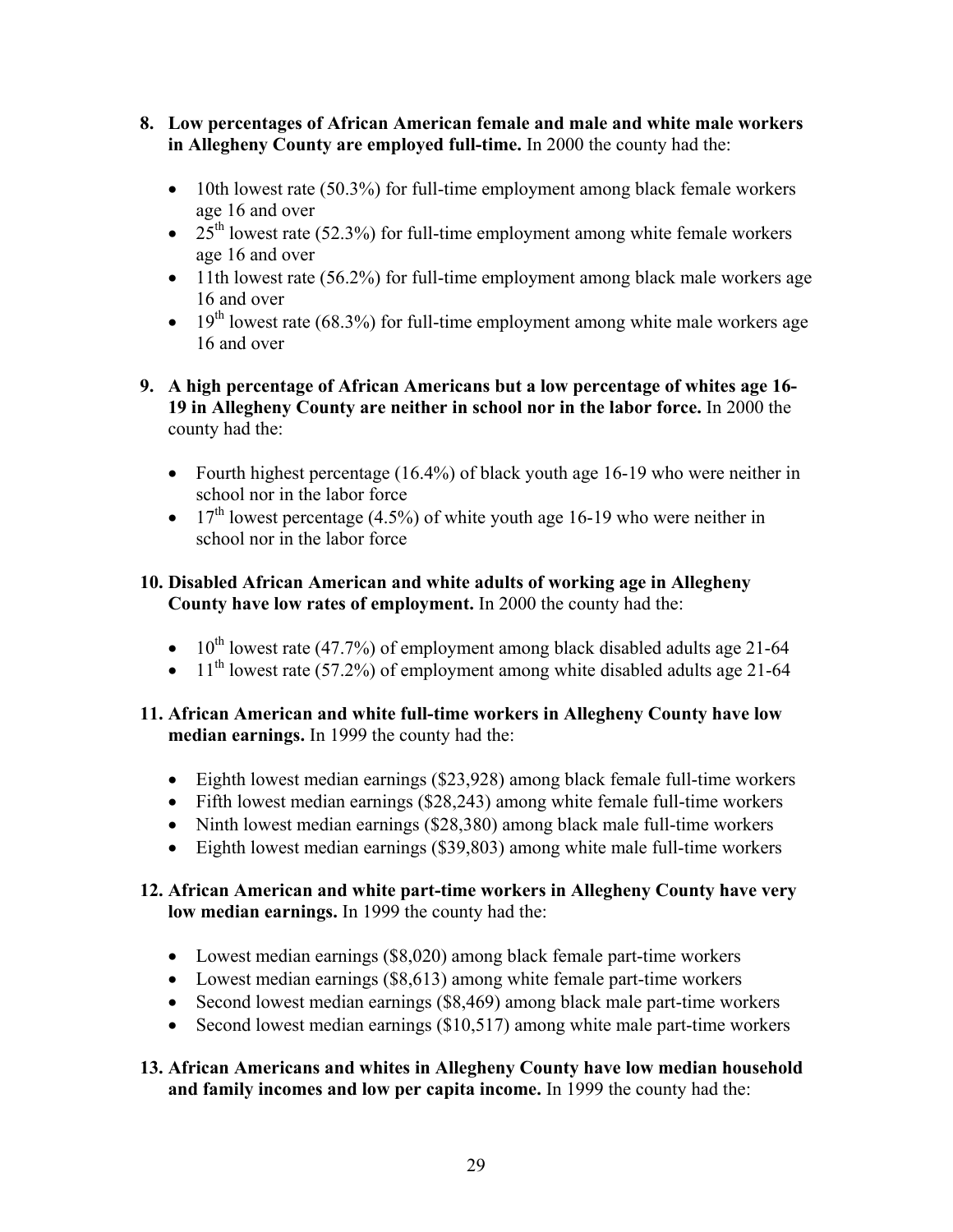8. **Low percentages of African American female and male and white male workers in Allegheny County are employed full-time.** In 2000 the county had the:

   - 10th lowest rate (50.3%) for full-time employment among black female workers age 16 and over
   - 25th lowest rate (52.3%) for full-time employment among white female workers age 16 and over
   - 11th lowest rate (56.2%) for full-time employment among black male workers age 16 and over
   - 19th lowest rate (68.3%) for full-time employment among white male workers age 16 and over

9. **A high percentage of African Americans but a low percentage of whites age 16-19 in Allegheny County are neither in school nor in the labor force.** In 2000 the county had the:

   - Fourth highest percentage (16.4%) of black youth age 16-19 who were neither in school nor in the labor force
   - 17th lowest percentage (4.5%) of white youth age 16-19 who were neither in school nor in the labor force

10. **Disabled African American and white adults of working age in Allegheny County have low rates of employment.** In 2000 the county had the:

    - 10th lowest rate (47.7%) of employment among black disabled adults age 21-64
    - 11th lowest rate (57.2%) of employment among white disabled adults age 21-64

11. **African American and white full-time workers in Allegheny County have low median earnings.** In 1999 the county had the:

    - Eighth lowest median earnings ($23,928) among black female full-time workers
    - Fifth lowest median earnings ($28,243) among white female full-time workers
    - Ninth lowest median earnings ($28,380) among black male full-time workers
    - Eighth lowest median earnings ($39,803) among white male full-time workers

12. **African American and white part-time workers in Allegheny County have very low median earnings.** In 1999 the county had the:

    - Lowest median earnings ($8,020) among black female part-time workers
    - Lowest median earnings ($8,613) among white female part-time workers
    - Second lowest median earnings ($8,469) among black male part-time workers
    - Second lowest median earnings ($10,517) among white male part-time workers

13. **African Americans and whites in Allegheny County have low median household and family incomes and low per capita income.** In 1999 the county had the: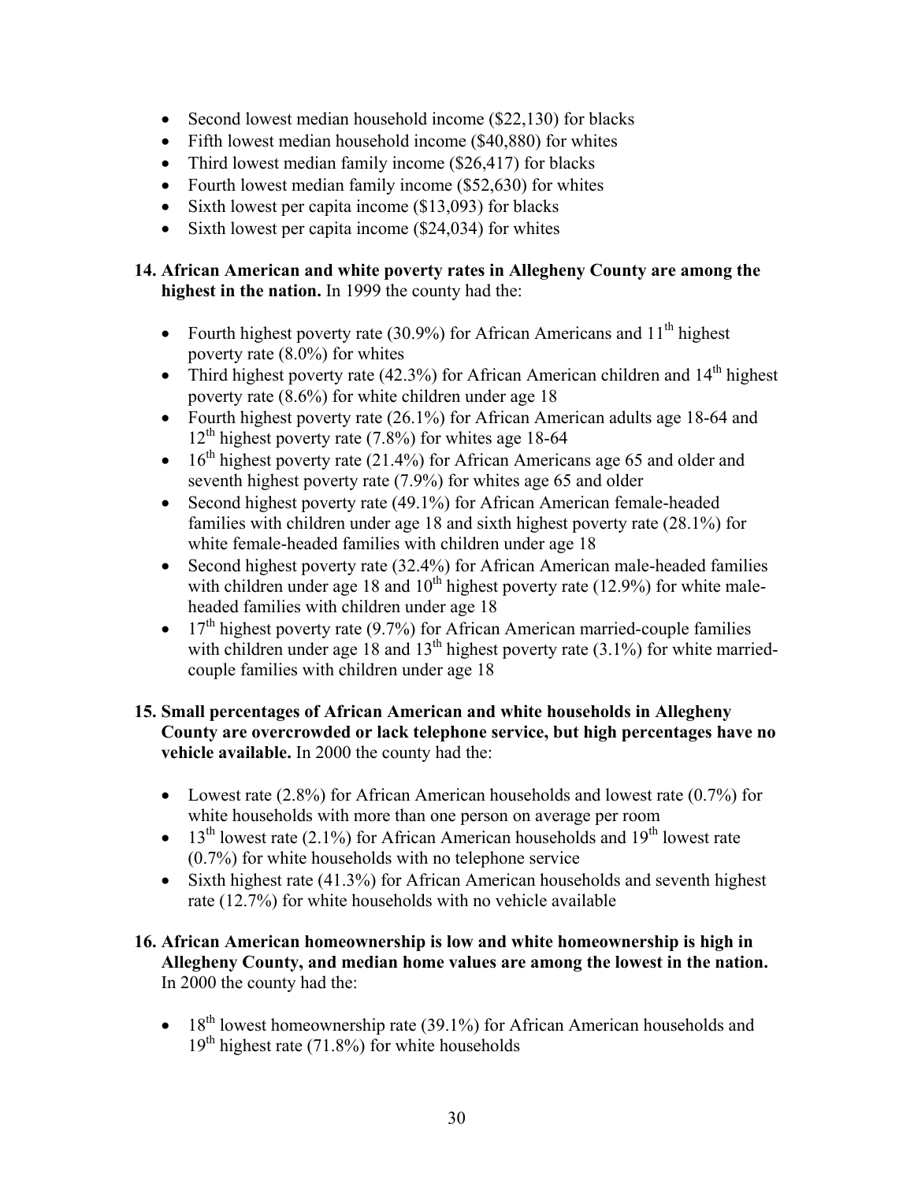- Second lowest median household income ($22,130) for blacks
- Fifth lowest median household income ($40,880) for whites
- Third lowest median family income ($26,417) for blacks
- Fourth lowest median family income ($52,630) for whites
- Sixth lowest per capita income ($13,093) for blacks
- Sixth lowest per capita income ($24,034) for whites

**14. African American and white poverty rates in Allegheny County are among the highest in the nation.** In 1999 the county had the:

- Fourth highest poverty rate (30.9%) for African Americans and 11th highest poverty rate (8.0%) for whites
- Third highest poverty rate (42.3%) for African American children and 14th highest poverty rate (8.6%) for white children under age 18
- Fourth highest poverty rate (26.1%) for African American adults age 18-64 and 12th highest poverty rate (7.8%) for whites age 18-64
- 16th highest poverty rate (21.4%) for African Americans age 65 and older and seventh highest poverty rate (7.9%) for whites age 65 and older
- Second highest poverty rate (49.1%) for African American female-headed families with children under age 18 and sixth highest poverty rate (28.1%) for white female-headed families with children under age 18
- Second highest poverty rate (32.4%) for African American male-headed families with children under age 18 and 10th highest poverty rate (12.9%) for white male-headed families with children under age 18
- 17th highest poverty rate (9.7%) for African American married-couple families with children under age 18 and 13th highest poverty rate (3.1%) for white married-couple families with children under age 18

**15. Small percentages of African American and white households in Allegheny County are overcrowded or lack telephone service, but high percentages have no vehicle available.** In 2000 the county had the:

- Lowest rate (2.8%) for African American households and lowest rate (0.7%) for white households with more than one person on average per room
- 13th lowest rate (2.1%) for African American households and 19th lowest rate (0.7%) for white households with no telephone service
- Sixth highest rate (41.3%) for African American households and seventh highest rate (12.7%) for white households with no vehicle available

**16. African American homeownership is low and white homeownership is high in Allegheny County, and median home values are among the lowest in the nation.** In 2000 the county had the:

- 18th lowest homeownership rate (39.1%) for African American households and 19th highest rate (71.8%) for white households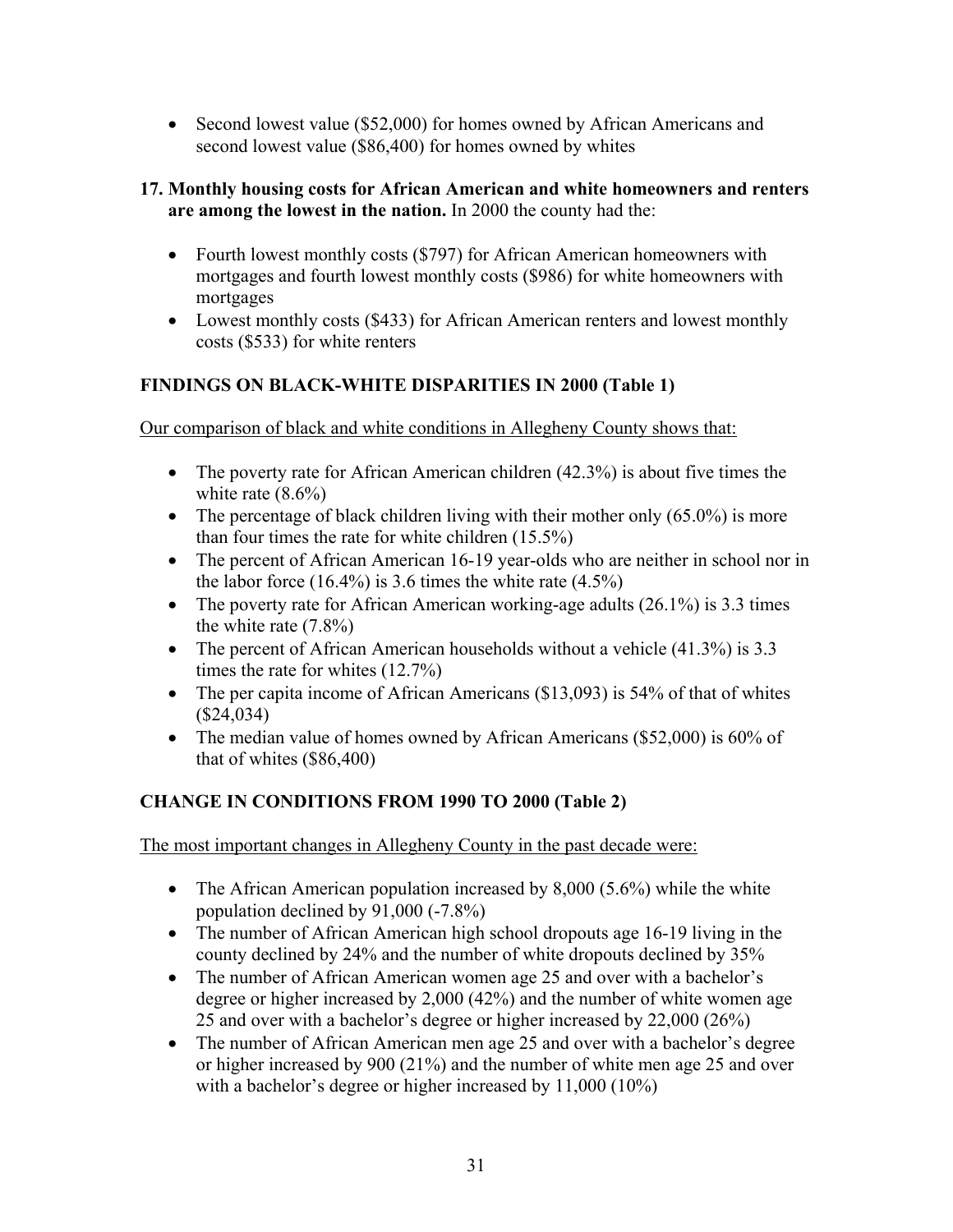- Second lowest value ($52,000) for homes owned by African Americans and second lowest value ($86,400) for homes owned by whites

**17. Monthly housing costs for African American and white homeowners and renters are among the lowest in the nation.** In 2000 the county had the:

- Fourth lowest monthly costs ($797) for African American homeowners with mortgages and fourth lowest monthly costs ($986) for white homeowners with mortgages
- Lowest monthly costs ($433) for African American renters and lowest monthly costs ($533) for white renters

## FINDINGS ON BLACK-WHITE DISPARITIES IN 2000 (Table 1)

<u>Our comparison of black and white conditions in Allegheny County shows that:</u>

- The poverty rate for African American children (42.3%) is about five times the white rate (8.6%)
- The percentage of black children living with their mother only (65.0%) is more than four times the rate for white children (15.5%)
- The percent of African American 16-19 year-olds who are neither in school nor in the labor force (16.4%) is 3.6 times the white rate (4.5%)
- The poverty rate for African American working-age adults (26.1%) is 3.3 times the white rate (7.8%)
- The percent of African American households without a vehicle (41.3%) is 3.3 times the rate for whites (12.7%)
- The per capita income of African Americans ($13,093) is 54% of that of whites ($24,034)
- The median value of homes owned by African Americans ($52,000) is 60% of that of whites ($86,400)

## CHANGE IN CONDITIONS FROM 1990 TO 2000 (Table 2)

<u>The most important changes in Allegheny County in the past decade were:</u>

- The African American population increased by 8,000 (5.6%) while the white population declined by 91,000 (-7.8%)
- The number of African American high school dropouts age 16-19 living in the county declined by 24% and the number of white dropouts declined by 35%
- The number of African American women age 25 and over with a bachelor's degree or higher increased by 2,000 (42%) and the number of white women age 25 and over with a bachelor's degree or higher increased by 22,000 (26%)
- The number of African American men age 25 and over with a bachelor's degree or higher increased by 900 (21%) and the number of white men age 25 and over with a bachelor's degree or higher increased by 11,000 (10%)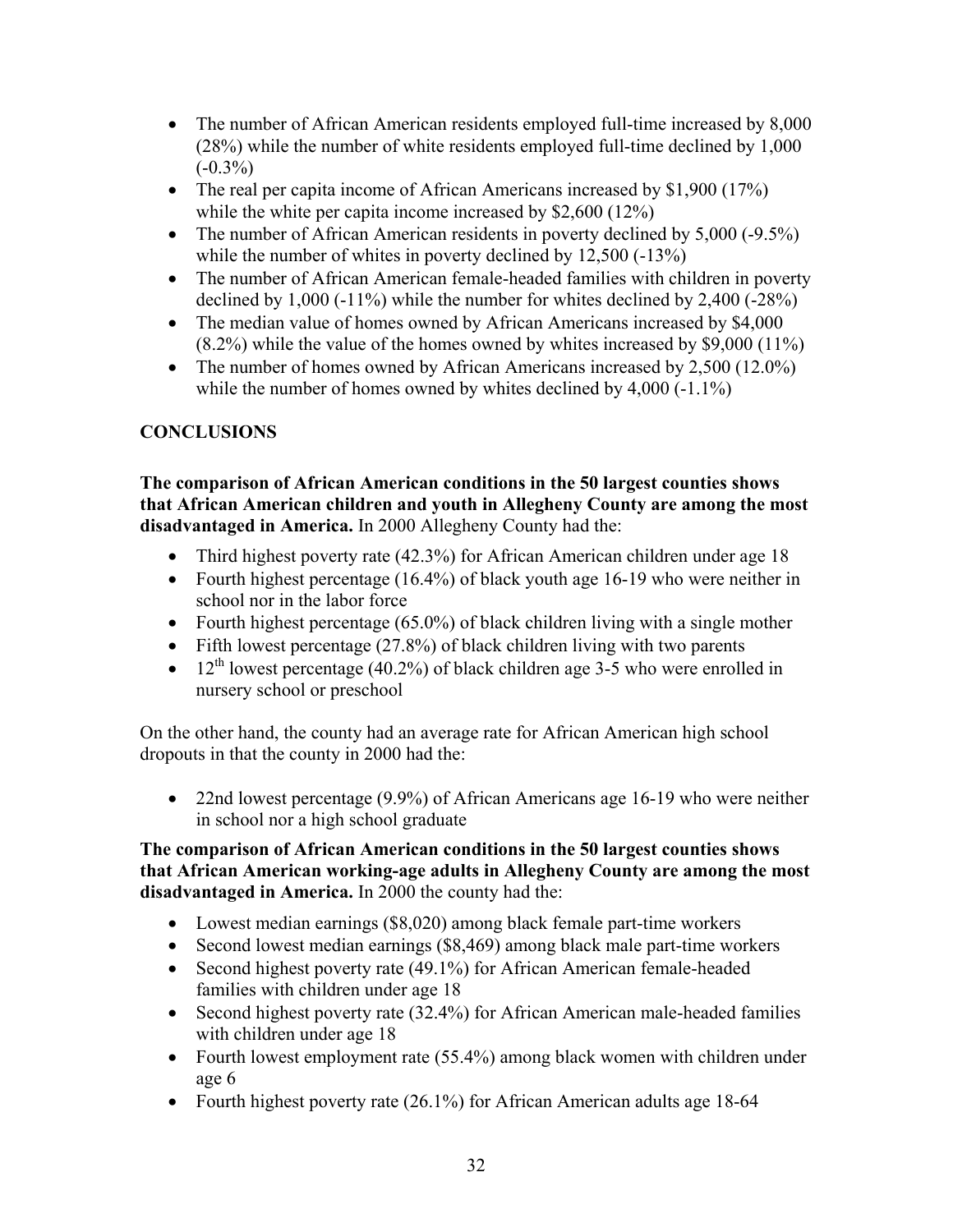- The number of African American residents employed full-time increased by 8,000 (28%) while the number of white residents employed full-time declined by 1,000 (-0.3%)
- The real per capita income of African Americans increased by $1,900 (17%) while the white per capita income increased by $2,600 (12%)
- The number of African American residents in poverty declined by 5,000 (-9.5%) while the number of whites in poverty declined by 12,500 (-13%)
- The number of African American female-headed families with children in poverty declined by 1,000 (-11%) while the number for whites declined by 2,400 (-28%)
- The median value of homes owned by African Americans increased by $4,000 (8.2%) while the value of the homes owned by whites increased by $9,000 (11%)
- The number of homes owned by African Americans increased by 2,500 (12.0%) while the number of homes owned by whites declined by 4,000 (-1.1%)

## CONCLUSIONS

**The comparison of African American conditions in the 50 largest counties shows that African American children and youth in Allegheny County are among the most disadvantaged in America.** In 2000 Allegheny County had the:

- Third highest poverty rate (42.3%) for African American children under age 18
- Fourth highest percentage (16.4%) of black youth age 16-19 who were neither in school nor in the labor force
- Fourth highest percentage (65.0%) of black children living with a single mother
- Fifth lowest percentage (27.8%) of black children living with two parents
- 12th lowest percentage (40.2%) of black children age 3-5 who were enrolled in nursery school or preschool

On the other hand, the county had an average rate for African American high school dropouts in that the county in 2000 had the:

- 22nd lowest percentage (9.9%) of African Americans age 16-19 who were neither in school nor a high school graduate

**The comparison of African American conditions in the 50 largest counties shows that African American working-age adults in Allegheny County are among the most disadvantaged in America.** In 2000 the county had the:

- Lowest median earnings ($8,020) among black female part-time workers
- Second lowest median earnings ($8,469) among black male part-time workers
- Second highest poverty rate (49.1%) for African American female-headed families with children under age 18
- Second highest poverty rate (32.4%) for African American male-headed families with children under age 18
- Fourth lowest employment rate (55.4%) among black women with children under age 6
- Fourth highest poverty rate (26.1%) for African American adults age 18-64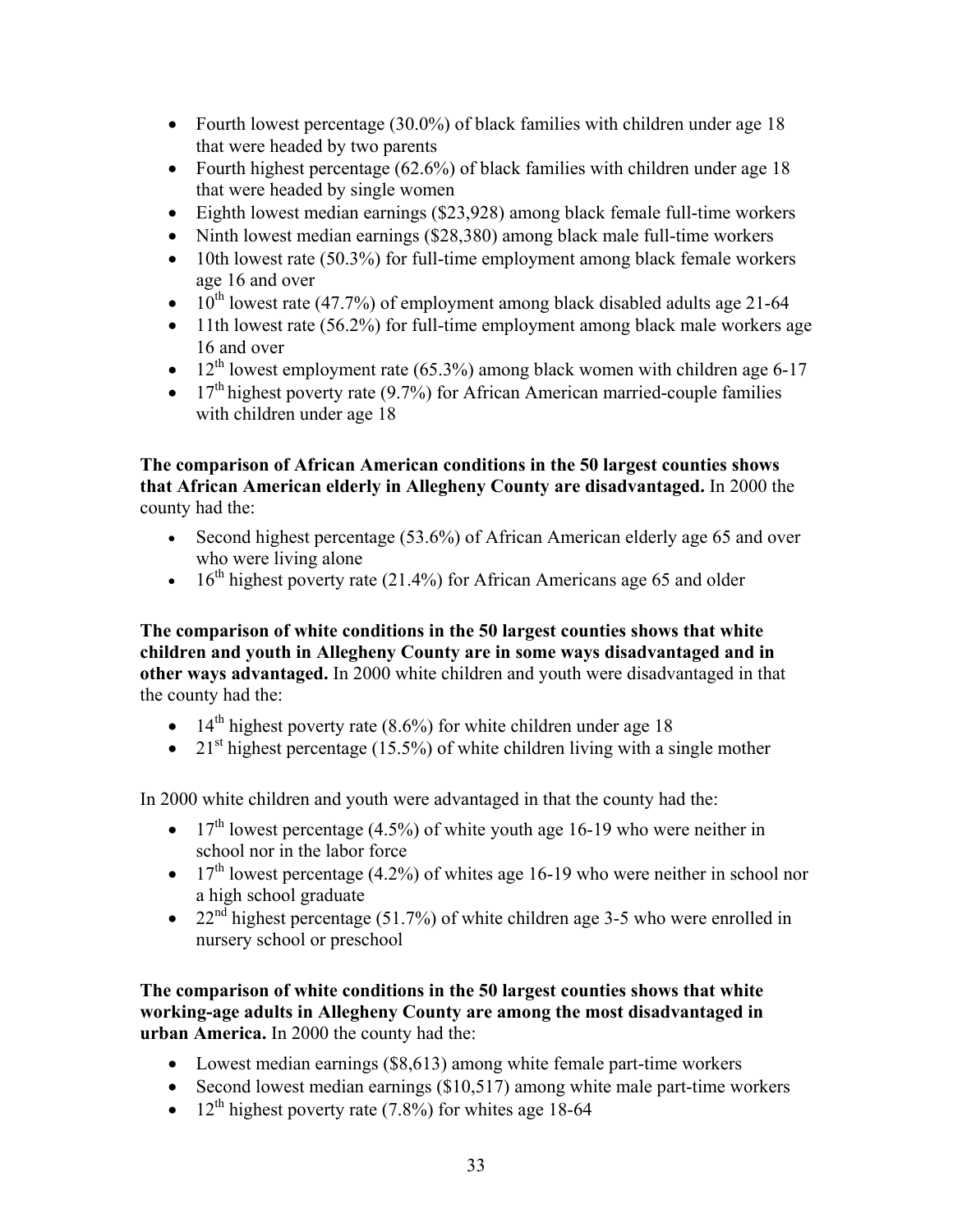- Fourth lowest percentage (30.0%) of black families with children under age 18 that were headed by two parents
- Fourth highest percentage (62.6%) of black families with children under age 18 that were headed by single women
- Eighth lowest median earnings ($23,928) among black female full-time workers
- Ninth lowest median earnings ($28,380) among black male full-time workers
- 10th lowest rate (50.3%) for full-time employment among black female workers age 16 and over
- 10th lowest rate (47.7%) of employment among black disabled adults age 21-64
- 11th lowest rate (56.2%) for full-time employment among black male workers age 16 and over
- 12th lowest employment rate (65.3%) among black women with children age 6-17
- 17th highest poverty rate (9.7%) for African American married-couple families with children under age 18

**The comparison of African American conditions in the 50 largest counties shows that African American elderly in Allegheny County are disadvantaged.** In 2000 the county had the:

- Second highest percentage (53.6%) of African American elderly age 65 and over who were living alone
- 16th highest poverty rate (21.4%) for African Americans age 65 and older

**The comparison of white conditions in the 50 largest counties shows that white children and youth in Allegheny County are in some ways disadvantaged and in other ways advantaged.** In 2000 white children and youth were disadvantaged in that the county had the:

- 14th highest poverty rate (8.6%) for white children under age 18
- 21st highest percentage (15.5%) of white children living with a single mother

In 2000 white children and youth were advantaged in that the county had the:

- 17th lowest percentage (4.5%) of white youth age 16-19 who were neither in school nor in the labor force
- 17th lowest percentage (4.2%) of whites age 16-19 who were neither in school nor a high school graduate
- 22nd highest percentage (51.7%) of white children age 3-5 who were enrolled in nursery school or preschool

**The comparison of white conditions in the 50 largest counties shows that white working-age adults in Allegheny County are among the most disadvantaged in urban America.** In 2000 the county had the:

- Lowest median earnings ($8,613) among white female part-time workers
- Second lowest median earnings ($10,517) among white male part-time workers
- 12th highest poverty rate (7.8%) for whites age 18-64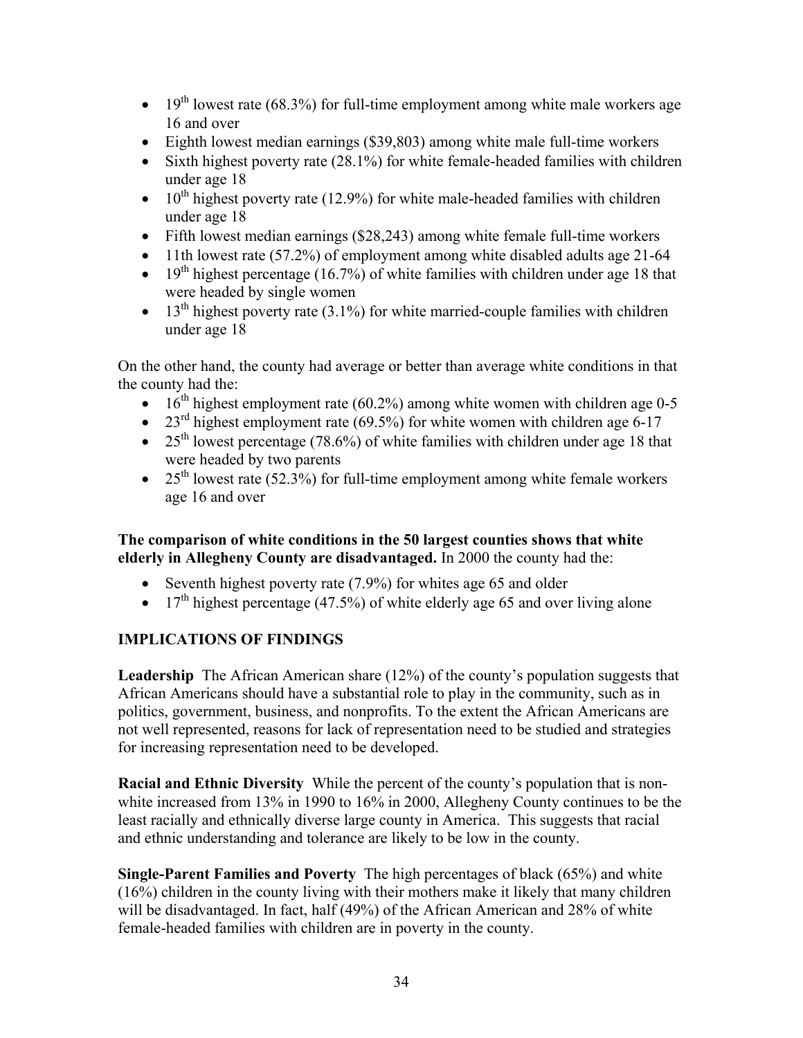- 19th lowest rate (68.3%) for full-time employment among white male workers age 16 and over
- Eighth lowest median earnings ($39,803) among white male full-time workers
- Sixth highest poverty rate (28.1%) for white female-headed families with children under age 18
- 10th highest poverty rate (12.9%) for white male-headed families with children under age 18
- Fifth lowest median earnings ($28,243) among white female full-time workers
- 11th lowest rate (57.2%) of employment among white disabled adults age 21-64
- 19th highest percentage (16.7%) of white families with children under age 18 that were headed by single women
- 13th highest poverty rate (3.1%) for white married-couple families with children under age 18

On the other hand, the county had average or better than average white conditions in that the county had the:

- 16th highest employment rate (60.2%) among white women with children age 0-5
- 23rd highest employment rate (69.5%) for white women with children age 6-17
- 25th lowest percentage (78.6%) of white families with children under age 18 that were headed by two parents
- 25th lowest rate (52.3%) for full-time employment among white female workers age 16 and over

**The comparison of white conditions in the 50 largest counties shows that white elderly in Allegheny County are disadvantaged.** In 2000 the county had the:

- Seventh highest poverty rate (7.9%) for whites age 65 and older
- 17th highest percentage (47.5%) of white elderly age 65 and over living alone

## IMPLICATIONS OF FINDINGS

**Leadership** The African American share (12%) of the county's population suggests that African Americans should have a substantial role to play in the community, such as in politics, government, business, and nonprofits. To the extent the African Americans are not well represented, reasons for lack of representation need to be studied and strategies for increasing representation need to be developed.

**Racial and Ethnic Diversity** While the percent of the county's population that is non-white increased from 13% in 1990 to 16% in 2000, Allegheny County continues to be the least racially and ethnically diverse large county in America. This suggests that racial and ethnic understanding and tolerance are likely to be low in the county.

**Single-Parent Families and Poverty** The high percentages of black (65%) and white (16%) children in the county living with their mothers make it likely that many children will be disadvantaged. In fact, half (49%) of the African American and 28% of white female-headed families with children are in poverty in the county.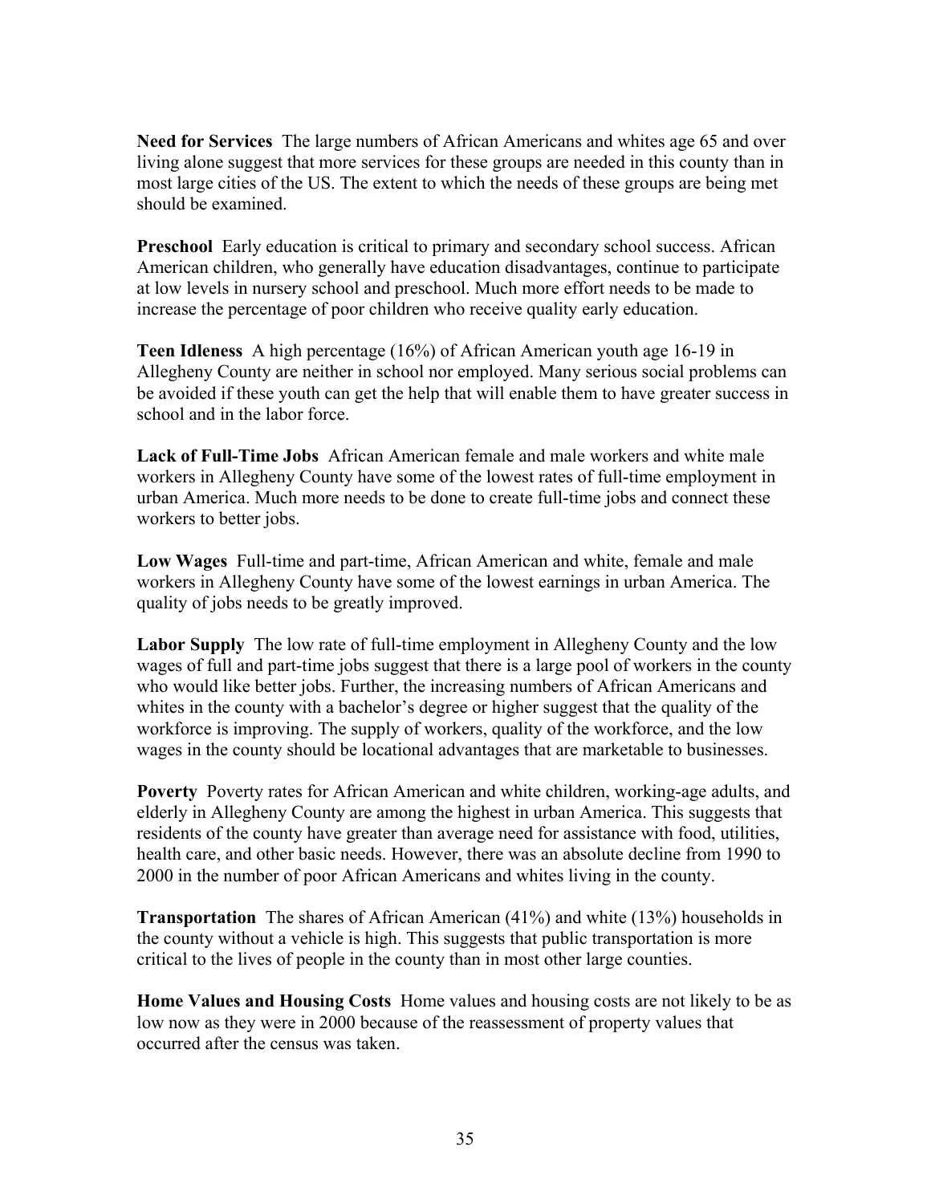**Need for Services** The large numbers of African Americans and whites age 65 and over living alone suggest that more services for these groups are needed in this county than in most large cities of the US. The extent to which the needs of these groups are being met should be examined.

**Preschool** Early education is critical to primary and secondary school success. African American children, who generally have education disadvantages, continue to participate at low levels in nursery school and preschool. Much more effort needs to be made to increase the percentage of poor children who receive quality early education.

**Teen Idleness** A high percentage (16%) of African American youth age 16-19 in Allegheny County are neither in school nor employed. Many serious social problems can be avoided if these youth can get the help that will enable them to have greater success in school and in the labor force.

**Lack of Full-Time Jobs** African American female and male workers and white male workers in Allegheny County have some of the lowest rates of full-time employment in urban America. Much more needs to be done to create full-time jobs and connect these workers to better jobs.

**Low Wages** Full-time and part-time, African American and white, female and male workers in Allegheny County have some of the lowest earnings in urban America. The quality of jobs needs to be greatly improved.

**Labor Supply** The low rate of full-time employment in Allegheny County and the low wages of full and part-time jobs suggest that there is a large pool of workers in the county who would like better jobs. Further, the increasing numbers of African Americans and whites in the county with a bachelor's degree or higher suggest that the quality of the workforce is improving. The supply of workers, quality of the workforce, and the low wages in the county should be locational advantages that are marketable to businesses.

**Poverty** Poverty rates for African American and white children, working-age adults, and elderly in Allegheny County are among the highest in urban America. This suggests that residents of the county have greater than average need for assistance with food, utilities, health care, and other basic needs. However, there was an absolute decline from 1990 to 2000 in the number of poor African Americans and whites living in the county.

**Transportation** The shares of African American (41%) and white (13%) households in the county without a vehicle is high. This suggests that public transportation is more critical to the lives of people in the county than in most other large counties.

**Home Values and Housing Costs** Home values and housing costs are not likely to be as low now as they were in 2000 because of the reassessment of property values that occurred after the census was taken.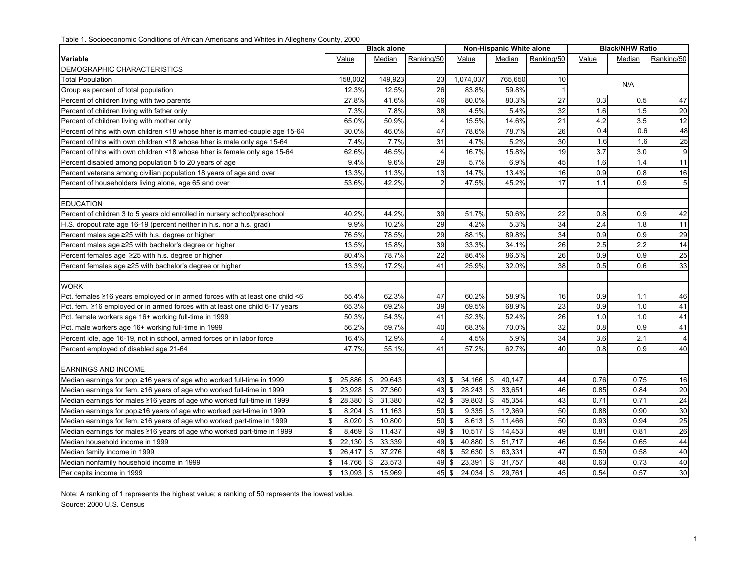Table 1. Socioeconomic Conditions of African Americans and Whites in Allegheny County, 2000

| Variable | Black alone | | | Non-Hispanic White alone | | | Black/NHW Ratio | | |
|---|---|---|---|---|---|---|---|---|---|
| | Value | Median | Ranking/50 | Value | Median | Ranking/50 | Value | Median | Ranking/50 |
| DEMOGRAPHIC CHARACTERISTICS | | | | | | | | | |
| Total Population | 158,002 | 149,923 | 23 | 1,074,037 | 765,650 | 10 | N/A | | |
| Group as percent of total population | 12.3% | 12.5% | 26 | 83.8% | 59.8% | 1 | | | |
| Percent of children living with two parents | 27.8% | 41.6% | 46 | 80.0% | 80.3% | 27 | 0.3 | 0.5 | 47 |
| Percent of children living with father only | 7.3% | 7.8% | 38 | 4.5% | 5.4% | 32 | 1.6 | 1.5 | 20 |
| Percent of children living with mother only | 65.0% | 50.9% | 4 | 15.5% | 14.6% | 21 | 4.2 | 3.5 | 12 |
| Percent of hhs with own children <18 whose hher is married-couple age 15-64 | 30.0% | 46.0% | 47 | 78.6% | 78.7% | 26 | 0.4 | 0.6 | 48 |
| Percent of hhs with own children <18 whose hher is male only age 15-64 | 7.4% | 7.7% | 31 | 4.7% | 5.2% | 30 | 1.6 | 1.6 | 25 |
| Percent of hhs with own children <18 whose hher is female only age 15-64 | 62.6% | 46.5% | 4 | 16.7% | 15.8% | 19 | 3.7 | 3.0 | 9 |
| Percent disabled among population 5 to 20 years of age | 9.4% | 9.6% | 29 | 5.7% | 6.9% | 45 | 1.6 | 1.4 | 11 |
| Percent veterans among civilian population 18 years of age and over | 13.3% | 11.3% | 13 | 14.7% | 13.4% | 16 | 0.9 | 0.8 | 16 |
| Percent of householders living alone, age 65 and over | 53.6% | 42.2% | 2 | 47.5% | 45.2% | 17 | 1.1 | 0.9 | 5 |
| | | | | | | | | | |
| EDUCATION | | | | | | | | | |
| Percent of children 3 to 5 years old enrolled in nursery school/preschool | 40.2% | 44.2% | 39 | 51.7% | 50.6% | 22 | 0.8 | 0.9 | 42 |
| H.S. dropout rate age 16-19 (percent neither in h.s. nor a h.s. grad) | 9.9% | 10.2% | 29 | 4.2% | 5.3% | 34 | 2.4 | 1.8 | 11 |
| Percent males age ≥25 with h.s. degree or higher | 76.5% | 78.5% | 29 | 88.1% | 89.8% | 34 | 0.9 | 0.9 | 29 |
| Percent males age ≥25 with bachelor's degree or higher | 13.5% | 15.8% | 39 | 33.3% | 34.1% | 26 | 2.5 | 2.2 | 14 |
| Percent females age ≥25 with h.s. degree or higher | 80.4% | 78.7% | 22 | 86.4% | 86.5% | 26 | 0.9 | 0.9 | 25 |
| Percent females age ≥25 with bachelor's degree or higher | 13.3% | 17.2% | 41 | 25.9% | 32.0% | 38 | 0.5 | 0.6 | 33 |
| | | | | | | | | | |
| WORK | | | | | | | | | |
| Pct. females ≥16 years employed or in armed forces with at least one child <6 | 55.4% | 62.3% | 47 | 60.2% | 58.9% | 16 | 0.9 | 1.1 | 46 |
| Pct. fem. ≥16 employed or in armed forces with at least one child 6-17 years | 65.3% | 69.2% | 39 | 69.5% | 68.9% | 23 | 0.9 | 1.0 | 41 |
| Pct. female workers age 16+ working full-time in 1999 | 50.3% | 54.3% | 41 | 52.3% | 52.4% | 26 | 1.0 | 1.0 | 41 |
| Pct. male workers age 16+ working full-time in 1999 | 56.2% | 59.7% | 40 | 68.3% | 70.0% | 32 | 0.8 | 0.9 | 41 |
| Percent idle, age 16-19, not in school, armed forces or in labor force | 16.4% | 12.9% | 4 | 4.5% | 5.9% | 34 | 3.6 | 2.1 | 4 |
| Percent employed of disabled age 21-64 | 47.7% | 55.1% | 41 | 57.2% | 62.7% | 40 | 0.8 | 0.9 | 40 |
| | | | | | | | | | |
| EARNINGS AND INCOME | | | | | | | | | |
| Median earnings for pop. ≥16 years of age who worked full-time in 1999 | $ 25,886 | $ 29,643 | 43 | $ 34,166 | $ 40,147 | 44 | 0.76 | 0.75 | 16 |
| Median earnings for fem. ≥16 years of age who worked full-time in 1999 | $ 23,928 | $ 27,360 | 43 | $ 28,243 | $ 33,651 | 46 | 0.85 | 0.84 | 20 |
| Median earnings for males ≥16 years of age who worked full-time in 1999 | $ 28,380 | $ 31,380 | 42 | $ 39,803 | $ 45,354 | 43 | 0.71 | 0.71 | 24 |
| Median earnings for pop.≥16 years of age who worked part-time in 1999 | $ 8,204 | $ 11,163 | 50 | $ 9,335 | $ 12,369 | 50 | 0.88 | 0.90 | 30 |
| Median earnings for fem. ≥16 years of age who worked part-time in 1999 | $ 8,020 | $ 10,800 | 50 | $ 8,613 | $ 11,466 | 50 | 0.93 | 0.94 | 25 |
| Median earnings for males ≥16 years of age who worked part-time in 1999 | $ 8,469 | $ 11,437 | 49 | $ 10,517 | $ 14,453 | 49 | 0.81 | 0.81 | 26 |
| Median household income in 1999 | $ 22,130 | $ 33,339 | 49 | $ 40,880 | $ 51,717 | 46 | 0.54 | 0.65 | 44 |
| Median family income in 1999 | $ 26,417 | $ 37,276 | 48 | $ 52,630 | $ 63,331 | 47 | 0.50 | 0.58 | 40 |
| Median nonfamily household income in 1999 | $ 14,766 | $ 23,573 | 49 | $ 23,391 | $ 31,757 | 48 | 0.63 | 0.73 | 40 |
| Per capita income in 1999 | $ 13,093 | $ 15,969 | 45 | $ 24,034 | $ 29,761 | 45 | 0.54 | 0.57 | 30 |

Note: A ranking of 1 represents the highest value; a ranking of 50 represents the lowest value.

Source: 2000 U.S. Census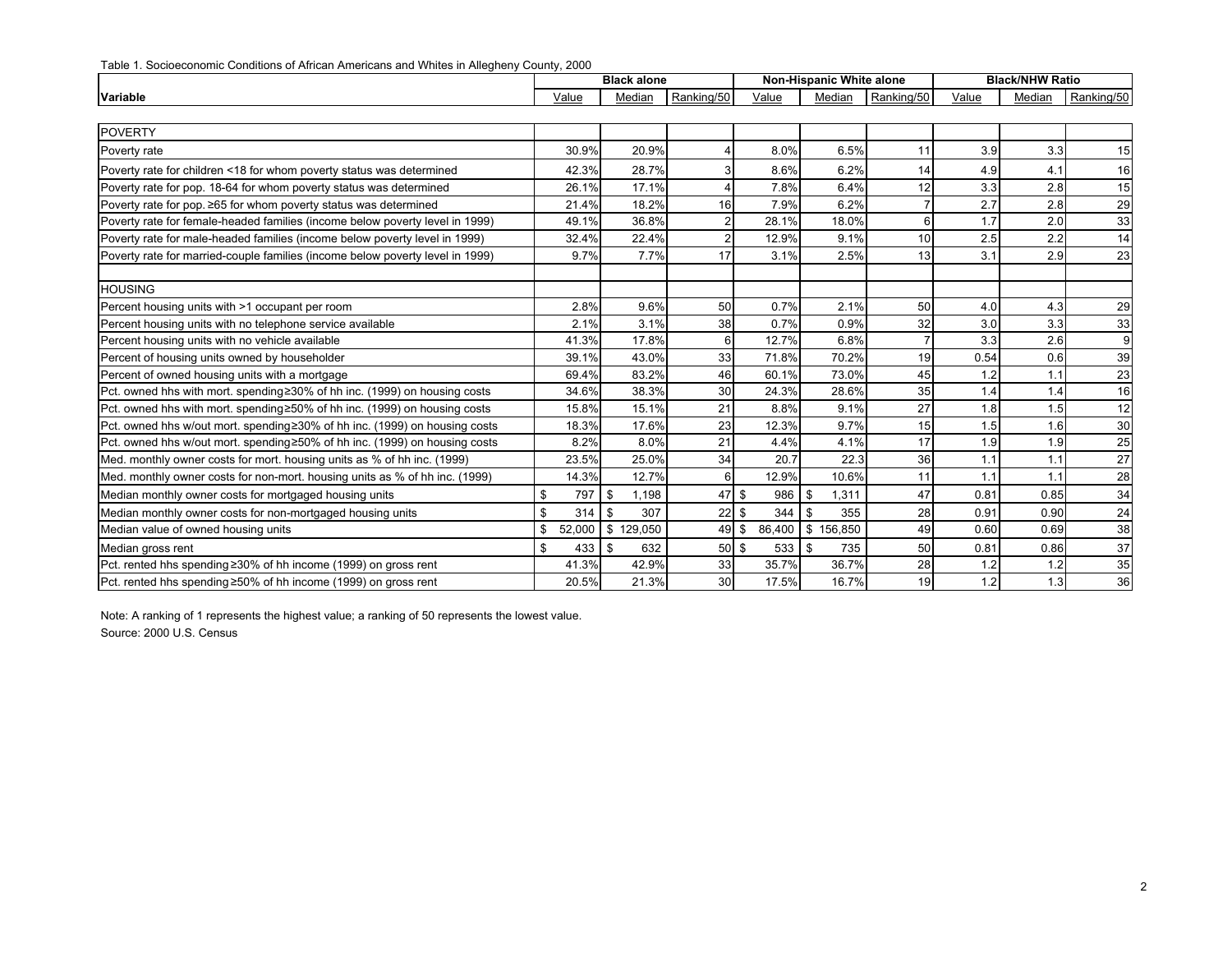Table 1. Socioeconomic Conditions of African Americans and Whites in Allegheny County, 2000

| Variable | Black alone | | | Non-Hispanic White alone | | | Black/NHW Ratio | | |
|---|---|---|---|---|---|---|---|---|---|
| | Value | Median | Ranking/50 | Value | Median | Ranking/50 | Value | Median | Ranking/50 |
| POVERTY | | | | | | | | | |
| Poverty rate | 30.9% | 20.9% | 4 | 8.0% | 6.5% | 11 | 3.9 | 3.3 | 15 |
| Poverty rate for children <18 for whom poverty status was determined | 42.3% | 28.7% | 3 | 8.6% | 6.2% | 14 | 4.9 | 4.1 | 16 |
| Poverty rate for pop. 18-64 for whom poverty status was determined | 26.1% | 17.1% | 4 | 7.8% | 6.4% | 12 | 3.3 | 2.8 | 15 |
| Poverty rate for pop. ≥65 for whom poverty status was determined | 21.4% | 18.2% | 16 | 7.9% | 6.2% | 7 | 2.7 | 2.8 | 29 |
| Poverty rate for female-headed families (income below poverty level in 1999) | 49.1% | 36.8% | 2 | 28.1% | 18.0% | 6 | 1.7 | 2.0 | 33 |
| Poverty rate for male-headed families (income below poverty level in 1999) | 32.4% | 22.4% | 2 | 12.9% | 9.1% | 10 | 2.5 | 2.2 | 14 |
| Poverty rate for married-couple families (income below poverty level in 1999) | 9.7% | 7.7% | 17 | 3.1% | 2.5% | 13 | 3.1 | 2.9 | 23 |
| | | | | | | | | | |
| HOUSING | | | | | | | | | |
| Percent housing units with >1 occupant per room | 2.8% | 9.6% | 50 | 0.7% | 2.1% | 50 | 4.0 | 4.3 | 29 |
| Percent housing units with no telephone service available | 2.1% | 3.1% | 38 | 0.7% | 0.9% | 32 | 3.0 | 3.3 | 33 |
| Percent housing units with no vehicle available | 41.3% | 17.8% | 6 | 12.7% | 6.8% | 7 | 3.3 | 2.6 | 9 |
| Percent of housing units owned by householder | 39.1% | 43.0% | 33 | 71.8% | 70.2% | 19 | 0.54 | 0.6 | 39 |
| Percent of owned housing units with a mortgage | 69.4% | 83.2% | 46 | 60.1% | 73.0% | 45 | 1.2 | 1.1 | 23 |
| Pct. owned hhs with mort. spending≥30% of hh inc. (1999) on housing costs | 34.6% | 38.3% | 30 | 24.3% | 28.6% | 35 | 1.4 | 1.4 | 16 |
| Pct. owned hhs with mort. spending≥50% of hh inc. (1999) on housing costs | 15.8% | 15.1% | 21 | 8.8% | 9.1% | 27 | 1.8 | 1.5 | 12 |
| Pct. owned hhs w/out mort. spending≥30% of hh inc. (1999) on housing costs | 18.3% | 17.6% | 23 | 12.3% | 9.7% | 15 | 1.5 | 1.6 | 30 |
| Pct. owned hhs w/out mort. spending≥50% of hh inc. (1999) on housing costs | 8.2% | 8.0% | 21 | 4.4% | 4.1% | 17 | 1.9 | 1.9 | 25 |
| Med. monthly owner costs for mort. housing units as % of hh inc. (1999) | 23.5% | 25.0% | 34 | 20.7 | 22.3 | 36 | 1.1 | 1.1 | 27 |
| Med. monthly owner costs for non-mort. housing units as % of hh inc. (1999) | 14.3% | 12.7% | 6 | 12.9% | 10.6% | 11 | 1.1 | 1.1 | 28 |
| Median monthly owner costs for mortgaged housing units | $ 797 | $ 1,198 | 47 | $ 986 | $ 1,311 | 47 | 0.81 | 0.85 | 34 |
| Median monthly owner costs for non-mortgaged housing units | $ 314 | $ 307 | 22 | $ 344 | $ 355 | 28 | 0.91 | 0.90 | 24 |
| Median value of owned housing units | $ 52,000 | $ 129,050 | 49 | $ 86,400 | $ 156,850 | 49 | 0.60 | 0.69 | 38 |
| Median gross rent | $ 433 | $ 632 | 50 | $ 533 | $ 735 | 50 | 0.81 | 0.86 | 37 |
| Pct. rented hhs spending≥30% of hh income (1999) on gross rent | 41.3% | 42.9% | 33 | 35.7% | 36.7% | 28 | 1.2 | 1.2 | 35 |
| Pct. rented hhs spending≥50% of hh income (1999) on gross rent | 20.5% | 21.3% | 30 | 17.5% | 16.7% | 19 | 1.2 | 1.3 | 36 |

Note: A ranking of 1 represents the highest value; a ranking of 50 represents the lowest value.
Source: 2000 U.S. Census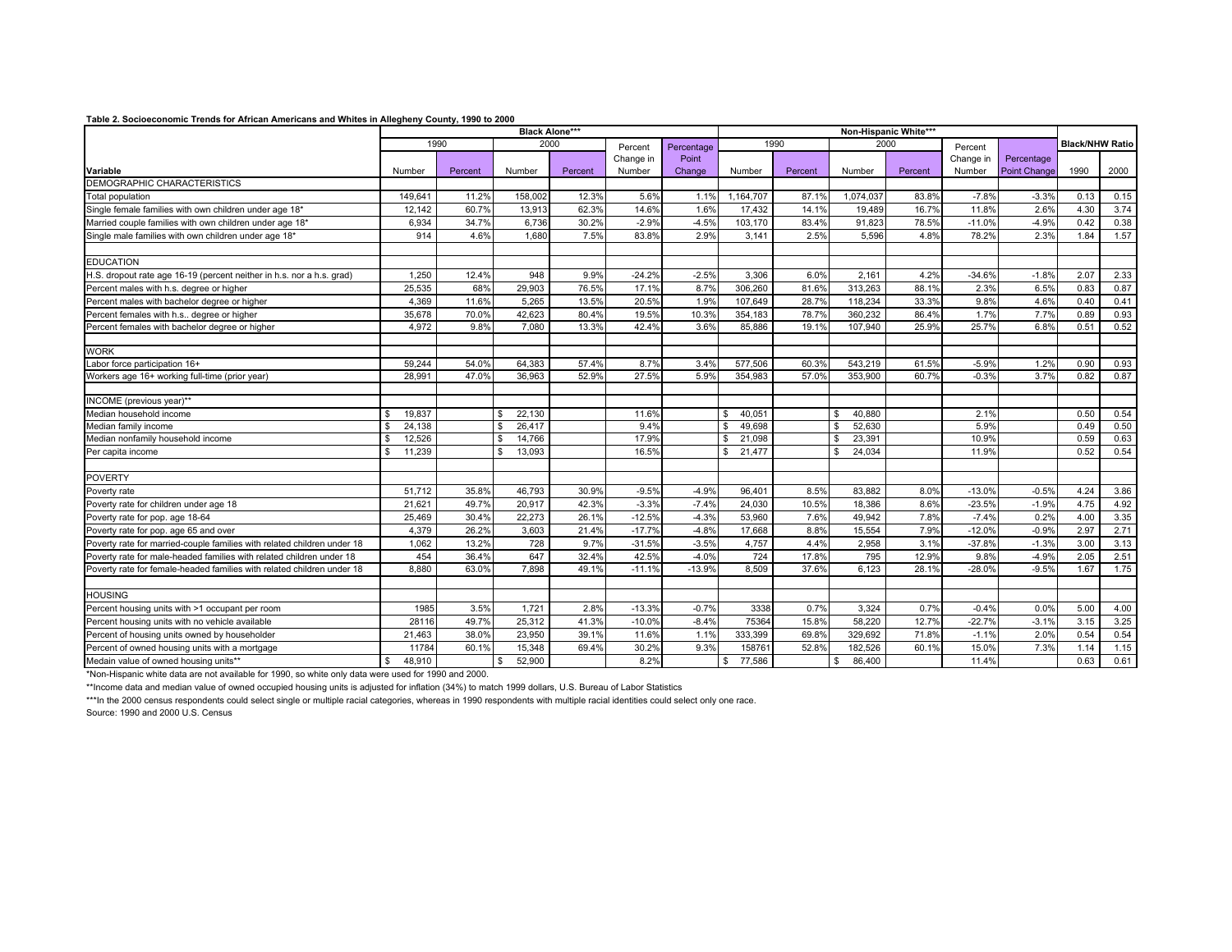**Table 2. Socioeconomic Trends for African Americans and Whites in Allegheny County, 1990 to 2000**

| | Black Alone*** | | | | | | Non-Hispanic White*** | | | | | | Black/NHW Ratio | |
|---|---|---|---|---|---|---|---|---|---|---|---|---|---|---|
| | 1990 | | 2000 | | Percent Change in Number | Percentage Point Change | 1990 | | 2000 | | Percent Change in Number | Percentage Point Change | | |
| Variable | Number | Percent | Number | Percent | | | Number | Percent | Number | Percent | | | 1990 | 2000 |
| DEMOGRAPHIC CHARACTERISTICS | | | | | | | | | | | | | | |
| Total population | 149,641 | 11.2% | 158,002 | 12.3% | 5.6% | 1.1% | 1,164,707 | 87.1% | 1,074,037 | 83.8% | -7.8% | -3.3% | 0.13 | 0.15 |
| Single female families with own children under age 18* | 12,142 | 60.7% | 13,913 | 62.3% | 14.6% | 1.6% | 17,432 | 14.1% | 19,489 | 16.7% | 11.8% | 2.6% | 4.30 | 3.74 |
| Married couple families with own children under age 18* | 6,934 | 34.7% | 6,736 | 30.2% | -2.9% | -4.5% | 103,170 | 83.4% | 91,823 | 78.5% | -11.0% | -4.9% | 0.42 | 0.38 |
| Single male families with own children under age 18* | 914 | 4.6% | 1,680 | 7.5% | 83.8% | 2.9% | 3,141 | 2.5% | 5,596 | 4.8% | 78.2% | 2.3% | 1.84 | 1.57 |
| EDUCATION | | | | | | | | | | | | | | |
| H.S. dropout rate age 16-19 (percent neither in h.s. nor a h.s. grad) | 1,250 | 12.4% | 948 | 9.9% | -24.2% | -2.5% | 3,306 | 6.0% | 2,161 | 4.2% | -34.6% | -1.8% | 2.07 | 2.33 |
| Percent males with h.s. degree or higher | 25,535 | 68% | 29,903 | 76.5% | 17.1% | 8.7% | 306,260 | 81.6% | 313,263 | 88.1% | 2.3% | 6.5% | 0.83 | 0.87 |
| Percent males with bachelor degree or higher | 4,369 | 11.6% | 5,265 | 13.5% | 20.5% | 1.9% | 107,649 | 28.7% | 118,234 | 33.3% | 9.8% | 4.6% | 0.40 | 0.41 |
| Percent females with h.s.. degree or higher | 35,678 | 70.0% | 42,623 | 80.4% | 19.5% | 10.3% | 354,183 | 78.7% | 360,232 | 86.4% | 1.7% | 7.7% | 0.89 | 0.93 |
| Percent females with bachelor degree or higher | 4,972 | 9.8% | 7,080 | 13.3% | 42.4% | 3.6% | 85,886 | 19.1% | 107,940 | 25.9% | 25.7% | 6.8% | 0.51 | 0.52 |
| WORK | | | | | | | | | | | | | | |
| Labor force participation 16+ | 59,244 | 54.0% | 64,383 | 57.4% | 8.7% | 3.4% | 577,506 | 60.3% | 543,219 | 61.5% | -5.9% | 1.2% | 0.90 | 0.93 |
| Workers age 16+ working full-time (prior year) | 28,991 | 47.0% | 36,963 | 52.9% | 27.5% | 5.9% | 354,983 | 57.0% | 353,900 | 60.7% | -0.3% | 3.7% | 0.82 | 0.87 |
| INCOME (previous year)** | | | | | | | | | | | | | | |
| Median household income | $ 19,837 | | $ 22,130 | | 11.6% | | $ 40,051 | | $ 40,880 | | 2.1% | | 0.50 | 0.54 |
| Median family income | $ 24,138 | | $ 26,417 | | 9.4% | | $ 49,698 | | $ 52,630 | | 5.9% | | 0.49 | 0.50 |
| Median nonfamily household income | $ 12,526 | | $ 14,766 | | 17.9% | | $ 21,098 | | $ 23,391 | | 10.9% | | 0.59 | 0.63 |
| Per capita income | $ 11,239 | | $ 13,093 | | 16.5% | | $ 21,477 | | $ 24,034 | | 11.9% | | 0.52 | 0.54 |
| POVERTY | | | | | | | | | | | | | | |
| Poverty rate | 51,712 | 35.8% | 46,793 | 30.9% | -9.5% | -4.9% | 96,401 | 8.5% | 83,882 | 8.0% | -13.0% | -0.5% | 4.24 | 3.86 |
| Poverty rate for children under age 18 | 21,621 | 49.7% | 20,917 | 42.3% | -3.3% | -7.4% | 24,030 | 10.5% | 18,386 | 8.6% | -23.5% | -1.9% | 4.75 | 4.92 |
| Poverty rate for pop. age 18-64 | 25,469 | 30.4% | 22,273 | 26.1% | -12.5% | -4.3% | 53,960 | 7.6% | 49,942 | 7.8% | -7.4% | 0.2% | 4.00 | 3.35 |
| Poverty rate for pop. age 65 and over | 4,379 | 26.2% | 3,603 | 21.4% | -17.7% | -4.8% | 17,668 | 8.8% | 15,554 | 7.9% | -12.0% | -0.9% | 2.97 | 2.71 |
| Poverty rate for married-couple families with related children under 18 | 1,062 | 13.2% | 728 | 9.7% | -31.5% | -3.5% | 4,757 | 4.4% | 2,958 | 3.1% | -37.8% | -1.3% | 3.00 | 3.13 |
| Poverty rate for male-headed families with related children under 18 | 454 | 36.4% | 647 | 32.4% | 42.5% | -4.0% | 724 | 17.8% | 795 | 12.9% | 9.8% | -4.9% | 2.05 | 2.51 |
| Poverty rate for female-headed families with related children under 18 | 8,880 | 63.0% | 7,898 | 49.1% | -11.1% | -13.9% | 8,509 | 37.6% | 6,123 | 28.1% | -28.0% | -9.5% | 1.67 | 1.75 |
| HOUSING | | | | | | | | | | | | | | |
| Percent housing units with >1 occupant per room | 1985 | 3.5% | 1,721 | 2.8% | -13.3% | -0.7% | 3338 | 0.7% | 3,324 | 0.7% | -0.4% | 0.0% | 5.00 | 4.00 |
| Percent housing units with no vehicle available | 28116 | 49.7% | 25,312 | 41.3% | -10.0% | -8.4% | 75364 | 15.8% | 58,220 | 12.7% | -22.7% | -3.1% | 3.15 | 3.25 |
| Percent of housing units owned by householder | 21,463 | 38.0% | 23,950 | 39.1% | 11.6% | 1.1% | 333,399 | 69.8% | 329,692 | 71.8% | -1.1% | 2.0% | 0.54 | 0.54 |
| Percent of owned housing units with a mortgage | 11784 | 60.1% | 15,348 | 69.4% | 30.2% | 9.3% | 158761 | 52.8% | 182,526 | 60.1% | 15.0% | 7.3% | 1.14 | 1.15 |
| Medain value of owned housing units** | $ 48,910 | | $ 52,900 | | 8.2% | | $ 77,586 | | $ 86,400 | | 11.4% | | 0.63 | 0.61 |

*Non-Hispanic white data are not available for 1990, so white only data were used for 1990 and 2000.

**Income data and median value of owned occupied housing units is adjusted for inflation (34%) to match 1999 dollars, U.S. Bureau of Labor Statistics

***In the 2000 census respondents could select single or multiple racial categories, whereas in 1990 respondents with multiple racial identities could select only one race.

Source: 1990 and 2000 U.S. Census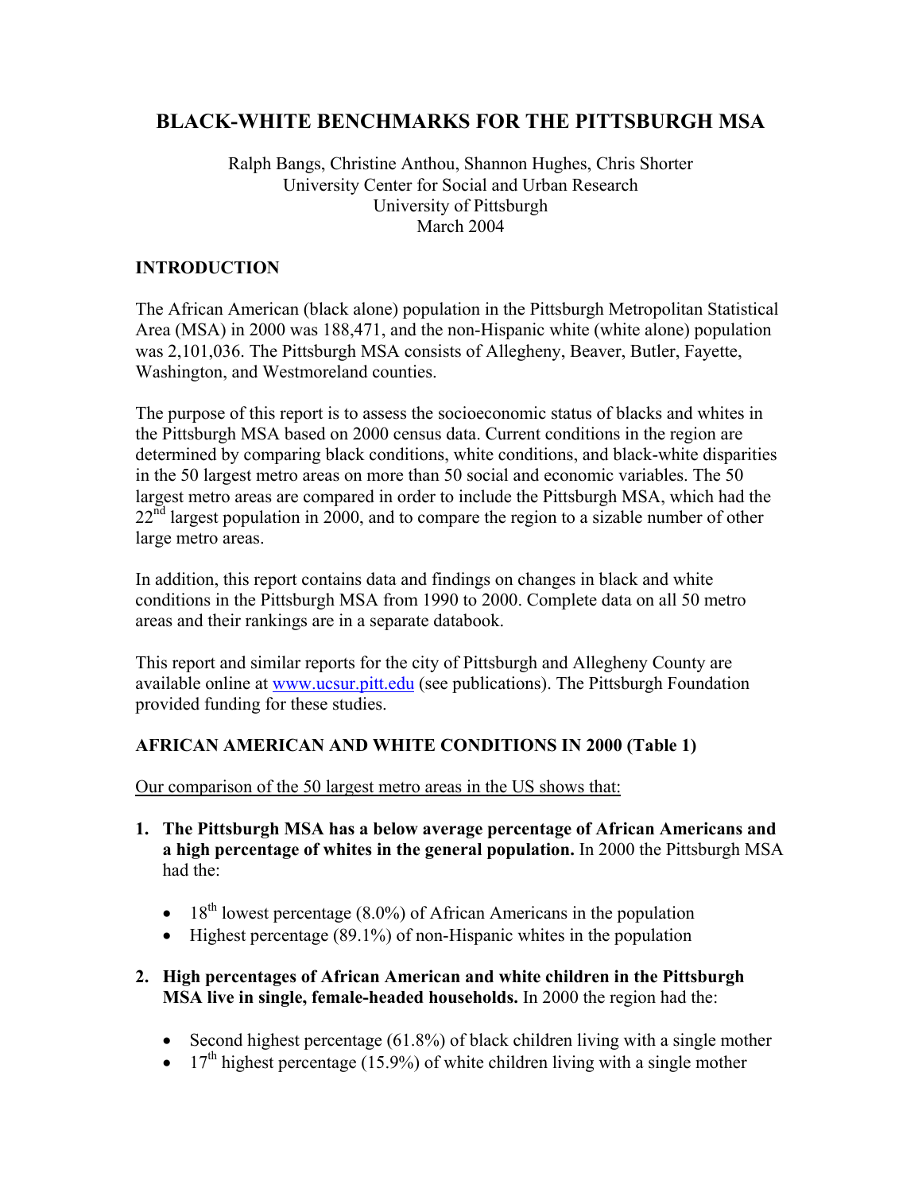# BLACK-WHITE BENCHMARKS FOR THE PITTSBURGH MSA

Ralph Bangs, Christine Anthou, Shannon Hughes, Chris Shorter
University Center for Social and Urban Research
University of Pittsburgh
March 2004

## INTRODUCTION

The African American (black alone) population in the Pittsburgh Metropolitan Statistical Area (MSA) in 2000 was 188,471, and the non-Hispanic white (white alone) population was 2,101,036. The Pittsburgh MSA consists of Allegheny, Beaver, Butler, Fayette, Washington, and Westmoreland counties.

The purpose of this report is to assess the socioeconomic status of blacks and whites in the Pittsburgh MSA based on 2000 census data. Current conditions in the region are determined by comparing black conditions, white conditions, and black-white disparities in the 50 largest metro areas on more than 50 social and economic variables. The 50 largest metro areas are compared in order to include the Pittsburgh MSA, which had the 22nd largest population in 2000, and to compare the region to a sizable number of other large metro areas.

In addition, this report contains data and findings on changes in black and white conditions in the Pittsburgh MSA from 1990 to 2000. Complete data on all 50 metro areas and their rankings are in a separate databook.

This report and similar reports for the city of Pittsburgh and Allegheny County are available online at www.ucsur.pitt.edu (see publications). The Pittsburgh Foundation provided funding for these studies.

## AFRICAN AMERICAN AND WHITE CONDITIONS IN 2000 (Table 1)

Our comparison of the 50 largest metro areas in the US shows that:

1. **The Pittsburgh MSA has a below average percentage of African Americans and a high percentage of whites in the general population.** In 2000 the Pittsburgh MSA had the:

   - 18th lowest percentage (8.0%) of African Americans in the population
   - Highest percentage (89.1%) of non-Hispanic whites in the population

2. **High percentages of African American and white children in the Pittsburgh MSA live in single, female-headed households.** In 2000 the region had the:

   - Second highest percentage (61.8%) of black children living with a single mother
   - 17th highest percentage (15.9%) of white children living with a single mother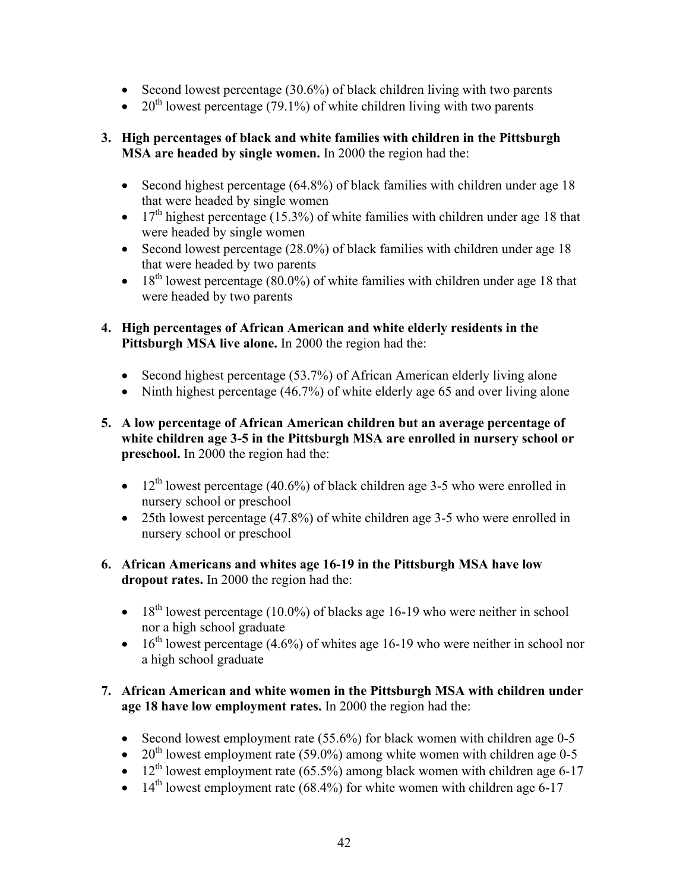- Second lowest percentage (30.6%) of black children living with two parents
- 20th lowest percentage (79.1%) of white children living with two parents

3. **High percentages of black and white families with children in the Pittsburgh MSA are headed by single women.** In 2000 the region had the:

   - Second highest percentage (64.8%) of black families with children under age 18 that were headed by single women
   - 17th highest percentage (15.3%) of white families with children under age 18 that were headed by single women
   - Second lowest percentage (28.0%) of black families with children under age 18 that were headed by two parents
   - 18th lowest percentage (80.0%) of white families with children under age 18 that were headed by two parents

4. **High percentages of African American and white elderly residents in the Pittsburgh MSA live alone.** In 2000 the region had the:

   - Second highest percentage (53.7%) of African American elderly living alone
   - Ninth highest percentage (46.7%) of white elderly age 65 and over living alone

5. **A low percentage of African American children but an average percentage of white children age 3-5 in the Pittsburgh MSA are enrolled in nursery school or preschool.** In 2000 the region had the:

   - 12th lowest percentage (40.6%) of black children age 3-5 who were enrolled in nursery school or preschool
   - 25th lowest percentage (47.8%) of white children age 3-5 who were enrolled in nursery school or preschool

6. **African Americans and whites age 16-19 in the Pittsburgh MSA have low dropout rates.** In 2000 the region had the:

   - 18th lowest percentage (10.0%) of blacks age 16-19 who were neither in school nor a high school graduate
   - 16th lowest percentage (4.6%) of whites age 16-19 who were neither in school nor a high school graduate

7. **African American and white women in the Pittsburgh MSA with children under age 18 have low employment rates.** In 2000 the region had the:

   - Second lowest employment rate (55.6%) for black women with children age 0-5
   - 20th lowest employment rate (59.0%) among white women with children age 0-5
   - 12th lowest employment rate (65.5%) among black women with children age 6-17
   - 14th lowest employment rate (68.4%) for white women with children age 6-17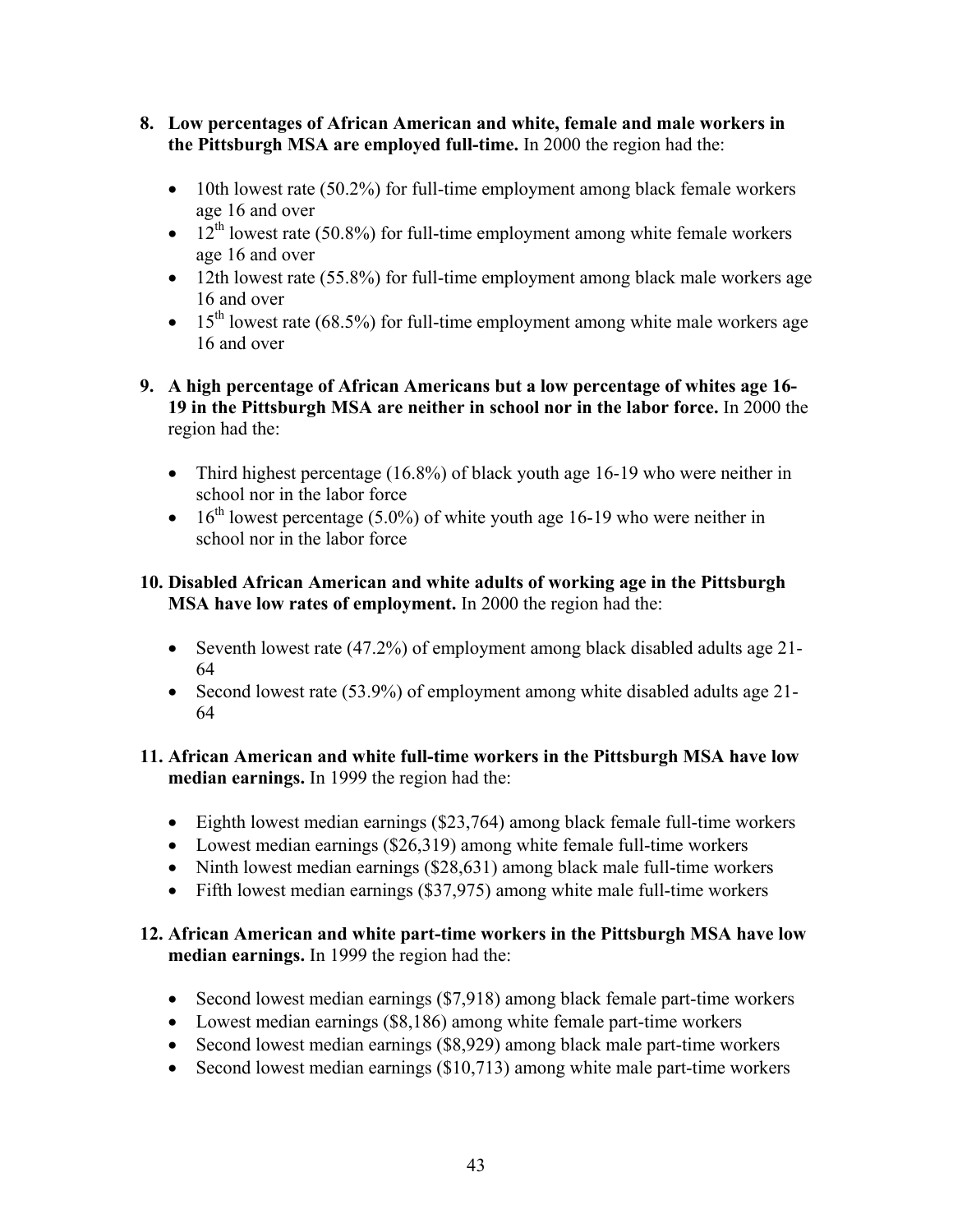8. **Low percentages of African American and white, female and male workers in the Pittsburgh MSA are employed full-time.** In 2000 the region had the:

    - 10th lowest rate (50.2%) for full-time employment among black female workers age 16 and over
    - 12th lowest rate (50.8%) for full-time employment among white female workers age 16 and over
    - 12th lowest rate (55.8%) for full-time employment among black male workers age 16 and over
    - 15th lowest rate (68.5%) for full-time employment among white male workers age 16 and over

9. **A high percentage of African Americans but a low percentage of whites age 16-19 in the Pittsburgh MSA are neither in school nor in the labor force.** In 2000 the region had the:

    - Third highest percentage (16.8%) of black youth age 16-19 who were neither in school nor in the labor force
    - 16th lowest percentage (5.0%) of white youth age 16-19 who were neither in school nor in the labor force

10. **Disabled African American and white adults of working age in the Pittsburgh MSA have low rates of employment.** In 2000 the region had the:

    - Seventh lowest rate (47.2%) of employment among black disabled adults age 21-64
    - Second lowest rate (53.9%) of employment among white disabled adults age 21-64

11. **African American and white full-time workers in the Pittsburgh MSA have low median earnings.** In 1999 the region had the:

    - Eighth lowest median earnings ($23,764) among black female full-time workers
    - Lowest median earnings ($26,319) among white female full-time workers
    - Ninth lowest median earnings ($28,631) among black male full-time workers
    - Fifth lowest median earnings ($37,975) among white male full-time workers

12. **African American and white part-time workers in the Pittsburgh MSA have low median earnings.** In 1999 the region had the:

    - Second lowest median earnings ($7,918) among black female part-time workers
    - Lowest median earnings ($8,186) among white female part-time workers
    - Second lowest median earnings ($8,929) among black male part-time workers
    - Second lowest median earnings ($10,713) among white male part-time workers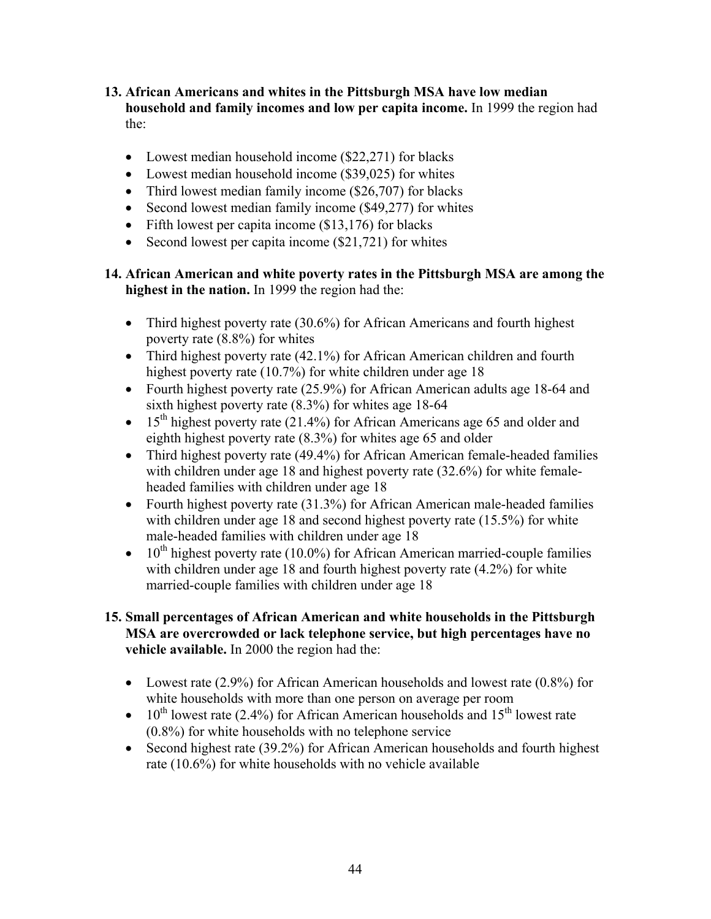**13. African Americans and whites in the Pittsburgh MSA have low median household and family incomes and low per capita income.** In 1999 the region had the:

- Lowest median household income ($22,271) for blacks
- Lowest median household income ($39,025) for whites
- Third lowest median family income ($26,707) for blacks
- Second lowest median family income ($49,277) for whites
- Fifth lowest per capita income ($13,176) for blacks
- Second lowest per capita income ($21,721) for whites

**14. African American and white poverty rates in the Pittsburgh MSA are among the highest in the nation.** In 1999 the region had the:

- Third highest poverty rate (30.6%) for African Americans and fourth highest poverty rate (8.8%) for whites
- Third highest poverty rate (42.1%) for African American children and fourth highest poverty rate (10.7%) for white children under age 18
- Fourth highest poverty rate (25.9%) for African American adults age 18-64 and sixth highest poverty rate (8.3%) for whites age 18-64
- 15th highest poverty rate (21.4%) for African Americans age 65 and older and eighth highest poverty rate (8.3%) for whites age 65 and older
- Third highest poverty rate (49.4%) for African American female-headed families with children under age 18 and highest poverty rate (32.6%) for white female-headed families with children under age 18
- Fourth highest poverty rate (31.3%) for African American male-headed families with children under age 18 and second highest poverty rate (15.5%) for white male-headed families with children under age 18
- 10th highest poverty rate (10.0%) for African American married-couple families with children under age 18 and fourth highest poverty rate (4.2%) for white married-couple families with children under age 18

**15. Small percentages of African American and white households in the Pittsburgh MSA are overcrowded or lack telephone service, but high percentages have no vehicle available.** In 2000 the region had the:

- Lowest rate (2.9%) for African American households and lowest rate (0.8%) for white households with more than one person on average per room
- 10th lowest rate (2.4%) for African American households and 15th lowest rate (0.8%) for white households with no telephone service
- Second highest rate (39.2%) for African American households and fourth highest rate (10.6%) for white households with no vehicle available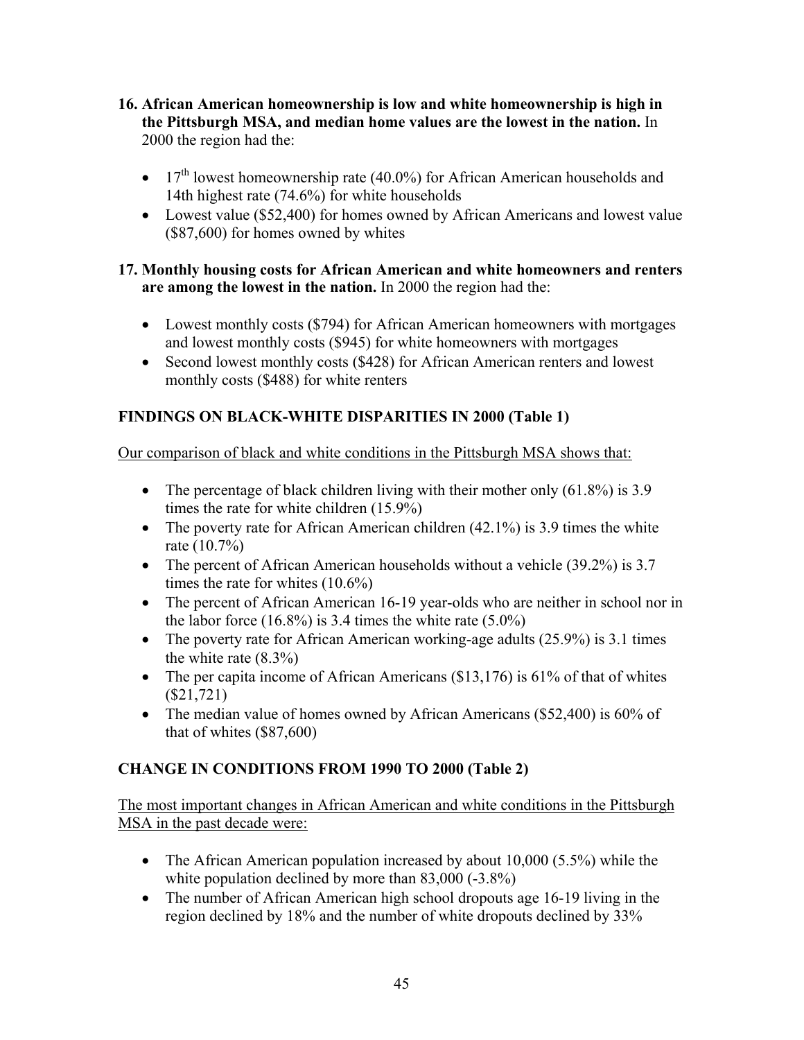16. **African American homeownership is low and white homeownership is high in the Pittsburgh MSA, and median home values are the lowest in the nation.** In 2000 the region had the:

    - 17th lowest homeownership rate (40.0%) for African American households and 14th highest rate (74.6%) for white households
    - Lowest value ($52,400) for homes owned by African Americans and lowest value ($87,600) for homes owned by whites

17. **Monthly housing costs for African American and white homeowners and renters are among the lowest in the nation.** In 2000 the region had the:

    - Lowest monthly costs ($794) for African American homeowners with mortgages and lowest monthly costs ($945) for white homeowners with mortgages
    - Second lowest monthly costs ($428) for African American renters and lowest monthly costs ($488) for white renters

## FINDINGS ON BLACK-WHITE DISPARITIES IN 2000 (Table 1)

Our comparison of black and white conditions in the Pittsburgh MSA shows that:

- The percentage of black children living with their mother only (61.8%) is 3.9 times the rate for white children (15.9%)
- The poverty rate for African American children (42.1%) is 3.9 times the white rate (10.7%)
- The percent of African American households without a vehicle (39.2%) is 3.7 times the rate for whites (10.6%)
- The percent of African American 16-19 year-olds who are neither in school nor in the labor force (16.8%) is 3.4 times the white rate (5.0%)
- The poverty rate for African American working-age adults (25.9%) is 3.1 times the white rate (8.3%)
- The per capita income of African Americans ($13,176) is 61% of that of whites ($21,721)
- The median value of homes owned by African Americans ($52,400) is 60% of that of whites ($87,600)

## CHANGE IN CONDITIONS FROM 1990 TO 2000 (Table 2)

The most important changes in African American and white conditions in the Pittsburgh MSA in the past decade were:

- The African American population increased by about 10,000 (5.5%) while the white population declined by more than 83,000 (-3.8%)
- The number of African American high school dropouts age 16-19 living in the region declined by 18% and the number of white dropouts declined by 33%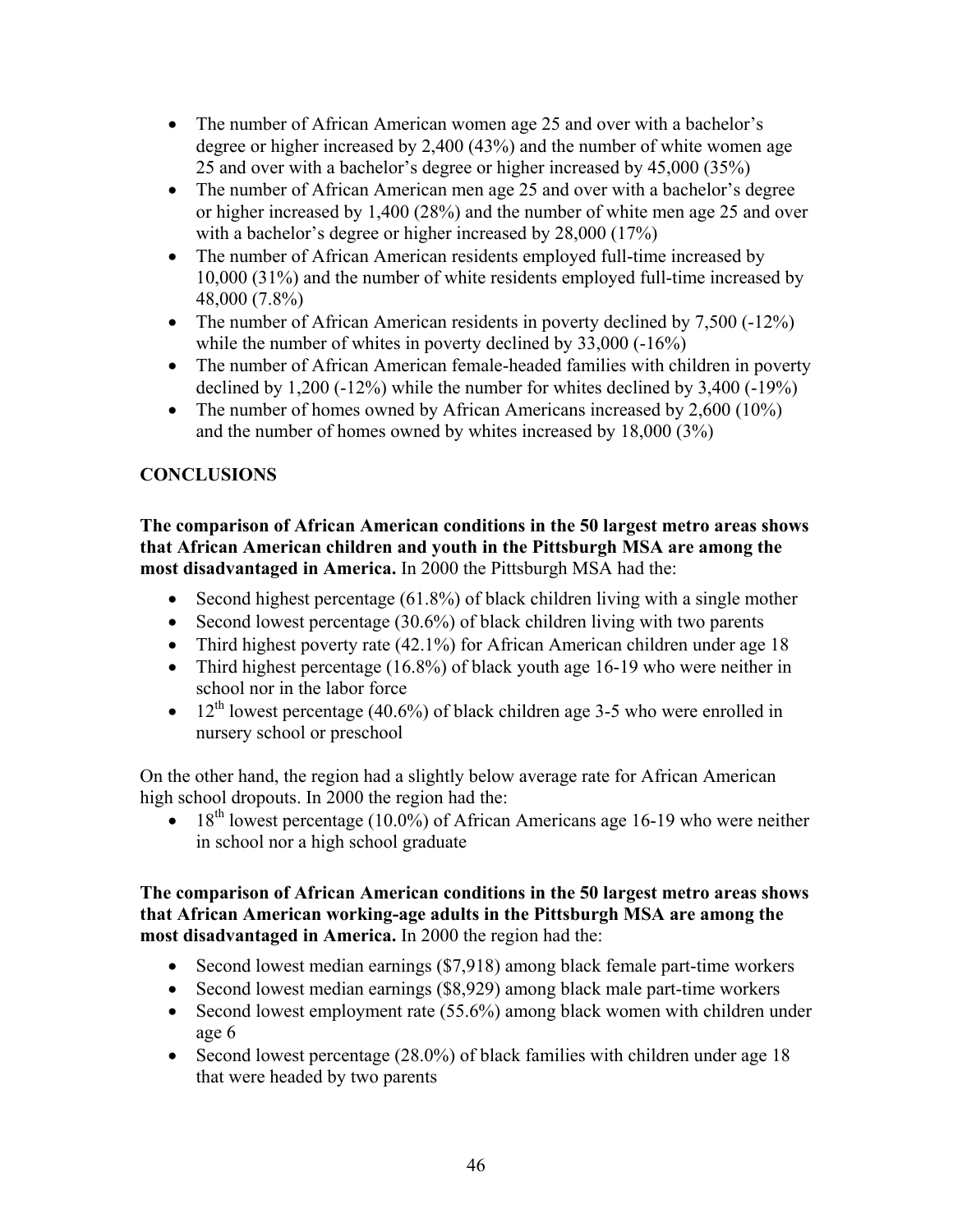- The number of African American women age 25 and over with a bachelor's degree or higher increased by 2,400 (43%) and the number of white women age 25 and over with a bachelor's degree or higher increased by 45,000 (35%)
- The number of African American men age 25 and over with a bachelor's degree or higher increased by 1,400 (28%) and the number of white men age 25 and over with a bachelor's degree or higher increased by 28,000 (17%)
- The number of African American residents employed full-time increased by 10,000 (31%) and the number of white residents employed full-time increased by 48,000 (7.8%)
- The number of African American residents in poverty declined by 7,500 (-12%) while the number of whites in poverty declined by 33,000 (-16%)
- The number of African American female-headed families with children in poverty declined by 1,200 (-12%) while the number for whites declined by 3,400 (-19%)
- The number of homes owned by African Americans increased by 2,600 (10%) and the number of homes owned by whites increased by 18,000 (3%)

## CONCLUSIONS

**The comparison of African American conditions in the 50 largest metro areas shows that African American children and youth in the Pittsburgh MSA are among the most disadvantaged in America.** In 2000 the Pittsburgh MSA had the:

- Second highest percentage (61.8%) of black children living with a single mother
- Second lowest percentage (30.6%) of black children living with two parents
- Third highest poverty rate (42.1%) for African American children under age 18
- Third highest percentage (16.8%) of black youth age 16-19 who were neither in school nor in the labor force
- 12th lowest percentage (40.6%) of black children age 3-5 who were enrolled in nursery school or preschool

On the other hand, the region had a slightly below average rate for African American high school dropouts. In 2000 the region had the:

- 18th lowest percentage (10.0%) of African Americans age 16-19 who were neither in school nor a high school graduate

**The comparison of African American conditions in the 50 largest metro areas shows that African American working-age adults in the Pittsburgh MSA are among the most disadvantaged in America.** In 2000 the region had the:

- Second lowest median earnings ($7,918) among black female part-time workers
- Second lowest median earnings ($8,929) among black male part-time workers
- Second lowest employment rate (55.6%) among black women with children under age 6
- Second lowest percentage (28.0%) of black families with children under age 18 that were headed by two parents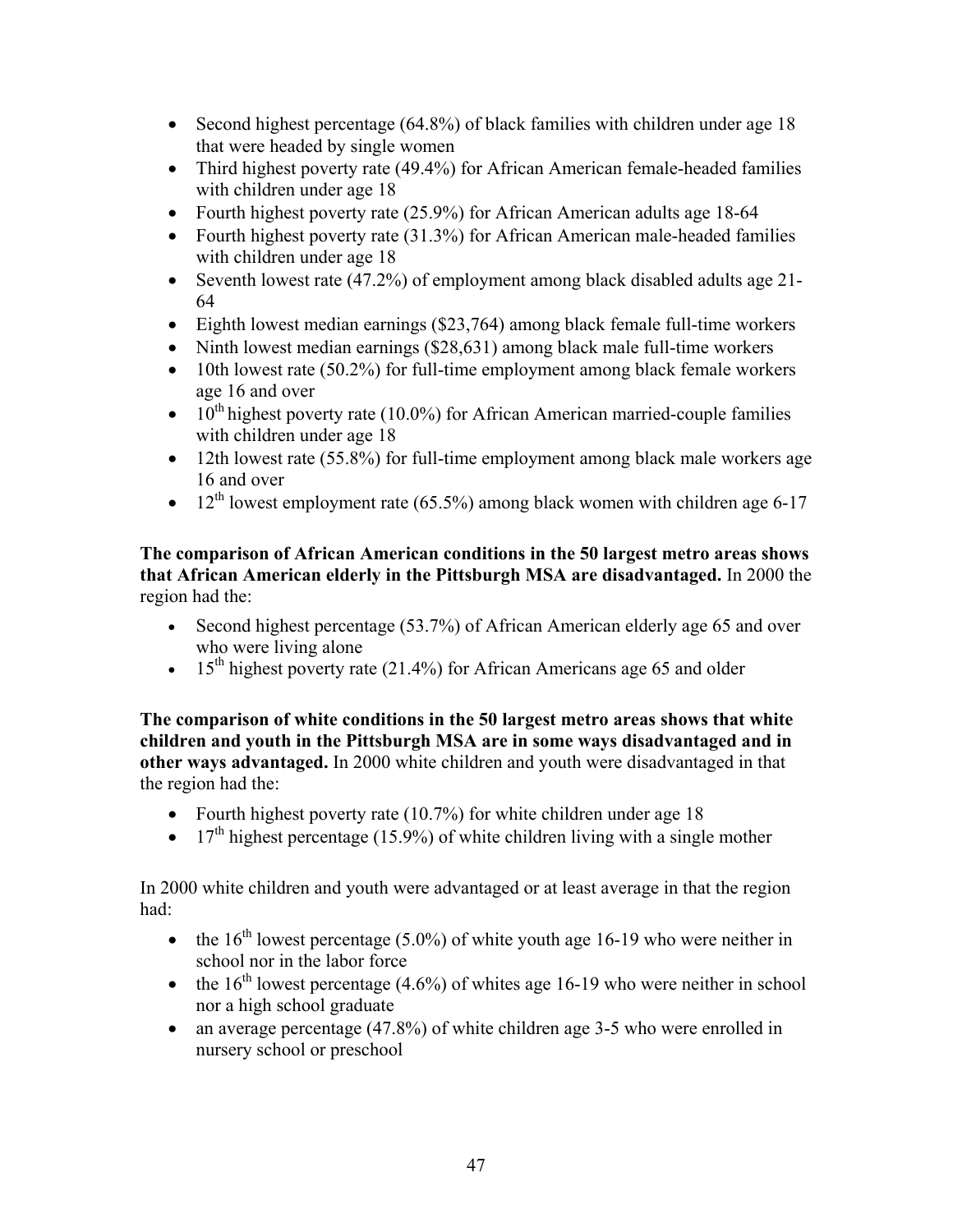- Second highest percentage (64.8%) of black families with children under age 18 that were headed by single women
- Third highest poverty rate (49.4%) for African American female-headed families with children under age 18
- Fourth highest poverty rate (25.9%) for African American adults age 18-64
- Fourth highest poverty rate (31.3%) for African American male-headed families with children under age 18
- Seventh lowest rate (47.2%) of employment among black disabled adults age 21-64
- Eighth lowest median earnings ($23,764) among black female full-time workers
- Ninth lowest median earnings ($28,631) among black male full-time workers
- 10th lowest rate (50.2%) for full-time employment among black female workers age 16 and over
- 10th highest poverty rate (10.0%) for African American married-couple families with children under age 18
- 12th lowest rate (55.8%) for full-time employment among black male workers age 16 and over
- 12th lowest employment rate (65.5%) among black women with children age 6-17

**The comparison of African American conditions in the 50 largest metro areas shows that African American elderly in the Pittsburgh MSA are disadvantaged.** In 2000 the region had the:

- Second highest percentage (53.7%) of African American elderly age 65 and over who were living alone
- 15th highest poverty rate (21.4%) for African Americans age 65 and older

**The comparison of white conditions in the 50 largest metro areas shows that white children and youth in the Pittsburgh MSA are in some ways disadvantaged and in other ways advantaged.** In 2000 white children and youth were disadvantaged in that the region had the:

- Fourth highest poverty rate (10.7%) for white children under age 18
- 17th highest percentage (15.9%) of white children living with a single mother

In 2000 white children and youth were advantaged or at least average in that the region had:

- the 16th lowest percentage (5.0%) of white youth age 16-19 who were neither in school nor in the labor force
- the 16th lowest percentage (4.6%) of whites age 16-19 who were neither in school nor a high school graduate
- an average percentage (47.8%) of white children age 3-5 who were enrolled in nursery school or preschool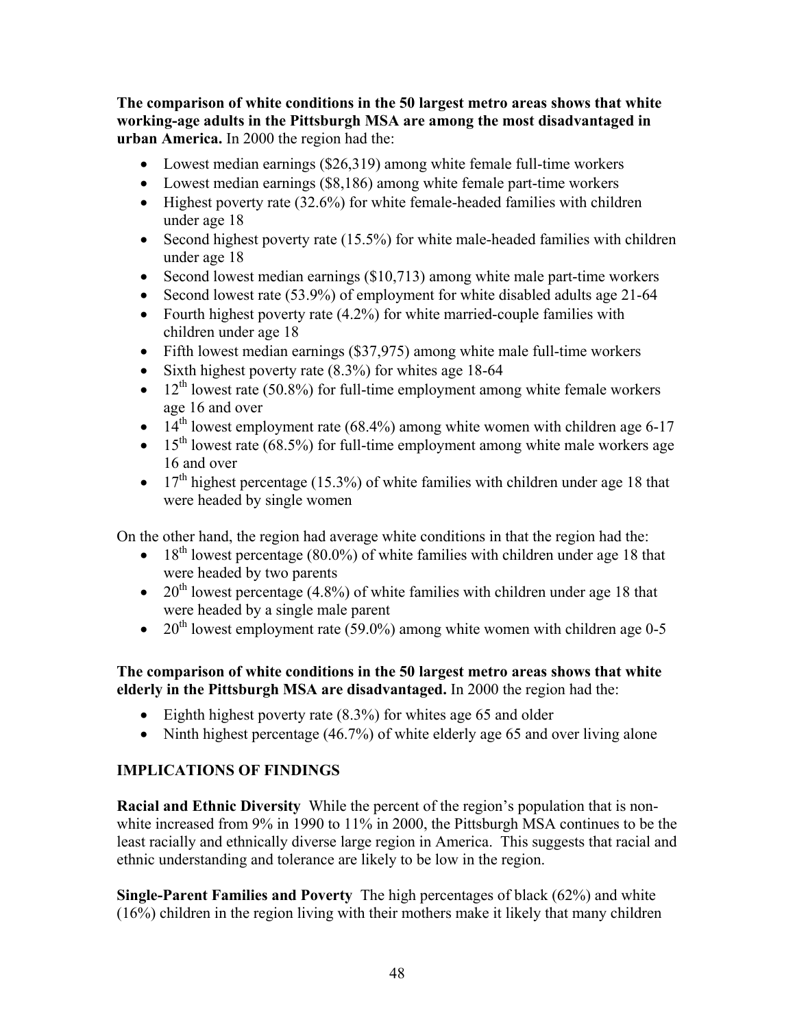**The comparison of white conditions in the 50 largest metro areas shows that white working-age adults in the Pittsburgh MSA are among the most disadvantaged in urban America.** In 2000 the region had the:

- Lowest median earnings ($26,319) among white female full-time workers
- Lowest median earnings ($8,186) among white female part-time workers
- Highest poverty rate (32.6%) for white female-headed families with children under age 18
- Second highest poverty rate (15.5%) for white male-headed families with children under age 18
- Second lowest median earnings ($10,713) among white male part-time workers
- Second lowest rate (53.9%) of employment for white disabled adults age 21-64
- Fourth highest poverty rate (4.2%) for white married-couple families with children under age 18
- Fifth lowest median earnings ($37,975) among white male full-time workers
- Sixth highest poverty rate (8.3%) for whites age 18-64
- 12th lowest rate (50.8%) for full-time employment among white female workers age 16 and over
- 14th lowest employment rate (68.4%) among white women with children age 6-17
- 15th lowest rate (68.5%) for full-time employment among white male workers age 16 and over
- 17th highest percentage (15.3%) of white families with children under age 18 that were headed by single women

On the other hand, the region had average white conditions in that the region had the:

- 18th lowest percentage (80.0%) of white families with children under age 18 that were headed by two parents
- 20th lowest percentage (4.8%) of white families with children under age 18 that were headed by a single male parent
- 20th lowest employment rate (59.0%) among white women with children age 0-5

**The comparison of white conditions in the 50 largest metro areas shows that white elderly in the Pittsburgh MSA are disadvantaged.** In 2000 the region had the:

- Eighth highest poverty rate (8.3%) for whites age 65 and older
- Ninth highest percentage (46.7%) of white elderly age 65 and over living alone

## IMPLICATIONS OF FINDINGS

**Racial and Ethnic Diversity** While the percent of the region's population that is non-white increased from 9% in 1990 to 11% in 2000, the Pittsburgh MSA continues to be the least racially and ethnically diverse large region in America. This suggests that racial and ethnic understanding and tolerance are likely to be low in the region.

**Single-Parent Families and Poverty** The high percentages of black (62%) and white (16%) children in the region living with their mothers make it likely that many children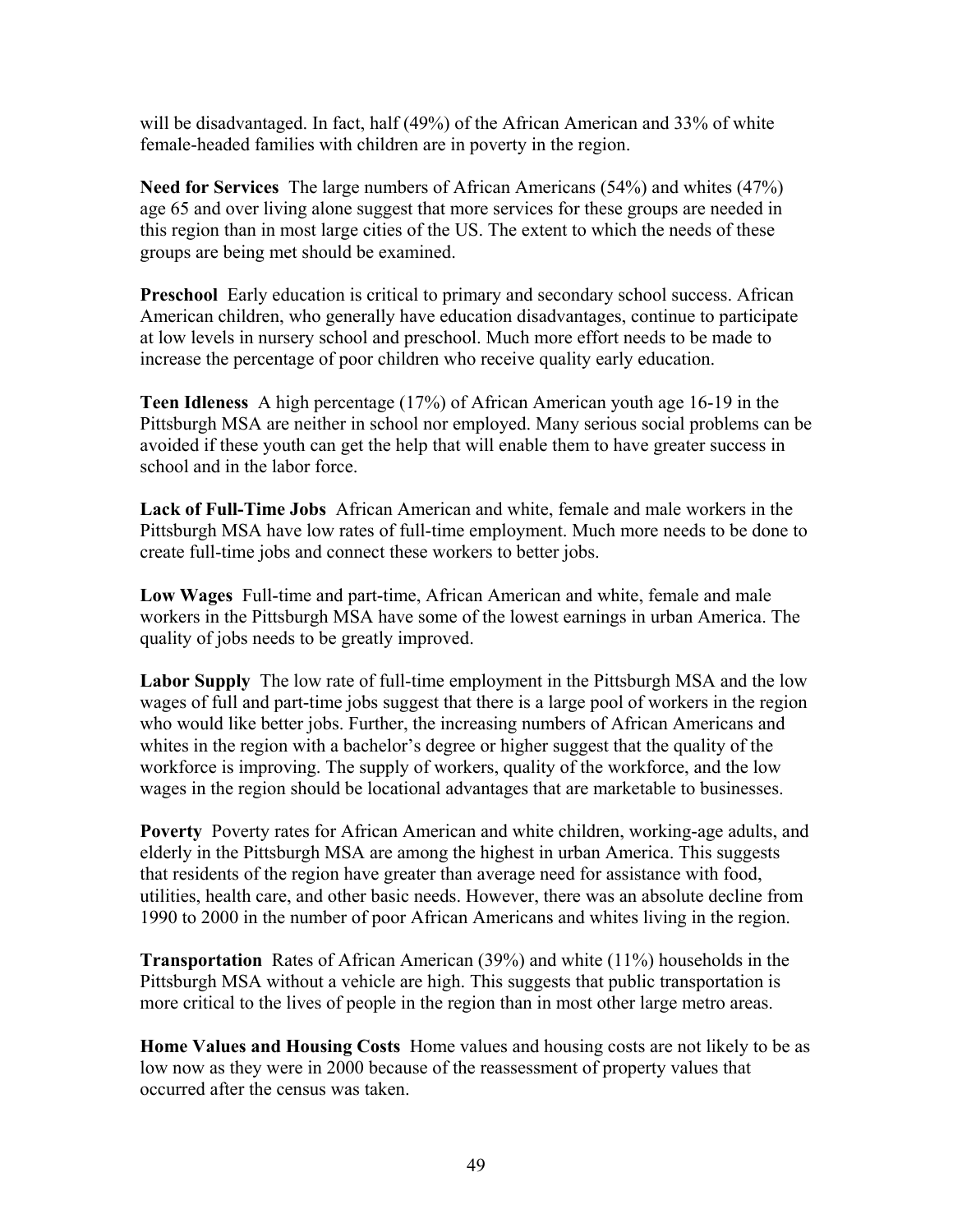will be disadvantaged. In fact, half (49%) of the African American and 33% of white female-headed families with children are in poverty in the region.

**Need for Services** The large numbers of African Americans (54%) and whites (47%) age 65 and over living alone suggest that more services for these groups are needed in this region than in most large cities of the US. The extent to which the needs of these groups are being met should be examined.

**Preschool** Early education is critical to primary and secondary school success. African American children, who generally have education disadvantages, continue to participate at low levels in nursery school and preschool. Much more effort needs to be made to increase the percentage of poor children who receive quality early education.

**Teen Idleness** A high percentage (17%) of African American youth age 16-19 in the Pittsburgh MSA are neither in school nor employed. Many serious social problems can be avoided if these youth can get the help that will enable them to have greater success in school and in the labor force.

**Lack of Full-Time Jobs** African American and white, female and male workers in the Pittsburgh MSA have low rates of full-time employment. Much more needs to be done to create full-time jobs and connect these workers to better jobs.

**Low Wages** Full-time and part-time, African American and white, female and male workers in the Pittsburgh MSA have some of the lowest earnings in urban America. The quality of jobs needs to be greatly improved.

**Labor Supply** The low rate of full-time employment in the Pittsburgh MSA and the low wages of full and part-time jobs suggest that there is a large pool of workers in the region who would like better jobs. Further, the increasing numbers of African Americans and whites in the region with a bachelor's degree or higher suggest that the quality of the workforce is improving. The supply of workers, quality of the workforce, and the low wages in the region should be locational advantages that are marketable to businesses.

**Poverty** Poverty rates for African American and white children, working-age adults, and elderly in the Pittsburgh MSA are among the highest in urban America. This suggests that residents of the region have greater than average need for assistance with food, utilities, health care, and other basic needs. However, there was an absolute decline from 1990 to 2000 in the number of poor African Americans and whites living in the region.

**Transportation** Rates of African American (39%) and white (11%) households in the Pittsburgh MSA without a vehicle are high. This suggests that public transportation is more critical to the lives of people in the region than in most other large metro areas.

**Home Values and Housing Costs** Home values and housing costs are not likely to be as low now as they were in 2000 because of the reassessment of property values that occurred after the census was taken.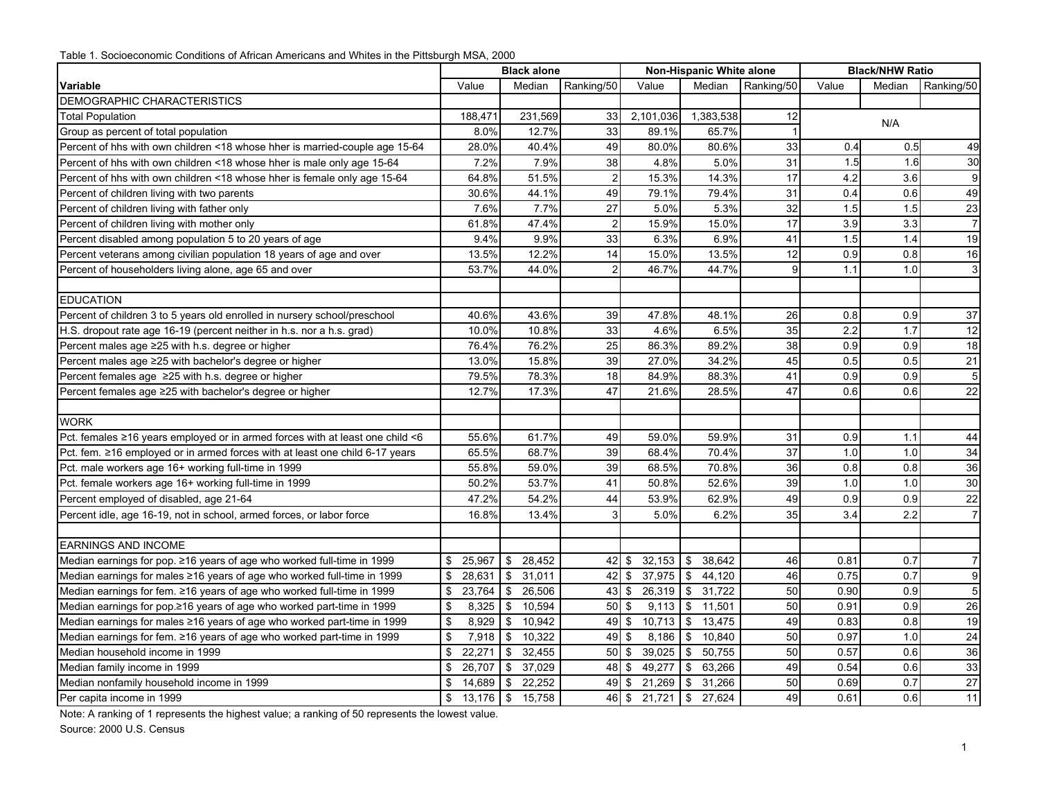Table 1. Socioeconomic Conditions of African Americans and Whites in the Pittsburgh MSA, 2000

| | Black alone | | | Non-Hispanic White alone | | | Black/NHW Ratio | | |
|---|---|---|---|---|---|---|---|---|---|
| Variable | Value | Median | Ranking/50 | Value | Median | Ranking/50 | Value | Median | Ranking/50 |
| DEMOGRAPHIC CHARACTERISTICS | | | | | | | | | |
| Total Population | 188,471 | 231,569 | 33 | 2,101,036 | 1,383,538 | 12 | N/A | | |
| Group as percent of total population | 8.0% | 12.7% | 33 | 89.1% | 65.7% | 1 | | | |
| Percent of hhs with own children <18 whose hher is married-couple age 15-64 | 28.0% | 40.4% | 49 | 80.0% | 80.6% | 33 | 0.4 | 0.5 | 49 |
| Percent of hhs with own children <18 whose hher is male only age 15-64 | 7.2% | 7.9% | 38 | 4.8% | 5.0% | 31 | 1.5 | 1.6 | 30 |
| Percent of hhs with own children <18 whose hher is female only age 15-64 | 64.8% | 51.5% | 2 | 15.3% | 14.3% | 17 | 4.2 | 3.6 | 9 |
| Percent of children living with two parents | 30.6% | 44.1% | 49 | 79.1% | 79.4% | 31 | 0.4 | 0.6 | 49 |
| Percent of children living with father only | 7.6% | 7.7% | 27 | 5.0% | 5.3% | 32 | 1.5 | 1.5 | 23 |
| Percent of children living with mother only | 61.8% | 47.4% | 2 | 15.9% | 15.0% | 17 | 3.9 | 3.3 | 7 |
| Percent disabled among population 5 to 20 years of age | 9.4% | 9.9% | 33 | 6.3% | 6.9% | 41 | 1.5 | 1.4 | 19 |
| Percent veterans among civilian population 18 years of age and over | 13.5% | 12.2% | 14 | 15.0% | 13.5% | 12 | 0.9 | 0.8 | 16 |
| Percent of householders living alone, age 65 and over | 53.7% | 44.0% | 2 | 46.7% | 44.7% | 9 | 1.1 | 1.0 | 3 |
| | | | | | | | | | |
| EDUCATION | | | | | | | | | |
| Percent of children 3 to 5 years old enrolled in nursery school/preschool | 40.6% | 43.6% | 39 | 47.8% | 48.1% | 26 | 0.8 | 0.9 | 37 |
| H.S. dropout rate age 16-19 (percent neither in h.s. nor a h.s. grad) | 10.0% | 10.8% | 33 | 4.6% | 6.5% | 35 | 2.2 | 1.7 | 12 |
| Percent males age ≥25 with h.s. degree or higher | 76.4% | 76.2% | 25 | 86.3% | 89.2% | 38 | 0.9 | 0.9 | 18 |
| Percent males age ≥25 with bachelor's degree or higher | 13.0% | 15.8% | 39 | 27.0% | 34.2% | 45 | 0.5 | 0.5 | 21 |
| Percent females age ≥25 with h.s. degree or higher | 79.5% | 78.3% | 18 | 84.9% | 88.3% | 41 | 0.9 | 0.9 | 5 |
| Percent females age ≥25 with bachelor's degree or higher | 12.7% | 17.3% | 47 | 21.6% | 28.5% | 47 | 0.6 | 0.6 | 22 |
| | | | | | | | | | |
| WORK | | | | | | | | | |
| Pct. females ≥16 years employed or in armed forces with at least one child <6 | 55.6% | 61.7% | 49 | 59.0% | 59.9% | 31 | 0.9 | 1.1 | 44 |
| Pct. fem. ≥16 employed or in armed forces with at least one child 6-17 years | 65.5% | 68.7% | 39 | 68.4% | 70.4% | 37 | 1.0 | 1.0 | 34 |
| Pct. male workers age 16+ working full-time in 1999 | 55.8% | 59.0% | 39 | 68.5% | 70.8% | 36 | 0.8 | 0.8 | 36 |
| Pct. female workers age 16+ working full-time in 1999 | 50.2% | 53.7% | 41 | 50.8% | 52.6% | 39 | 1.0 | 1.0 | 30 |
| Percent employed of disabled, age 21-64 | 47.2% | 54.2% | 44 | 53.9% | 62.9% | 49 | 0.9 | 0.9 | 22 |
| Percent idle, age 16-19, not in school, armed forces, or labor force | 16.8% | 13.4% | 3 | 5.0% | 6.2% | 35 | 3.4 | 2.2 | 7 |
| | | | | | | | | | |
| EARNINGS AND INCOME | | | | | | | | | |
| Median earnings for pop. ≥16 years of age who worked full-time in 1999 | $ 25,967 | $ 28,452 | 42 | $ 32,153 | $ 38,642 | 46 | 0.81 | 0.7 | 7 |
| Median earnings for males ≥16 years of age who worked full-time in 1999 | $ 28,631 | $ 31,011 | 42 | $ 37,975 | $ 44,120 | 46 | 0.75 | 0.7 | 9 |
| Median earnings for fem. ≥16 years of age who worked full-time in 1999 | $ 23,764 | $ 26,506 | 43 | $ 26,319 | $ 31,722 | 50 | 0.90 | 0.9 | 5 |
| Median earnings for pop.≥16 years of age who worked part-time in 1999 | $ 8,325 | $ 10,594 | 50 | $ 9,113 | $ 11,501 | 50 | 0.91 | 0.9 | 26 |
| Median earnings for males ≥16 years of age who worked part-time in 1999 | $ 8,929 | $ 10,942 | 49 | $ 10,713 | $ 13,475 | 49 | 0.83 | 0.8 | 19 |
| Median earnings for fem. ≥16 years of age who worked part-time in 1999 | $ 7,918 | $ 10,322 | 49 | $ 8,186 | $ 10,840 | 50 | 0.97 | 1.0 | 24 |
| Median household income in 1999 | $ 22,271 | $ 32,455 | 50 | $ 39,025 | $ 50,755 | 50 | 0.57 | 0.6 | 36 |
| Median family income in 1999 | $ 26,707 | $ 37,029 | 48 | $ 49,277 | $ 63,266 | 49 | 0.54 | 0.6 | 33 |
| Median nonfamily household income in 1999 | $ 14,689 | $ 22,252 | 49 | $ 21,269 | $ 31,266 | 50 | 0.69 | 0.7 | 27 |
| Per capita income in 1999 | $ 13,176 | $ 15,758 | 46 | $ 21,721 | $ 27,624 | 49 | 0.61 | 0.6 | 11 |

Note: A ranking of 1 represents the highest value; a ranking of 50 represents the lowest value.

Source: 2000 U.S. Census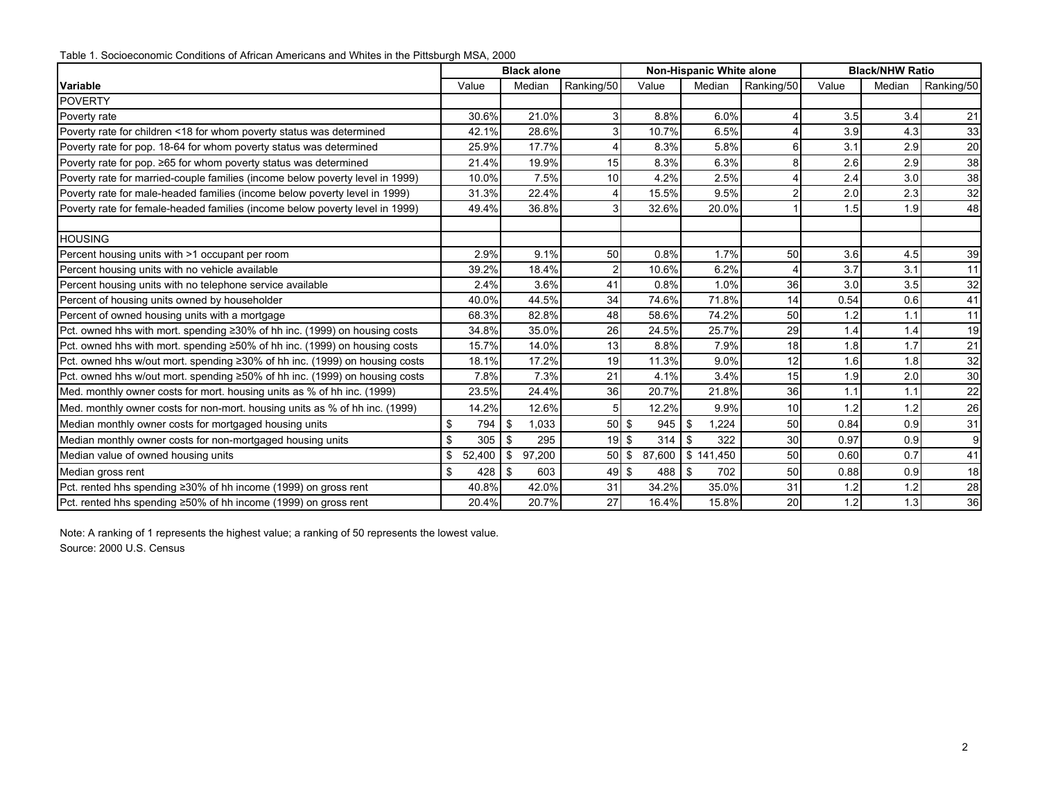Table 1. Socioeconomic Conditions of African Americans and Whites in the Pittsburgh MSA, 2000

| | Black alone | | | Non-Hispanic White alone | | | Black/NHW Ratio | | |
|---|---|---|---|---|---|---|---|---|---|
| **Variable** | Value | Median | Ranking/50 | Value | Median | Ranking/50 | Value | Median | Ranking/50 |
| POVERTY | | | | | | | | | |
| Poverty rate | 30.6% | 21.0% | 3 | 8.8% | 6.0% | 4 | 3.5 | 3.4 | 21 |
| Poverty rate for children <18 for whom poverty status was determined | 42.1% | 28.6% | 3 | 10.7% | 6.5% | 4 | 3.9 | 4.3 | 33 |
| Poverty rate for pop. 18-64 for whom poverty status was determined | 25.9% | 17.7% | 4 | 8.3% | 5.8% | 6 | 3.1 | 2.9 | 20 |
| Poverty rate for pop. ≥65 for whom poverty status was determined | 21.4% | 19.9% | 15 | 8.3% | 6.3% | 8 | 2.6 | 2.9 | 38 |
| Poverty rate for married-couple families (income below poverty level in 1999) | 10.0% | 7.5% | 10 | 4.2% | 2.5% | 4 | 2.4 | 3.0 | 38 |
| Poverty rate for male-headed families (income below poverty level in 1999) | 31.3% | 22.4% | 4 | 15.5% | 9.5% | 2 | 2.0 | 2.3 | 32 |
| Poverty rate for female-headed families (income below poverty level in 1999) | 49.4% | 36.8% | 3 | 32.6% | 20.0% | 1 | 1.5 | 1.9 | 48 |
| | | | | | | | | | |
| HOUSING | | | | | | | | | |
| Percent housing units with >1 occupant per room | 2.9% | 9.1% | 50 | 0.8% | 1.7% | 50 | 3.6 | 4.5 | 39 |
| Percent housing units with no vehicle available | 39.2% | 18.4% | 2 | 10.6% | 6.2% | 4 | 3.7 | 3.1 | 11 |
| Percent housing units with no telephone service available | 2.4% | 3.6% | 41 | 0.8% | 1.0% | 36 | 3.0 | 3.5 | 32 |
| Percent of housing units owned by householder | 40.0% | 44.5% | 34 | 74.6% | 71.8% | 14 | 0.54 | 0.6 | 41 |
| Percent of owned housing units with a mortgage | 68.3% | 82.8% | 48 | 58.6% | 74.2% | 50 | 1.2 | 1.1 | 11 |
| Pct. owned hhs with mort. spending ≥30% of hh inc. (1999) on housing costs | 34.8% | 35.0% | 26 | 24.5% | 25.7% | 29 | 1.4 | 1.4 | 19 |
| Pct. owned hhs with mort. spending ≥50% of hh inc. (1999) on housing costs | 15.7% | 14.0% | 13 | 8.8% | 7.9% | 18 | 1.8 | 1.7 | 21 |
| Pct. owned hhs w/out mort. spending ≥30% of hh inc. (1999) on housing costs | 18.1% | 17.2% | 19 | 11.3% | 9.0% | 12 | 1.6 | 1.8 | 32 |
| Pct. owned hhs w/out mort. spending ≥50% of hh inc. (1999) on housing costs | 7.8% | 7.3% | 21 | 4.1% | 3.4% | 15 | 1.9 | 2.0 | 30 |
| Med. monthly owner costs for mort. housing units as % of hh inc. (1999) | 23.5% | 24.4% | 36 | 20.7% | 21.8% | 36 | 1.1 | 1.1 | 22 |
| Med. monthly owner costs for non-mort. housing units as % of hh inc. (1999) | 14.2% | 12.6% | 5 | 12.2% | 9.9% | 10 | 1.2 | 1.2 | 26 |
| Median monthly owner costs for mortgaged housing units | $ 794 | $ 1,033 | 50 | $ 945 | $ 1,224 | 50 | 0.84 | 0.9 | 31 |
| Median monthly owner costs for non-mortgaged housing units | $ 305 | $ 295 | 19 | $ 314 | $ 322 | 30 | 0.97 | 0.9 | 9 |
| Median value of owned housing units | $ 52,400 | $ 97,200 | 50 | $ 87,600 | $ 141,450 | 50 | 0.60 | 0.7 | 41 |
| Median gross rent | $ 428 | $ 603 | 49 | $ 488 | $ 702 | 50 | 0.88 | 0.9 | 18 |
| Pct. rented hhs spending ≥30% of hh income (1999) on gross rent | 40.8% | 42.0% | 31 | 34.2% | 35.0% | 31 | 1.2 | 1.2 | 28 |
| Pct. rented hhs spending ≥50% of hh income (1999) on gross rent | 20.4% | 20.7% | 27 | 16.4% | 15.8% | 20 | 1.2 | 1.3 | 36 |

Note: A ranking of 1 represents the highest value; a ranking of 50 represents the lowest value.

Source: 2000 U.S. Census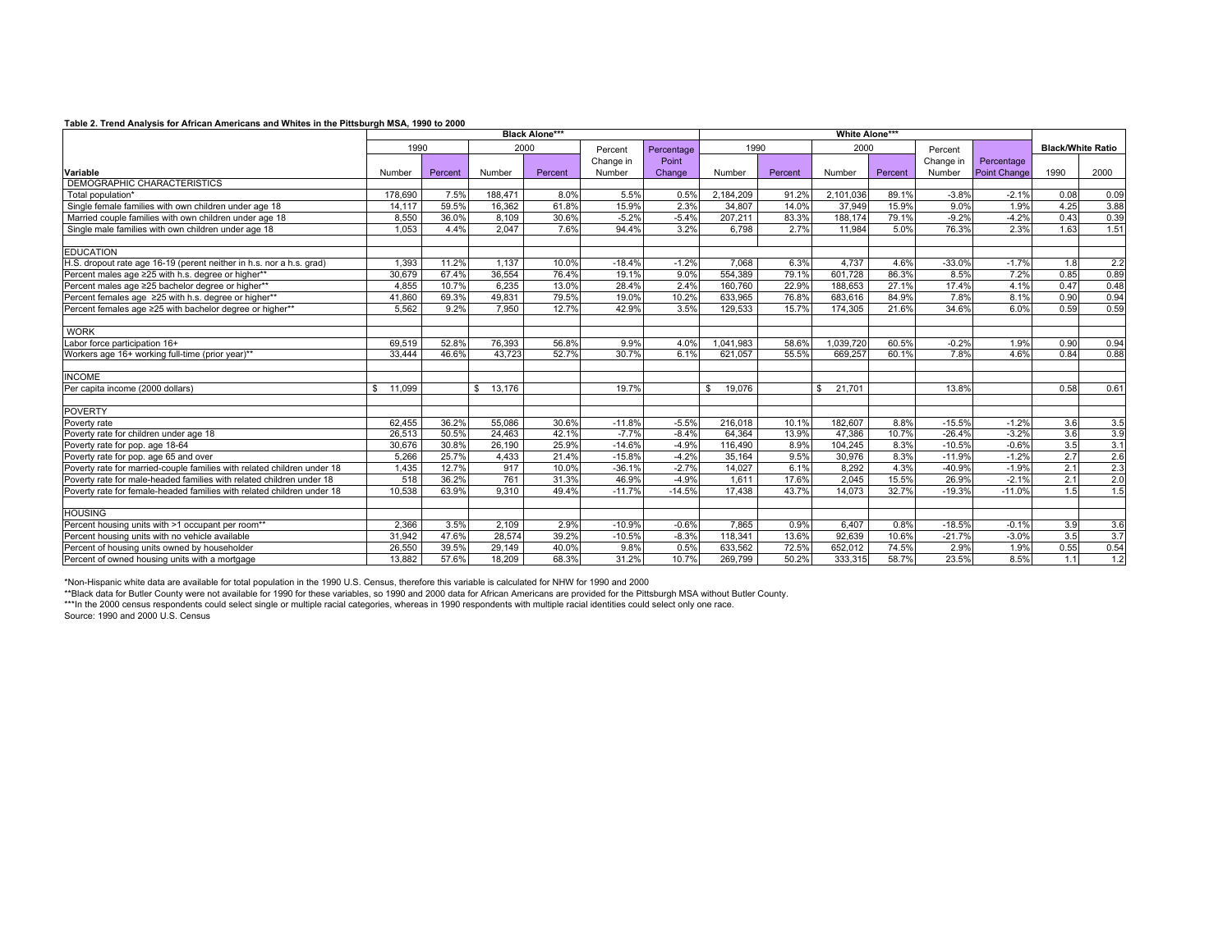**Table 2. Trend Analysis for African Americans and Whites in the Pittsburgh MSA, 1990 to 2000**

| | Black Alone*** | | | | | | White Alone*** | | | | | | Black/White Ratio | |
|---|---|---|---|---|---|---|---|---|---|---|---|---|---|---|
| | 1990 | | 2000 | | Percent Change in Number | Percentage Point Change | 1990 | | 2000 | | Percent Change in Number | Percentage Point Change | 1990 | 2000 |
| Variable | Number | Percent | Number | Percent | | | Number | Percent | Number | Percent | | | | |
| DEMOGRAPHIC CHARACTERISTICS | | | | | | | | | | | | | | |
| Total population* | 178,690 | 7.5% | 188,471 | 8.0% | 5.5% | 0.5% | 2,184,209 | 91.2% | 2,101,036 | 89.1% | -3.8% | -2.1% | 0.08 | 0.09 |
| Single female families with own children under age 18 | 14,117 | 59.5% | 16,362 | 61.8% | 15.9% | 2.3% | 34,807 | 14.0% | 37,949 | 15.9% | 9.0% | 1.9% | 4.25 | 3.88 |
| Married couple families with own children under age 18 | 8,550 | 36.0% | 8,109 | 30.6% | -5.2% | -5.4% | 207,211 | 83.3% | 188,174 | 79.1% | -9.2% | -4.2% | 0.43 | 0.39 |
| Single male families with own children under age 18 | 1,053 | 4.4% | 2,047 | 7.6% | 94.4% | 3.2% | 6,798 | 2.7% | 11,984 | 5.0% | 76.3% | 2.3% | 1.63 | 1.51 |
| EDUCATION | | | | | | | | | | | | | | |
| H.S. dropout rate age 16-19 (perent neither in h.s. nor a h.s. grad) | 1,393 | 11.2% | 1,137 | 10.0% | -18.4% | -1.2% | 7,068 | 6.3% | 4,737 | 4.6% | -33.0% | -1.7% | 1.8 | 2.2 |
| Percent males age ≥25 with h.s. degree or higher** | 30,679 | 67.4% | 36,554 | 76.4% | 19.1% | 9.0% | 554,389 | 79.1% | 601,728 | 86.3% | 8.5% | 7.2% | 0.85 | 0.89 |
| Percent males age ≥25 bachelor degree or higher** | 4,855 | 10.7% | 6,235 | 13.0% | 28.4% | 2.4% | 160,760 | 22.9% | 188,653 | 27.1% | 17.4% | 4.1% | 0.47 | 0.48 |
| Percent females age ≥25 with h.s. degree or higher** | 41,860 | 69.3% | 49,831 | 79.5% | 19.0% | 10.2% | 633,965 | 76.8% | 683,616 | 84.9% | 7.8% | 8.1% | 0.90 | 0.94 |
| Percent females age ≥25 with bachelor degree or higher** | 5,562 | 9.2% | 7,950 | 12.7% | 42.9% | 3.5% | 129,533 | 15.7% | 174,305 | 21.6% | 34.6% | 6.0% | 0.59 | 0.59 |
| WORK | | | | | | | | | | | | | | |
| Labor force participation 16+ | 69,519 | 52.8% | 76,393 | 56.8% | 9.9% | 4.0% | 1,041,983 | 58.6% | 1,039,720 | 60.5% | -0.2% | 1.9% | 0.90 | 0.94 |
| Workers age 16+ working full-time (prior year)** | 33,444 | 46.6% | 43,723 | 52.7% | 30.7% | 6.1% | 621,057 | 55.5% | 669,257 | 60.1% | 7.8% | 4.6% | 0.84 | 0.88 |
| INCOME | | | | | | | | | | | | | | |
| Per capita income (2000 dollars) | $ 11,099 | | $ 13,176 | | 19.7% | | $ 19,076 | | $ 21,701 | | 13.8% | | 0.58 | 0.61 |
| POVERTY | | | | | | | | | | | | | | |
| Poverty rate | 62,455 | 36.2% | 55,086 | 30.6% | -11.8% | -5.5% | 216,018 | 10.1% | 182,607 | 8.8% | -15.5% | -1.2% | 3.6 | 3.5 |
| Poverty rate for children under age 18 | 26,513 | 50.5% | 24,463 | 42.1% | -7.7% | -8.4% | 64,364 | 13.9% | 47,386 | 10.7% | -26.4% | -3.2% | 3.6 | 3.9 |
| Poverty rate for pop. age 18-64 | 30,676 | 30.8% | 26,190 | 25.9% | -14.6% | -4.9% | 116,490 | 8.9% | 104,245 | 8.3% | -10.5% | -0.6% | 3.5 | 3.1 |
| Poverty rate for pop. age 65 and over | 5,266 | 25.7% | 4,433 | 21.4% | -15.8% | -4.2% | 35,164 | 9.5% | 30,976 | 8.3% | -11.9% | -1.2% | 2.7 | 2.6 |
| Poverty rate for married-couple families with related children under 18 | 1,435 | 12.7% | 917 | 10.0% | -36.1% | -2.7% | 14,027 | 6.1% | 8,292 | 4.3% | -40.9% | -1.9% | 2.1 | 2.3 |
| Poverty rate for male-headed families with related children under 18 | 518 | 36.2% | 761 | 31.3% | 46.9% | -4.9% | 1,611 | 17.6% | 2,045 | 15.5% | 26.9% | -2.1% | 2.1 | 2.0 |
| Poverty rate for female-headed families with related children under 18 | 10,538 | 63.9% | 9,310 | 49.4% | -11.7% | -14.5% | 17,438 | 43.7% | 14,073 | 32.7% | -19.3% | -11.0% | 1.5 | 1.5 |
| HOUSING | | | | | | | | | | | | | | |
| Percent housing units with >1 occupant per room** | 2,366 | 3.5% | 2,109 | 2.9% | -10.9% | -0.6% | 7,865 | 0.9% | 6,407 | 0.8% | -18.5% | -0.1% | 3.9 | 3.6 |
| Percent housing units with no vehicle available | 31,942 | 47.6% | 28,574 | 39.2% | -10.5% | -8.3% | 118,341 | 13.6% | 92,639 | 10.6% | -21.7% | -3.0% | 3.5 | 3.7 |
| Percent of housing units owned by householder | 26,550 | 39.5% | 29,149 | 40.0% | 9.8% | 0.5% | 633,562 | 72.5% | 652,012 | 74.5% | 2.9% | 1.9% | 0.55 | 0.54 |
| Percent of owned housing units with a mortgage | 13,882 | 57.6% | 18,209 | 68.3% | 31.2% | 10.7% | 269,799 | 50.2% | 333,315 | 58.7% | 23.5% | 8.5% | 1.1 | 1.2 |

*Non-Hispanic white data are available for total population in the 1990 U.S. Census, therefore this variable is calculated for NHW for 1990 and 2000

**Black data for Butler County were not available for 1990 for these variables, so 1990 and 2000 data for African Americans are provided for the Pittsburgh MSA without Butler County.

***In the 2000 census respondents could select single or multiple racial categories, whereas in 1990 respondents with multiple racial identities could select only one race.

Source: 1990 and 2000 U.S. Census